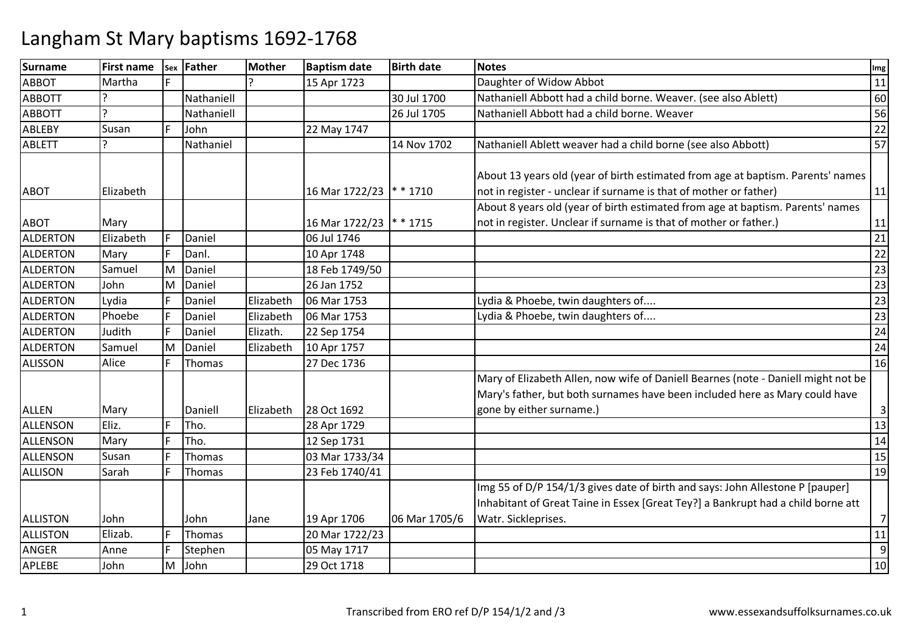# Langham St Mary baptisms 1692-1768

| Surname | First name | Sex | Father | Mother | Baptism date | Birth date | Notes | Img |
|---|---|---|---|---|---|---|---|---|
| ABBOT | Martha | F | | ? | 15 Apr 1723 | | Daughter of Widow Abbot | 11 |
| ABBOTT | ? | | Nathaniell | | | 30 Jul 1700 | Nathaniell Abbott had a child borne. Weaver. (see also Ablett) | 60 |
| ABBOTT | ? | | Nathaniell | | | 26 Jul 1705 | Nathaniell Abbott had a child borne. Weaver | 56 |
| ABLEBY | Susan | F | John | | 22 May 1747 | | | 22 |
| ABLETT | ? | | Nathaniel | | | 14 Nov 1702 | Nathaniell Ablett weaver had a child borne (see also Abbott) | 57 |
| ABOT | Elizabeth | | | | 16 Mar 1722/23 | * * 1710 | About 13 years old (year of birth estimated from age at baptism. Parents' names not in register - unclear if surname is that of mother or father) | 11 |
| ABOT | Mary | | | | 16 Mar 1722/23 | * * 1715 | About 8 years old (year of birth estimated from age at baptism. Parents' names not in register. Unclear if surname is that of mother or father.) | 11 |
| ALDERTON | Elizabeth | F | Daniel | | 06 Jul 1746 | | | 21 |
| ALDERTON | Mary | F | Danl. | | 10 Apr 1748 | | | 22 |
| ALDERTON | Samuel | M | Daniel | | 18 Feb 1749/50 | | | 23 |
| ALDERTON | John | M | Daniel | | 26 Jan 1752 | | | 23 |
| ALDERTON | Lydia | F | Daniel | Elizabeth | 06 Mar 1753 | | Lydia & Phoebe, twin daughters of.... | 23 |
| ALDERTON | Phoebe | F | Daniel | Elizabeth | 06 Mar 1753 | | Lydia & Phoebe, twin daughters of.... | 23 |
| ALDERTON | Judith | F | Daniel | Elizath. | 22 Sep 1754 | | | 24 |
| ALDERTON | Samuel | M | Daniel | Elizabeth | 10 Apr 1757 | | | 24 |
| ALISSON | Alice | F | Thomas | | 27 Dec 1736 | | | 16 |
| ALLEN | Mary | | Daniell | Elizabeth | 28 Oct 1692 | | Mary of Elizabeth Allen, now wife of Daniell Bearnes (note - Daniell might not be Mary's father, but both surnames have been included here as Mary could have gone by either surname.) | 3 |
| ALLENSON | Eliz. | F | Tho. | | 28 Apr 1729 | | | 13 |
| ALLENSON | Mary | F | Tho. | | 12 Sep 1731 | | | 14 |
| ALLENSON | Susan | F | Thomas | | 03 Mar 1733/34 | | | 15 |
| ALLISON | Sarah | F | Thomas | | 23 Feb 1740/41 | | | 19 |
| ALLISTON | John | | John | Jane | 19 Apr 1706 | 06 Mar 1705/6 | Img 55 of D/P 154/1/3 gives date of birth and says: John Allestone P [pauper] Inhabitant of Great Taine in Essex [Great Tey?] a Bankrupt had a child borne att Watr. Sickleprises. | 7 |
| ALLISTON | Elizab. | F | Thomas | | 20 Mar 1722/23 | | | 11 |
| ANGER | Anne | F | Stephen | | 05 May 1717 | | | 9 |
| APLEBE | John | M | John | | 29 Oct 1718 | | | 10 |

Transcribed from ERO ref D/P 154/1/2 and /3 www.essexandsuffolksurnames.co.uk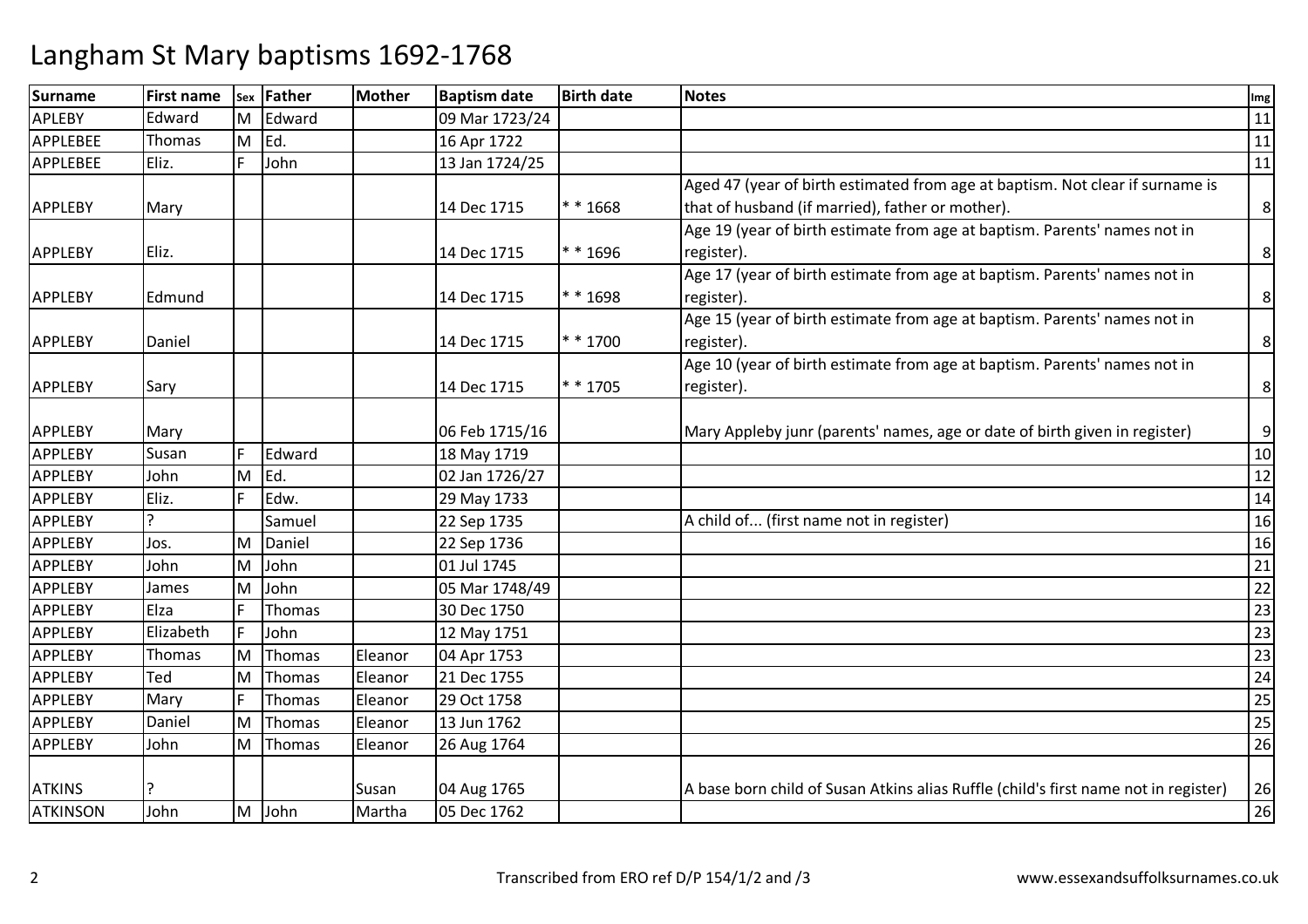# Langham St Mary baptisms 1692-1768

| Surname | First name | Sex | Father | Mother | Baptism date | Birth date | Notes | Img |
|---|---|---|---|---|---|---|---|---|
| APLEBY | Edward | M | Edward | | 09 Mar 1723/24 | | | 11 |
| APPLEBEE | Thomas | M | Ed. | | 16 Apr 1722 | | | 11 |
| APPLEBEE | Eliz. | F | John | | 13 Jan 1724/25 | | | 11 |
| APPLEBY | Mary | | | | 14 Dec 1715 | * * 1668 | Aged 47 (year of birth estimated from age at baptism. Not clear if surname is that of husband (if married), father or mother). | 8 |
| APPLEBY | Eliz. | | | | 14 Dec 1715 | * * 1696 | Age 19 (year of birth estimate from age at baptism. Parents' names not in register). | 8 |
| APPLEBY | Edmund | | | | 14 Dec 1715 | * * 1698 | Age 17 (year of birth estimate from age at baptism. Parents' names not in register). | 8 |
| APPLEBY | Daniel | | | | 14 Dec 1715 | * * 1700 | Age 15 (year of birth estimate from age at baptism. Parents' names not in register). | 8 |
| APPLEBY | Sary | | | | 14 Dec 1715 | * * 1705 | Age 10 (year of birth estimate from age at baptism. Parents' names not in register). | 8 |
| APPLEBY | Mary | | | | 06 Feb 1715/16 | | Mary Appleby junr (parents' names, age or date of birth given in register) | 9 |
| APPLEBY | Susan | F | Edward | | 18 May 1719 | | | 10 |
| APPLEBY | John | M | Ed. | | 02 Jan 1726/27 | | | 12 |
| APPLEBY | Eliz. | F | Edw. | | 29 May 1733 | | | 14 |
| APPLEBY | ? | | Samuel | | 22 Sep 1735 | | A child of... (first name not in register) | 16 |
| APPLEBY | Jos. | M | Daniel | | 22 Sep 1736 | | | 16 |
| APPLEBY | John | M | John | | 01 Jul 1745 | | | 21 |
| APPLEBY | James | M | John | | 05 Mar 1748/49 | | | 22 |
| APPLEBY | Elza | F | Thomas | | 30 Dec 1750 | | | 23 |
| APPLEBY | Elizabeth | F | John | | 12 May 1751 | | | 23 |
| APPLEBY | Thomas | M | Thomas | Eleanor | 04 Apr 1753 | | | 23 |
| APPLEBY | Ted | M | Thomas | Eleanor | 21 Dec 1755 | | | 24 |
| APPLEBY | Mary | F | Thomas | Eleanor | 29 Oct 1758 | | | 25 |
| APPLEBY | Daniel | M | Thomas | Eleanor | 13 Jun 1762 | | | 25 |
| APPLEBY | John | M | Thomas | Eleanor | 26 Aug 1764 | | | 26 |
| ATKINS | ? | | | Susan | 04 Aug 1765 | | A base born child of Susan Atkins alias Ruffle (child's first name not in register) | 26 |
| ATKINSON | John | M | John | Martha | 05 Dec 1762 | | | 26 |

Transcribed from ERO ref D/P 154/1/2 and /3 www.essexandsuffolksurnames.co.uk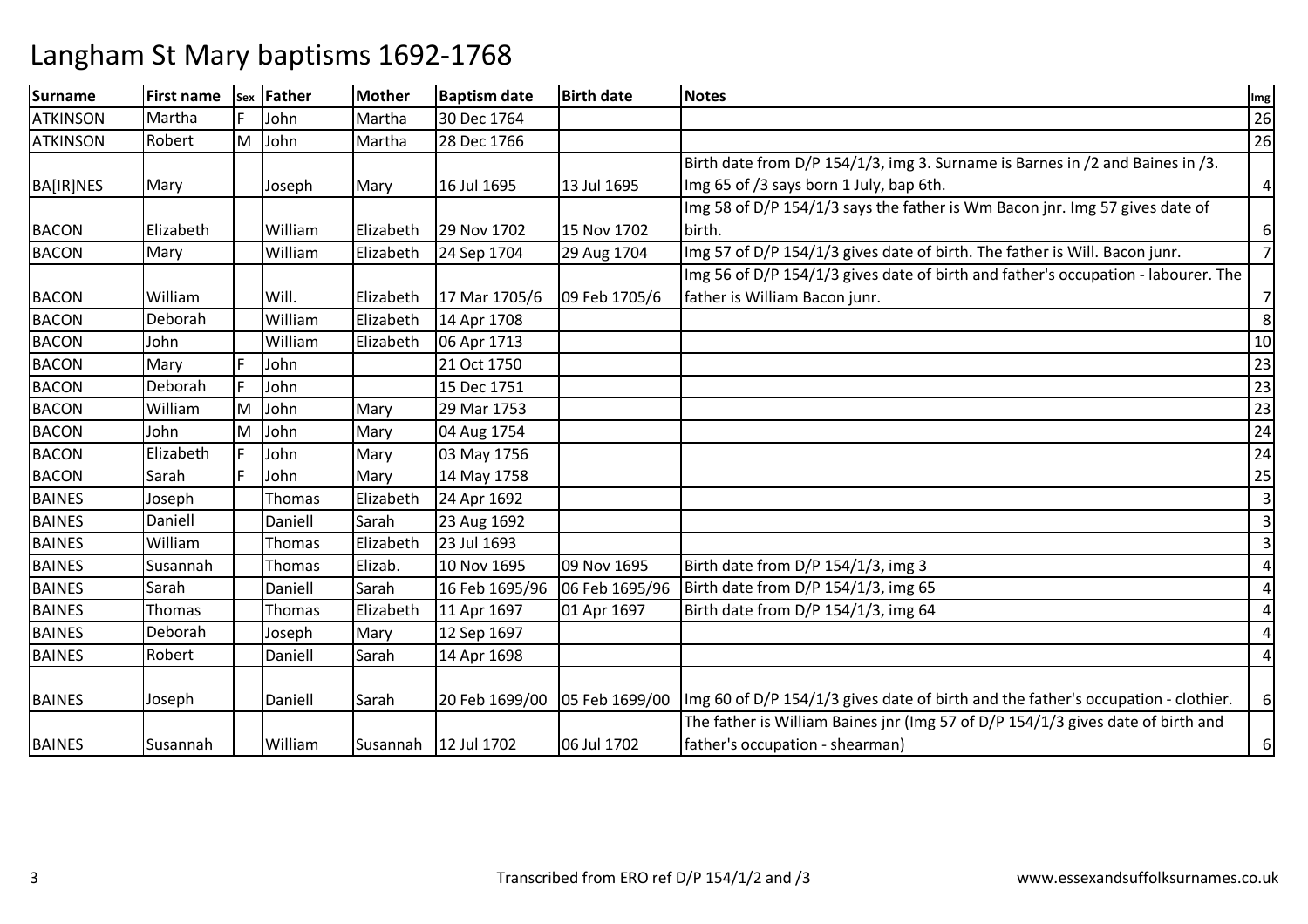# Langham St Mary baptisms 1692-1768

| Surname | First name | Sex | Father | Mother | Baptism date | Birth date | Notes | Img |
|---|---|---|---|---|---|---|---|---|
| ATKINSON | Martha | F | John | Martha | 30 Dec 1764 | | | 26 |
| ATKINSON | Robert | M | John | Martha | 28 Dec 1766 | | | 26 |
| BA[IR]NES | Mary | | Joseph | Mary | 16 Jul 1695 | 13 Jul 1695 | Birth date from D/P 154/1/3, img 3. Surname is Barnes in /2 and Baines in /3. Img 65 of /3 says born 1 July, bap 6th. | 4 |
| BACON | Elizabeth | | William | Elizabeth | 29 Nov 1702 | 15 Nov 1702 | Img 58 of D/P 154/1/3 says the father is Wm Bacon jnr. Img 57 gives date of birth. | 6 |
| BACON | Mary | | William | Elizabeth | 24 Sep 1704 | 29 Aug 1704 | Img 57 of D/P 154/1/3 gives date of birth. The father is Will. Bacon junr. | 7 |
| BACON | William | | Will. | Elizabeth | 17 Mar 1705/6 | 09 Feb 1705/6 | Img 56 of D/P 154/1/3 gives date of birth and father's occupation - labourer. The father is William Bacon junr. | 7 |
| BACON | Deborah | | William | Elizabeth | 14 Apr 1708 | | | 8 |
| BACON | John | | William | Elizabeth | 06 Apr 1713 | | | 10 |
| BACON | Mary | F | John | | 21 Oct 1750 | | | 23 |
| BACON | Deborah | F | John | | 15 Dec 1751 | | | 23 |
| BACON | William | M | John | Mary | 29 Mar 1753 | | | 23 |
| BACON | John | M | John | Mary | 04 Aug 1754 | | | 24 |
| BACON | Elizabeth | F | John | Mary | 03 May 1756 | | | 24 |
| BACON | Sarah | F | John | Mary | 14 May 1758 | | | 25 |
| BAINES | Joseph | | Thomas | Elizabeth | 24 Apr 1692 | | | 3 |
| BAINES | Daniell | | Daniell | Sarah | 23 Aug 1692 | | | 3 |
| BAINES | William | | Thomas | Elizabeth | 23 Jul 1693 | | | 3 |
| BAINES | Susannah | | Thomas | Elizab. | 10 Nov 1695 | 09 Nov 1695 | Birth date from D/P 154/1/3, img 3 | 4 |
| BAINES | Sarah | | Daniell | Sarah | 16 Feb 1695/96 | 06 Feb 1695/96 | Birth date from D/P 154/1/3, img 65 | 4 |
| BAINES | Thomas | | Thomas | Elizabeth | 11 Apr 1697 | 01 Apr 1697 | Birth date from D/P 154/1/3, img 64 | 4 |
| BAINES | Deborah | | Joseph | Mary | 12 Sep 1697 | | | 4 |
| BAINES | Robert | | Daniell | Sarah | 14 Apr 1698 | | | 4 |
| BAINES | Joseph | | Daniell | Sarah | 20 Feb 1699/00 | 05 Feb 1699/00 | Img 60 of D/P 154/1/3 gives date of birth and the father's occupation - clothier. | 6 |
| BAINES | Susannah | | William | Susannah | 12 Jul 1702 | 06 Jul 1702 | The father is William Baines jnr (Img 57 of D/P 154/1/3 gives date of birth and father's occupation - shearman) | 6 |

Transcribed from ERO ref D/P 154/1/2 and /3

www.essexandsuffolksurnames.co.uk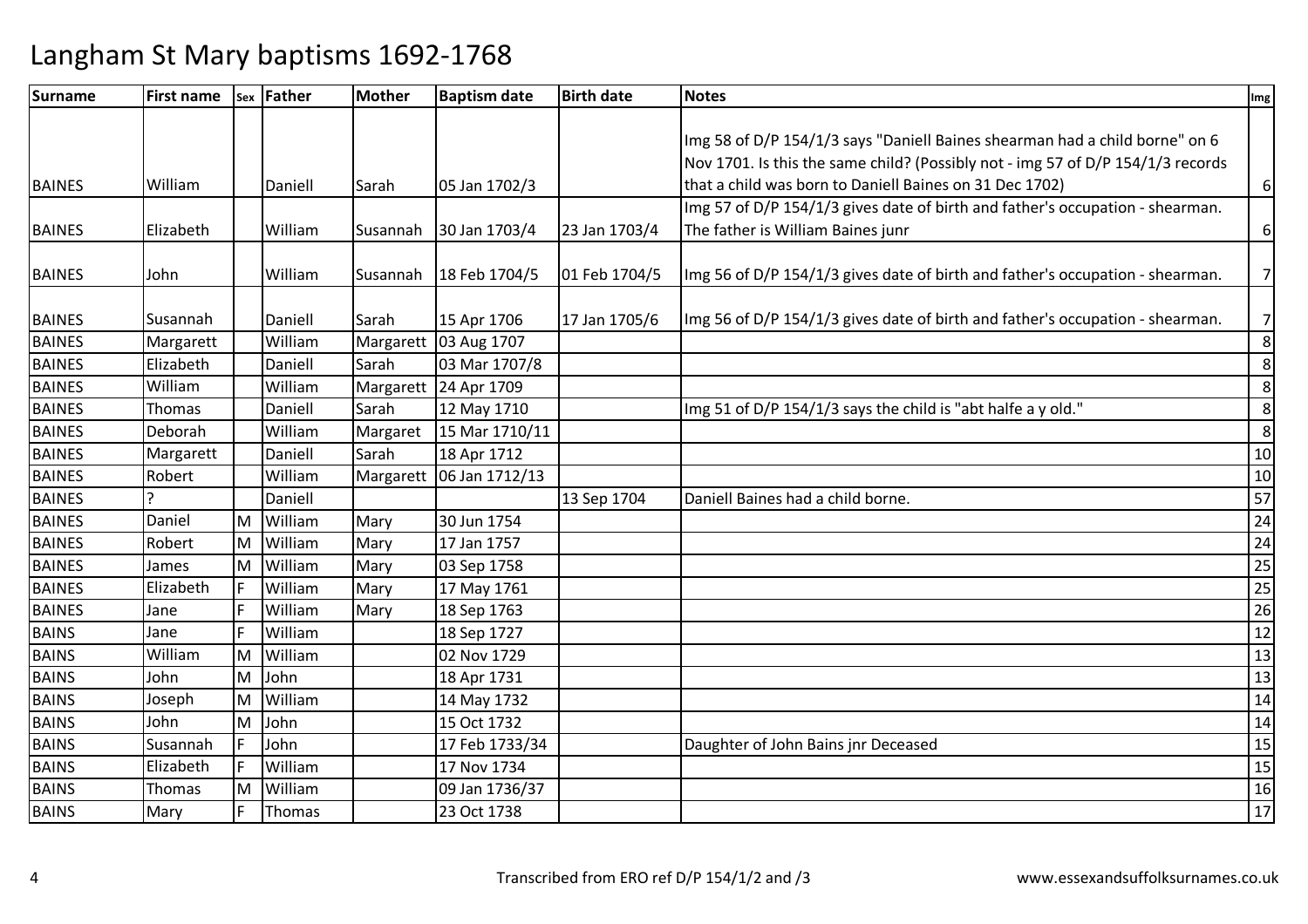# Langham St Mary baptisms 1692-1768

| Surname | First name | Sex | Father | Mother | Baptism date | Birth date | Notes | Img |
|---|---|---|---|---|---|---|---|---|
| BAINES | William | | Daniell | Sarah | 05 Jan 1702/3 | | Img 58 of D/P 154/1/3 says "Daniell Baines shearman had a child borne" on 6 Nov 1701. Is this the same child? (Possibly not - img 57 of D/P 154/1/3 records that a child was born to Daniell Baines on 31 Dec 1702) | 6 |
| BAINES | Elizabeth | | William | Susannah | 30 Jan 1703/4 | 23 Jan 1703/4 | Img 57 of D/P 154/1/3 gives date of birth and father's occupation - shearman. The father is William Baines junr | 6 |
| BAINES | John | | William | Susannah | 18 Feb 1704/5 | 01 Feb 1704/5 | Img 56 of D/P 154/1/3 gives date of birth and father's occupation - shearman. | 7 |
| BAINES | Susannah | | Daniell | Sarah | 15 Apr 1706 | 17 Jan 1705/6 | Img 56 of D/P 154/1/3 gives date of birth and father's occupation - shearman. | 7 |
| BAINES | Margarett | | William | Margarett | 03 Aug 1707 | | | 8 |
| BAINES | Elizabeth | | Daniell | Sarah | 03 Mar 1707/8 | | | 8 |
| BAINES | William | | William | Margarett | 24 Apr 1709 | | | 8 |
| BAINES | Thomas | | Daniell | Sarah | 12 May 1710 | | Img 51 of D/P 154/1/3 says the child is "abt halfe a y old." | 8 |
| BAINES | Deborah | | William | Margaret | 15 Mar 1710/11 | | | 8 |
| BAINES | Margarett | | Daniell | Sarah | 18 Apr 1712 | | | 10 |
| BAINES | Robert | | William | Margarett | 06 Jan 1712/13 | | | 10 |
| BAINES | ? | | Daniell | | | 13 Sep 1704 | Daniell Baines had a child borne. | 57 |
| BAINES | Daniel | M | William | Mary | 30 Jun 1754 | | | 24 |
| BAINES | Robert | M | William | Mary | 17 Jan 1757 | | | 24 |
| BAINES | James | M | William | Mary | 03 Sep 1758 | | | 25 |
| BAINES | Elizabeth | F | William | Mary | 17 May 1761 | | | 25 |
| BAINES | Jane | F | William | Mary | 18 Sep 1763 | | | 26 |
| BAINS | Jane | F | William | | 18 Sep 1727 | | | 12 |
| BAINS | William | M | William | | 02 Nov 1729 | | | 13 |
| BAINS | John | M | John | | 18 Apr 1731 | | | 13 |
| BAINS | Joseph | M | William | | 14 May 1732 | | | 14 |
| BAINS | John | M | John | | 15 Oct 1732 | | | 14 |
| BAINS | Susannah | F | John | | 17 Feb 1733/34 | | Daughter of John Bains jnr Deceased | 15 |
| BAINS | Elizabeth | F | William | | 17 Nov 1734 | | | 15 |
| BAINS | Thomas | M | William | | 09 Jan 1736/37 | | | 16 |
| BAINS | Mary | F | Thomas | | 23 Oct 1738 | | | 17 |

Transcribed from ERO ref D/P 154/1/2 and /3

www.essexandsuffolksurnames.co.uk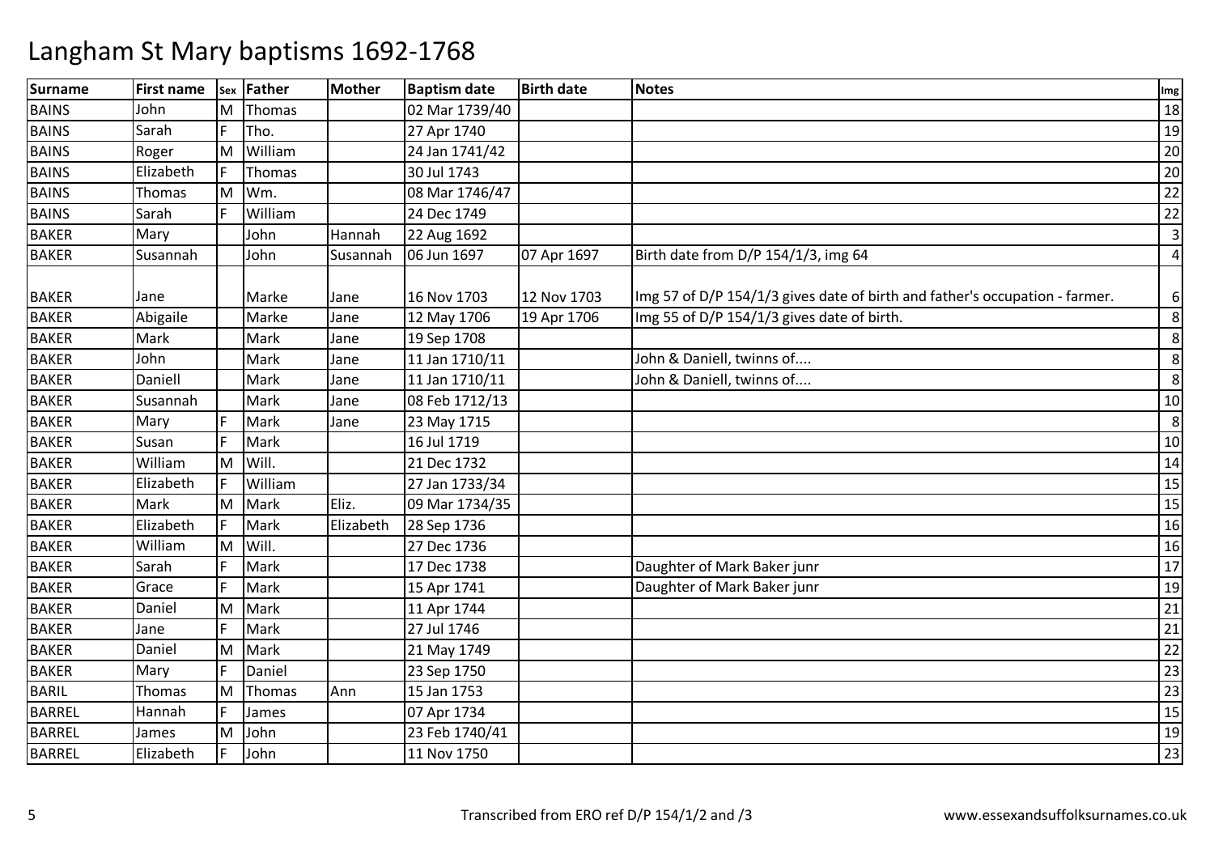# Langham St Mary baptisms 1692-1768

| Surname | First name | Sex | Father | Mother | Baptism date | Birth date | Notes | Img |
|---|---|---|---|---|---|---|---|---|
| BAINS | John | M | Thomas | | 02 Mar 1739/40 | | | 18 |
| BAINS | Sarah | F | Tho. | | 27 Apr 1740 | | | 19 |
| BAINS | Roger | M | William | | 24 Jan 1741/42 | | | 20 |
| BAINS | Elizabeth | F | Thomas | | 30 Jul 1743 | | | 20 |
| BAINS | Thomas | M | Wm. | | 08 Mar 1746/47 | | | 22 |
| BAINS | Sarah | F | William | | 24 Dec 1749 | | | 22 |
| BAKER | Mary | | John | Hannah | 22 Aug 1692 | | | 3 |
| BAKER | Susannah | | John | Susannah | 06 Jun 1697 | 07 Apr 1697 | Birth date from D/P 154/1/3, img 64 | 4 |
| BAKER | Jane | | Marke | Jane | 16 Nov 1703 | 12 Nov 1703 | Img 57 of D/P 154/1/3 gives date of birth and father's occupation - farmer. | 6 |
| BAKER | Abigaile | | Marke | Jane | 12 May 1706 | 19 Apr 1706 | Img 55 of D/P 154/1/3 gives date of birth. | 8 |
| BAKER | Mark | | Mark | Jane | 19 Sep 1708 | | | 8 |
| BAKER | John | | Mark | Jane | 11 Jan 1710/11 | | John & Daniell, twinns of.... | 8 |
| BAKER | Daniell | | Mark | Jane | 11 Jan 1710/11 | | John & Daniell, twinns of.... | 8 |
| BAKER | Susannah | | Mark | Jane | 08 Feb 1712/13 | | | 10 |
| BAKER | Mary | F | Mark | Jane | 23 May 1715 | | | 8 |
| BAKER | Susan | F | Mark | | 16 Jul 1719 | | | 10 |
| BAKER | William | M | Will. | | 21 Dec 1732 | | | 14 |
| BAKER | Elizabeth | F | William | | 27 Jan 1733/34 | | | 15 |
| BAKER | Mark | M | Mark | Eliz. | 09 Mar 1734/35 | | | 15 |
| BAKER | Elizabeth | F | Mark | Elizabeth | 28 Sep 1736 | | | 16 |
| BAKER | William | M | Will. | | 27 Dec 1736 | | | 16 |
| BAKER | Sarah | F | Mark | | 17 Dec 1738 | | Daughter of Mark Baker junr | 17 |
| BAKER | Grace | F | Mark | | 15 Apr 1741 | | Daughter of Mark Baker junr | 19 |
| BAKER | Daniel | M | Mark | | 11 Apr 1744 | | | 21 |
| BAKER | Jane | F | Mark | | 27 Jul 1746 | | | 21 |
| BAKER | Daniel | M | Mark | | 21 May 1749 | | | 22 |
| BAKER | Mary | F | Daniel | | 23 Sep 1750 | | | 23 |
| BARIL | Thomas | M | Thomas | Ann | 15 Jan 1753 | | | 23 |
| BARREL | Hannah | F | James | | 07 Apr 1734 | | | 15 |
| BARREL | James | M | John | | 23 Feb 1740/41 | | | 19 |
| BARREL | Elizabeth | F | John | | 11 Nov 1750 | | | 23 |

Transcribed from ERO ref D/P 154/1/2 and /3

www.essexandsuffolksurnames.co.uk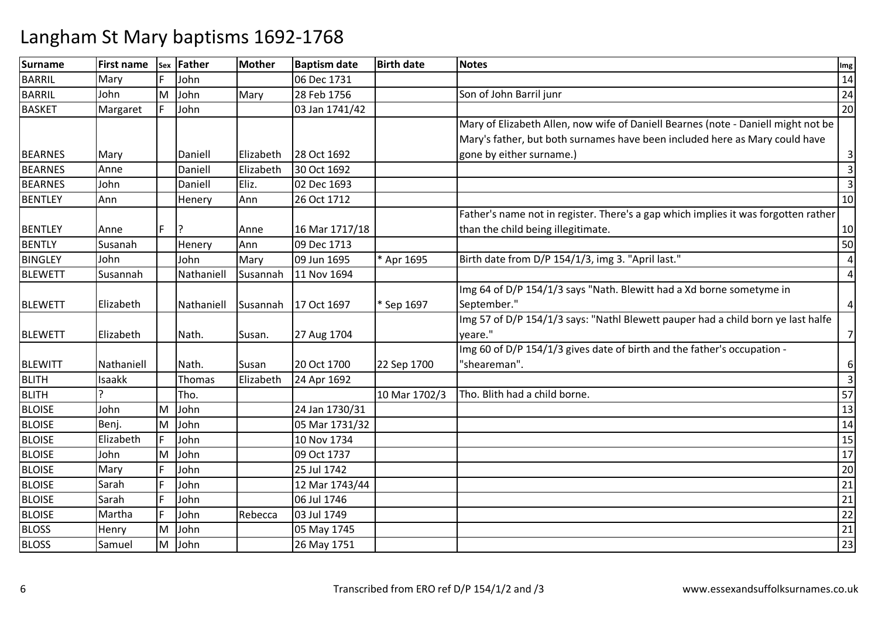# Langham St Mary baptisms 1692-1768

| Surname | First name | Sex | Father | Mother | Baptism date | Birth date | Notes | Img |
|---|---|---|---|---|---|---|---|---|
| BARRIL | Mary | F | John | | 06 Dec 1731 | | | 14 |
| BARRIL | John | M | John | Mary | 28 Feb 1756 | | Son of John Barril junr | 24 |
| BASKET | Margaret | F | John | | 03 Jan 1741/42 | | | 20 |
| BEARNES | Mary | | Daniell | Elizabeth | 28 Oct 1692 | | Mary of Elizabeth Allen, now wife of Daniell Bearnes (note - Daniell might not be Mary's father, but both surnames have been included here as Mary could have gone by either surname.) | 3 |
| BEARNES | Anne | | Daniell | Elizabeth | 30 Oct 1692 | | | 3 |
| BEARNES | John | | Daniell | Eliz. | 02 Dec 1693 | | | 3 |
| BENTLEY | Ann | | Henery | Ann | 26 Oct 1712 | | | 10 |
| BENTLEY | Anne | F | ? | Anne | 16 Mar 1717/18 | | Father's name not in register. There's a gap which implies it was forgotten rather than the child being illegitimate. | 10 |
| BENTLY | Susanah | | Henery | Ann | 09 Dec 1713 | | | 50 |
| BINGLEY | John | | John | Mary | 09 Jun 1695 | * Apr 1695 | Birth date from D/P 154/1/3, img 3. "April last." | 4 |
| BLEWETT | Susannah | | Nathaniell | Susannah | 11 Nov 1694 | | | 4 |
| BLEWETT | Elizabeth | | Nathaniell | Susannah | 17 Oct 1697 | * Sep 1697 | Img 64 of D/P 154/1/3 says "Nath. Blewitt had a Xd borne sometyme in September." | 4 |
| BLEWETT | Elizabeth | | Nath. | Susan. | 27 Aug 1704 | | Img 57 of D/P 154/1/3 says: "Nathl Blewett pauper had a child born ye last halfe yeare." | 7 |
| BLEWITT | Nathaniell | | Nath. | Susan | 20 Oct 1700 | 22 Sep 1700 | Img 60 of D/P 154/1/3 gives date of birth and the father's occupation - "sheareman". | 6 |
| BLITH | Isaakk | | Thomas | Elizabeth | 24 Apr 1692 | | | 3 |
| BLITH | ? | | Tho. | | | 10 Mar 1702/3 | Tho. Blith had a child borne. | 57 |
| BLOISE | John | M | John | | 24 Jan 1730/31 | | | 13 |
| BLOISE | Benj. | M | John | | 05 Mar 1731/32 | | | 14 |
| BLOISE | Elizabeth | F | John | | 10 Nov 1734 | | | 15 |
| BLOISE | John | M | John | | 09 Oct 1737 | | | 17 |
| BLOISE | Mary | F | John | | 25 Jul 1742 | | | 20 |
| BLOISE | Sarah | F | John | | 12 Mar 1743/44 | | | 21 |
| BLOISE | Sarah | F | John | | 06 Jul 1746 | | | 21 |
| BLOISE | Martha | F | John | Rebecca | 03 Jul 1749 | | | 22 |
| BLOSS | Henry | M | John | | 05 May 1745 | | | 21 |
| BLOSS | Samuel | M | John | | 26 May 1751 | | | 23 |

Transcribed from ERO ref D/P 154/1/2 and /3

www.essexandsuffolksurnames.co.uk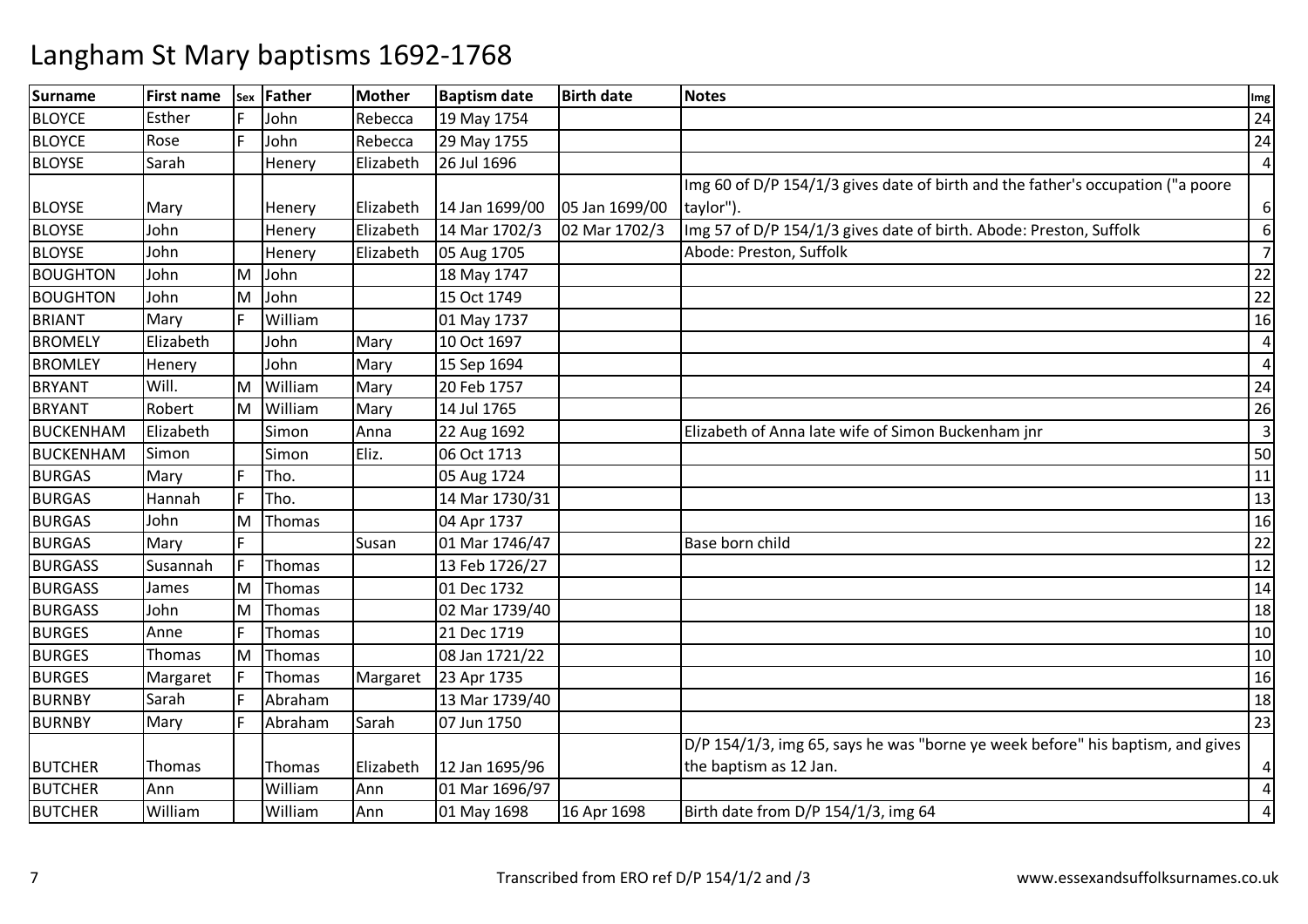# Langham St Mary baptisms 1692-1768

| Surname | First name | Sex | Father | Mother | Baptism date | Birth date | Notes | Img |
|---|---|---|---|---|---|---|---|---|
| BLOYCE | Esther | F | John | Rebecca | 19 May 1754 | | | 24 |
| BLOYCE | Rose | F | John | Rebecca | 29 May 1755 | | | 24 |
| BLOYSE | Sarah | | Henery | Elizabeth | 26 Jul 1696 | | | 4 |
| BLOYSE | Mary | | Henery | Elizabeth | 14 Jan 1699/00 | 05 Jan 1699/00 | Img 60 of D/P 154/1/3 gives date of birth and the father's occupation ("a poore taylor"). | 6 |
| BLOYSE | John | | Henery | Elizabeth | 14 Mar 1702/3 | 02 Mar 1702/3 | Img 57 of D/P 154/1/3 gives date of birth. Abode: Preston, Suffolk | 6 |
| BLOYSE | John | | Henery | Elizabeth | 05 Aug 1705 | | Abode: Preston, Suffolk | 7 |
| BOUGHTON | John | M | John | | 18 May 1747 | | | 22 |
| BOUGHTON | John | M | John | | 15 Oct 1749 | | | 22 |
| BRIANT | Mary | F | William | | 01 May 1737 | | | 16 |
| BROMELY | Elizabeth | | John | Mary | 10 Oct 1697 | | | 4 |
| BROMLEY | Henery | | John | Mary | 15 Sep 1694 | | | 4 |
| BRYANT | Will. | M | William | Mary | 20 Feb 1757 | | | 24 |
| BRYANT | Robert | M | William | Mary | 14 Jul 1765 | | | 26 |
| BUCKENHAM | Elizabeth | | Simon | Anna | 22 Aug 1692 | | Elizabeth of Anna late wife of Simon Buckenham jnr | 3 |
| BUCKENHAM | Simon | | Simon | Eliz. | 06 Oct 1713 | | | 50 |
| BURGAS | Mary | F | Tho. | | 05 Aug 1724 | | | 11 |
| BURGAS | Hannah | F | Tho. | | 14 Mar 1730/31 | | | 13 |
| BURGAS | John | M | Thomas | | 04 Apr 1737 | | | 16 |
| BURGAS | Mary | F | | Susan | 01 Mar 1746/47 | | Base born child | 22 |
| BURGASS | Susannah | F | Thomas | | 13 Feb 1726/27 | | | 12 |
| BURGASS | James | M | Thomas | | 01 Dec 1732 | | | 14 |
| BURGASS | John | M | Thomas | | 02 Mar 1739/40 | | | 18 |
| BURGES | Anne | F | Thomas | | 21 Dec 1719 | | | 10 |
| BURGES | Thomas | M | Thomas | | 08 Jan 1721/22 | | | 10 |
| BURGES | Margaret | F | Thomas | Margaret | 23 Apr 1735 | | | 16 |
| BURNBY | Sarah | F | Abraham | | 13 Mar 1739/40 | | | 18 |
| BURNBY | Mary | F | Abraham | Sarah | 07 Jun 1750 | | | 23 |
| BUTCHER | Thomas | | Thomas | Elizabeth | 12 Jan 1695/96 | | D/P 154/1/3, img 65, says he was "borne ye week before" his baptism, and gives the baptism as 12 Jan. | 4 |
| BUTCHER | Ann | | William | Ann | 01 Mar 1696/97 | | | 4 |
| BUTCHER | William | | William | Ann | 01 May 1698 | 16 Apr 1698 | Birth date from D/P 154/1/3, img 64 | 4 |

Transcribed from ERO ref D/P 154/1/2 and /3

www.essexandsuffolksurnames.co.uk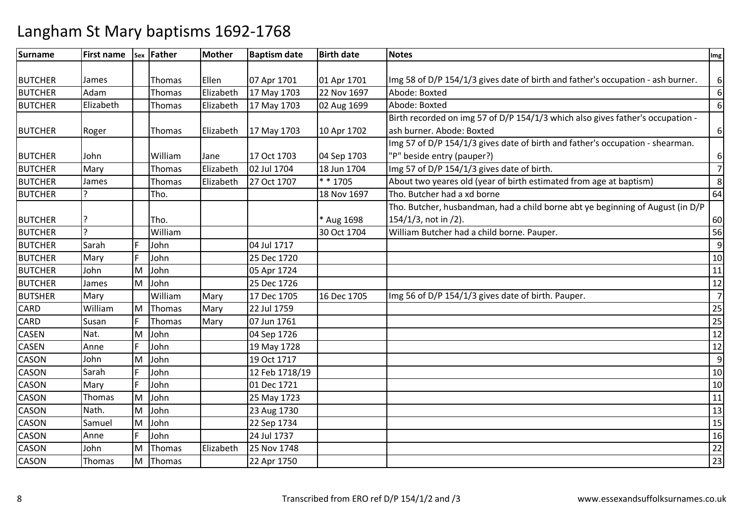# Langham St Mary baptisms 1692-1768

| Surname | First name | Sex | Father | Mother | Baptism date | Birth date | Notes | Img |
|---|---|---|---|---|---|---|---|---|
| BUTCHER | James | | Thomas | Ellen | 07 Apr 1701 | 01 Apr 1701 | Img 58 of D/P 154/1/3 gives date of birth and father's occupation - ash burner. | 6 |
| BUTCHER | Adam | | Thomas | Elizabeth | 17 May 1703 | 22 Nov 1697 | Abode: Boxted | 6 |
| BUTCHER | Elizabeth | | Thomas | Elizabeth | 17 May 1703 | 02 Aug 1699 | Abode: Boxted | 6 |
| BUTCHER | Roger | | Thomas | Elizabeth | 17 May 1703 | 10 Apr 1702 | Birth recorded on img 57 of D/P 154/1/3 which also gives father's occupation - ash burner. Abode: Boxted | 6 |
| BUTCHER | John | | William | Jane | 17 Oct 1703 | 04 Sep 1703 | Img 57 of D/P 154/1/3 gives date of birth and father's occupation - shearman. "P" beside entry (pauper?) | 6 |
| BUTCHER | Mary | | Thomas | Elizabeth | 02 Jul 1704 | 18 Jun 1704 | Img 57 of D/P 154/1/3 gives date of birth. | 7 |
| BUTCHER | James | | Thomas | Elizabeth | 27 Oct 1707 | * * 1705 | About two yeares old (year of birth estimated from age at baptism) | 8 |
| BUTCHER | ? | | Tho. | | | 18 Nov 1697 | Tho. Butcher had a xd borne | 64 |
| BUTCHER | ? | | Tho. | | | * Aug 1698 | Tho. Butcher, husbandman, had a child borne abt ye beginning of August (in D/P 154/1/3, not in /2). | 60 |
| BUTCHER | ? | | William | | | 30 Oct 1704 | William Butcher had a child borne. Pauper. | 56 |
| BUTCHER | Sarah | F | John | | 04 Jul 1717 | | | 9 |
| BUTCHER | Mary | F | John | | 25 Dec 1720 | | | 10 |
| BUTCHER | John | M | John | | 05 Apr 1724 | | | 11 |
| BUTCHER | James | M | John | | 25 Dec 1726 | | | 12 |
| BUTSHER | Mary | | William | Mary | 17 Dec 1705 | 16 Dec 1705 | Img 56 of D/P 154/1/3 gives date of birth. Pauper. | 7 |
| CARD | William | M | Thomas | Mary | 22 Jul 1759 | | | 25 |
| CARD | Susan | F | Thomas | Mary | 07 Jun 1761 | | | 25 |
| CASEN | Nat. | M | John | | 04 Sep 1726 | | | 12 |
| CASEN | Anne | F | John | | 19 May 1728 | | | 12 |
| CASON | John | M | John | | 19 Oct 1717 | | | 9 |
| CASON | Sarah | F | John | | 12 Feb 1718/19 | | | 10 |
| CASON | Mary | F | John | | 01 Dec 1721 | | | 10 |
| CASON | Thomas | M | John | | 25 May 1723 | | | 11 |
| CASON | Nath. | M | John | | 23 Aug 1730 | | | 13 |
| CASON | Samuel | M | John | | 22 Sep 1734 | | | 15 |
| CASON | Anne | F | John | | 24 Jul 1737 | | | 16 |
| CASON | John | M | Thomas | Elizabeth | 25 Nov 1748 | | | 22 |
| CASON | Thomas | M | Thomas | | 22 Apr 1750 | | | 23 |

Transcribed from ERO ref D/P 154/1/2 and /3

www.essexandsuffolksurnames.co.uk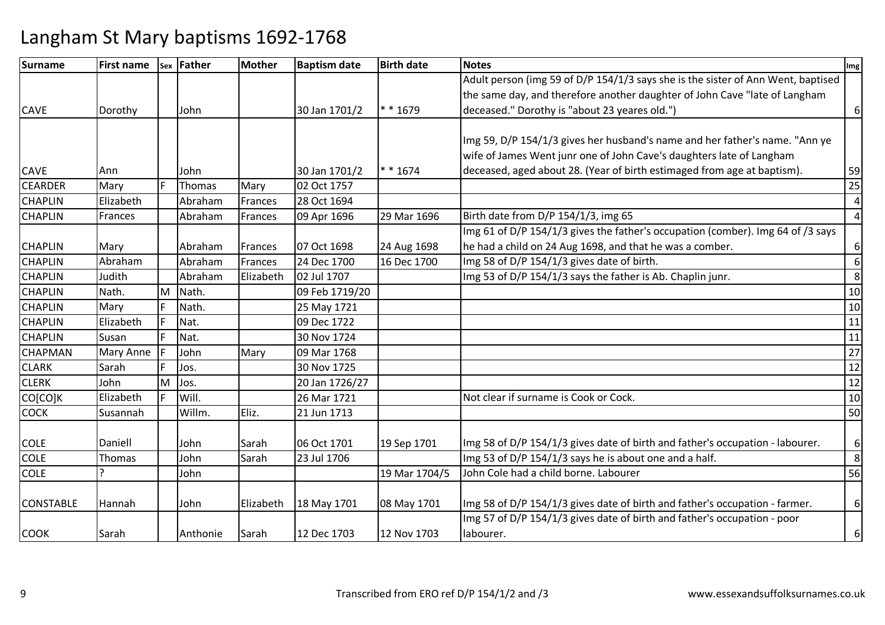# Langham St Mary baptisms 1692-1768

| Surname | First name | Sex | Father | Mother | Baptism date | Birth date | Notes | Img |
|---|---|---|---|---|---|---|---|---|
| CAVE | Dorothy | | John | | 30 Jan 1701/2 | * * 1679 | Adult person (img 59 of D/P 154/1/3 says she is the sister of Ann Went, baptised the same day, and therefore another daughter of John Cave "late of Langham deceased." Dorothy is "about 23 yeares old.") | 6 |
| CAVE | Ann | | John | | 30 Jan 1701/2 | * * 1674 | Img 59, D/P 154/1/3 gives her husband's name and her father's name. "Ann ye wife of James Went junr one of John Cave's daughters late of Langham deceased, aged about 28. (Year of birth estimaged from age at baptism). | 59 |
| CEARDER | Mary | F | Thomas | Mary | 02 Oct 1757 | | | 25 |
| CHAPLIN | Elizabeth | | Abraham | Frances | 28 Oct 1694 | | | 4 |
| CHAPLIN | Frances | | Abraham | Frances | 09 Apr 1696 | 29 Mar 1696 | Birth date from D/P 154/1/3, img 65 | 4 |
| CHAPLIN | Mary | | Abraham | Frances | 07 Oct 1698 | 24 Aug 1698 | Img 61 of D/P 154/1/3 gives the father's occupation (comber). Img 64 of /3 says he had a child on 24 Aug 1698, and that he was a comber. | 6 |
| CHAPLIN | Abraham | | Abraham | Frances | 24 Dec 1700 | 16 Dec 1700 | Img 58 of D/P 154/1/3 gives date of birth. | 6 |
| CHAPLIN | Judith | | Abraham | Elizabeth | 02 Jul 1707 | | Img 53 of D/P 154/1/3 says the father is Ab. Chaplin junr. | 8 |
| CHAPLIN | Nath. | M | Nath. | | 09 Feb 1719/20 | | | 10 |
| CHAPLIN | Mary | F | Nath. | | 25 May 1721 | | | 10 |
| CHAPLIN | Elizabeth | F | Nat. | | 09 Dec 1722 | | | 11 |
| CHAPLIN | Susan | F | Nat. | | 30 Nov 1724 | | | 11 |
| CHAPMAN | Mary Anne | F | John | Mary | 09 Mar 1768 | | | 27 |
| CLARK | Sarah | F | Jos. | | 30 Nov 1725 | | | 12 |
| CLERK | John | M | Jos. | | 20 Jan 1726/27 | | | 12 |
| CO[CO]K | Elizabeth | F | Will. | | 26 Mar 1721 | | Not clear if surname is Cook or Cock. | 10 |
| COCK | Susannah | | Willm. | Eliz. | 21 Jun 1713 | | | 50 |
| COLE | Daniell | | John | Sarah | 06 Oct 1701 | 19 Sep 1701 | Img 58 of D/P 154/1/3 gives date of birth and father's occupation - labourer. | 6 |
| COLE | Thomas | | John | Sarah | 23 Jul 1706 | | Img 53 of D/P 154/1/3 says he is about one and a half. | 8 |
| COLE | ? | | John | | | 19 Mar 1704/5 | John Cole had a child borne. Labourer | 56 |
| CONSTABLE | Hannah | | John | Elizabeth | 18 May 1701 | 08 May 1701 | Img 58 of D/P 154/1/3 gives date of birth and father's occupation - farmer. | 6 |
| COOK | Sarah | | Anthonie | Sarah | 12 Dec 1703 | 12 Nov 1703 | Img 57 of D/P 154/1/3 gives date of birth and father's occupation - poor labourer. | 6 |

Transcribed from ERO ref D/P 154/1/2 and /3

www.essexandsuffolksurnames.co.uk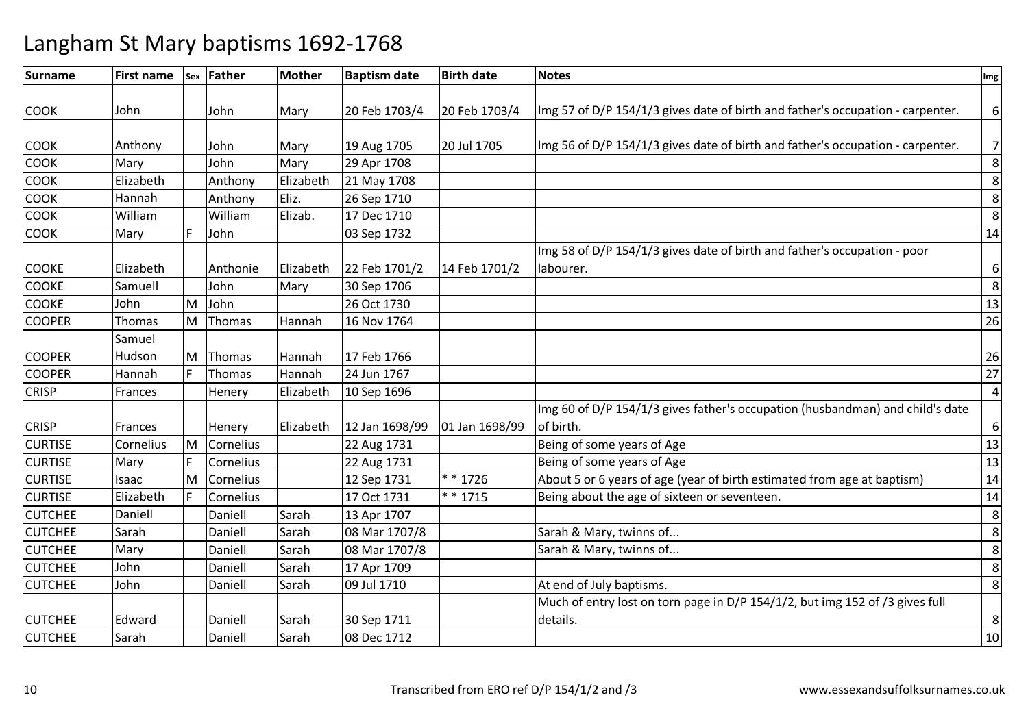# Langham St Mary baptisms 1692-1768

| Surname | First name | Sex | Father | Mother | Baptism date | Birth date | Notes | Img |
|---|---|---|---|---|---|---|---|---|
| COOK | John | | John | Mary | 20 Feb 1703/4 | 20 Feb 1703/4 | Img 57 of D/P 154/1/3 gives date of birth and father's occupation - carpenter. | 6 |
| COOK | Anthony | | John | Mary | 19 Aug 1705 | 20 Jul 1705 | Img 56 of D/P 154/1/3 gives date of birth and father's occupation - carpenter. | 7 |
| COOK | Mary | | John | Mary | 29 Apr 1708 | | | 8 |
| COOK | Elizabeth | | Anthony | Elizabeth | 21 May 1708 | | | 8 |
| COOK | Hannah | | Anthony | Eliz. | 26 Sep 1710 | | | 8 |
| COOK | William | | William | Elizab. | 17 Dec 1710 | | | 8 |
| COOK | Mary | F | John | | 03 Sep 1732 | | | 14 |
| COOKE | Elizabeth | | Anthonie | Elizabeth | 22 Feb 1701/2 | 14 Feb 1701/2 | Img 58 of D/P 154/1/3 gives date of birth and father's occupation - poor labourer. | 6 |
| COOKE | Samuell | | John | Mary | 30 Sep 1706 | | | 8 |
| COOKE | John | M | John | | 26 Oct 1730 | | | 13 |
| COOPER | Thomas | M | Thomas | Hannah | 16 Nov 1764 | | | 26 |
| COOPER | Samuel Hudson | M | Thomas | Hannah | 17 Feb 1766 | | | 26 |
| COOPER | Hannah | F | Thomas | Hannah | 24 Jun 1767 | | | 27 |
| CRISP | Frances | | Henery | Elizabeth | 10 Sep 1696 | | | 4 |
| CRISP | Frances | | Henery | Elizabeth | 12 Jan 1698/99 | 01 Jan 1698/99 | Img 60 of D/P 154/1/3 gives father's occupation (husbandman) and child's date of birth. | 6 |
| CURTISE | Cornelius | M | Cornelius | | 22 Aug 1731 | | Being of some years of Age | 13 |
| CURTISE | Mary | F | Cornelius | | 22 Aug 1731 | | Being of some years of Age | 13 |
| CURTISE | Isaac | M | Cornelius | | 12 Sep 1731 | * * 1726 | About 5 or 6 years of age (year of birth estimated from age at baptism) | 14 |
| CURTISE | Elizabeth | F | Cornelius | | 17 Oct 1731 | * * 1715 | Being about the age of sixteen or seventeen. | 14 |
| CUTCHEE | Daniell | | Daniell | Sarah | 13 Apr 1707 | | | 8 |
| CUTCHEE | Sarah | | Daniell | Sarah | 08 Mar 1707/8 | | Sarah & Mary, twinns of... | 8 |
| CUTCHEE | Mary | | Daniell | Sarah | 08 Mar 1707/8 | | Sarah & Mary, twinns of... | 8 |
| CUTCHEE | John | | Daniell | Sarah | 17 Apr 1709 | | | 8 |
| CUTCHEE | John | | Daniell | Sarah | 09 Jul 1710 | | At end of July baptisms. | 8 |
| CUTCHEE | Edward | | Daniell | Sarah | 30 Sep 1711 | | Much of entry lost on torn page in D/P 154/1/2, but img 152 of /3 gives full details. | 8 |
| CUTCHEE | Sarah | | Daniell | Sarah | 08 Dec 1712 | | | 10 |

Transcribed from ERO ref D/P 154/1/2 and /3

www.essexandsuffolksurnames.co.uk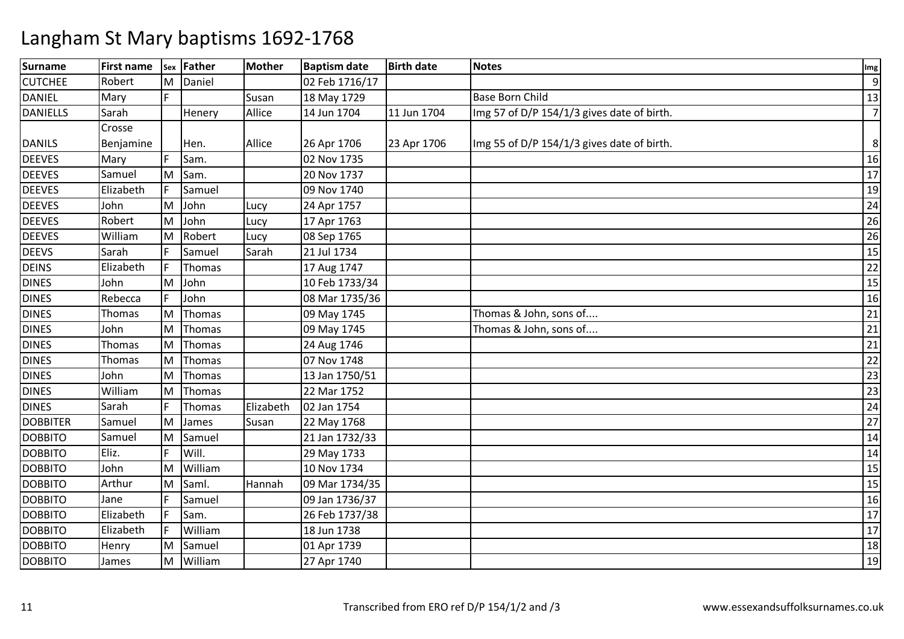# Langham St Mary baptisms 1692-1768

| Surname | First name | Sex | Father | Mother | Baptism date | Birth date | Notes | Img |
|---|---|---|---|---|---|---|---|---|
| CUTCHEE | Robert | M | Daniel | | 02 Feb 1716/17 | | | 9 |
| DANIEL | Mary | F | | Susan | 18 May 1729 | | Base Born Child | 13 |
| DANIELLS | Sarah | | Henery | Allice | 14 Jun 1704 | 11 Jun 1704 | Img 57 of D/P 154/1/3 gives date of birth. | 7 |
| DANILS | Crosse Benjamine | | Hen. | Allice | 26 Apr 1706 | 23 Apr 1706 | Img 55 of D/P 154/1/3 gives date of birth. | 8 |
| DEEVES | Mary | F | Sam. | | 02 Nov 1735 | | | 16 |
| DEEVES | Samuel | M | Sam. | | 20 Nov 1737 | | | 17 |
| DEEVES | Elizabeth | F | Samuel | | 09 Nov 1740 | | | 19 |
| DEEVES | John | M | John | Lucy | 24 Apr 1757 | | | 24 |
| DEEVES | Robert | M | John | Lucy | 17 Apr 1763 | | | 26 |
| DEEVES | William | M | Robert | Lucy | 08 Sep 1765 | | | 26 |
| DEEVS | Sarah | F | Samuel | Sarah | 21 Jul 1734 | | | 15 |
| DEINS | Elizabeth | F | Thomas | | 17 Aug 1747 | | | 22 |
| DINES | John | M | John | | 10 Feb 1733/34 | | | 15 |
| DINES | Rebecca | F | John | | 08 Mar 1735/36 | | | 16 |
| DINES | Thomas | M | Thomas | | 09 May 1745 | | Thomas & John, sons of.... | 21 |
| DINES | John | M | Thomas | | 09 May 1745 | | Thomas & John, sons of.... | 21 |
| DINES | Thomas | M | Thomas | | 24 Aug 1746 | | | 21 |
| DINES | Thomas | M | Thomas | | 07 Nov 1748 | | | 22 |
| DINES | John | M | Thomas | | 13 Jan 1750/51 | | | 23 |
| DINES | William | M | Thomas | | 22 Mar 1752 | | | 23 |
| DINES | Sarah | F | Thomas | Elizabeth | 02 Jan 1754 | | | 24 |
| DOBBITER | Samuel | M | James | Susan | 22 May 1768 | | | 27 |
| DOBBITO | Samuel | M | Samuel | | 21 Jan 1732/33 | | | 14 |
| DOBBITO | Eliz. | F | Will. | | 29 May 1733 | | | 14 |
| DOBBITO | John | M | William | | 10 Nov 1734 | | | 15 |
| DOBBITO | Arthur | M | Saml. | Hannah | 09 Mar 1734/35 | | | 15 |
| DOBBITO | Jane | F | Samuel | | 09 Jan 1736/37 | | | 16 |
| DOBBITO | Elizabeth | F | Sam. | | 26 Feb 1737/38 | | | 17 |
| DOBBITO | Elizabeth | F | William | | 18 Jun 1738 | | | 17 |
| DOBBITO | Henry | M | Samuel | | 01 Apr 1739 | | | 18 |
| DOBBITO | James | M | William | | 27 Apr 1740 | | | 19 |

Transcribed from ERO ref D/P 154/1/2 and /3

www.essexandsuffolksurnames.co.uk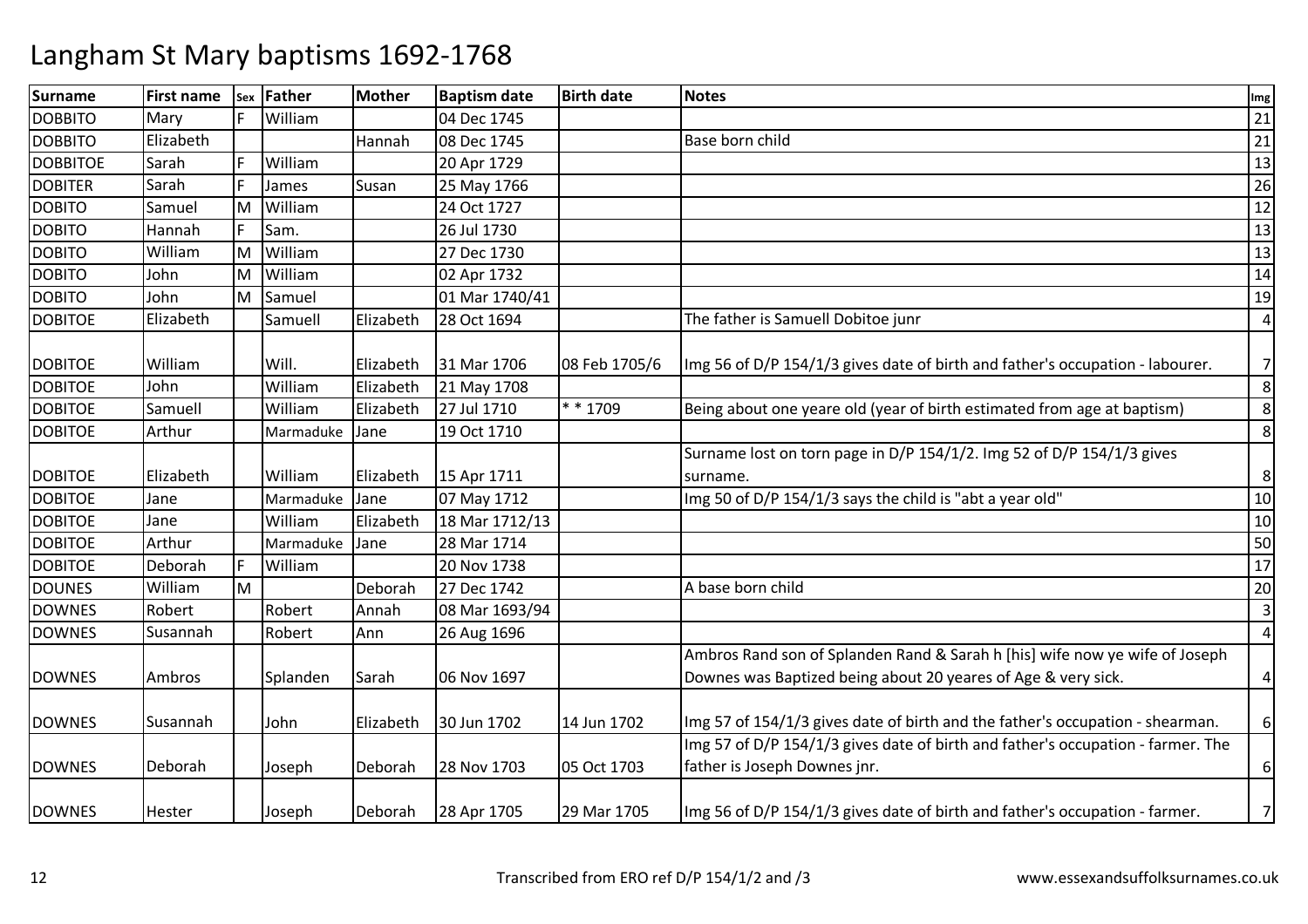# Langham St Mary baptisms 1692-1768

| Surname | First name | Sex | Father | Mother | Baptism date | Birth date | Notes | Img |
|---|---|---|---|---|---|---|---|---|
| DOBBITO | Mary | F | William | | 04 Dec 1745 | | | 21 |
| DOBBITO | Elizabeth | | | Hannah | 08 Dec 1745 | | Base born child | 21 |
| DOBBITOE | Sarah | F | William | | 20 Apr 1729 | | | 13 |
| DOBITER | Sarah | F | James | Susan | 25 May 1766 | | | 26 |
| DOBITO | Samuel | M | William | | 24 Oct 1727 | | | 12 |
| DOBITO | Hannah | F | Sam. | | 26 Jul 1730 | | | 13 |
| DOBITO | William | M | William | | 27 Dec 1730 | | | 13 |
| DOBITO | John | M | William | | 02 Apr 1732 | | | 14 |
| DOBITO | John | M | Samuel | | 01 Mar 1740/41 | | | 19 |
| DOBITOE | Elizabeth | | Samuell | Elizabeth | 28 Oct 1694 | | The father is Samuell Dobitoe junr | 4 |
| DOBITOE | William | | Will. | Elizabeth | 31 Mar 1706 | 08 Feb 1705/6 | Img 56 of D/P 154/1/3 gives date of birth and father's occupation - labourer. | 7 |
| DOBITOE | John | | William | Elizabeth | 21 May 1708 | | | 8 |
| DOBITOE | Samuell | | William | Elizabeth | 27 Jul 1710 | * * 1709 | Being about one yeare old (year of birth estimated from age at baptism) | 8 |
| DOBITOE | Arthur | | Marmaduke | Jane | 19 Oct 1710 | | | 8 |
| DOBITOE | Elizabeth | | William | Elizabeth | 15 Apr 1711 | | Surname lost on torn page in D/P 154/1/2. Img 52 of D/P 154/1/3 gives surname. | 8 |
| DOBITOE | Jane | | Marmaduke | Jane | 07 May 1712 | | Img 50 of D/P 154/1/3 says the child is "abt a year old" | 10 |
| DOBITOE | Jane | | William | Elizabeth | 18 Mar 1712/13 | | | 10 |
| DOBITOE | Arthur | | Marmaduke | Jane | 28 Mar 1714 | | | 50 |
| DOBITOE | Deborah | F | William | | 20 Nov 1738 | | | 17 |
| DOUNES | William | M | | Deborah | 27 Dec 1742 | | A base born child | 20 |
| DOWNES | Robert | | Robert | Annah | 08 Mar 1693/94 | | | 3 |
| DOWNES | Susannah | | Robert | Ann | 26 Aug 1696 | | | 4 |
| DOWNES | Ambros | | Splanden | Sarah | 06 Nov 1697 | | Ambros Rand son of Splanden Rand & Sarah h [his] wife now ye wife of Joseph Downes was Baptized being about 20 yeares of Age & very sick. | 4 |
| DOWNES | Susannah | | John | Elizabeth | 30 Jun 1702 | 14 Jun 1702 | Img 57 of 154/1/3 gives date of birth and the father's occupation - shearman. | 6 |
| DOWNES | Deborah | | Joseph | Deborah | 28 Nov 1703 | 05 Oct 1703 | Img 57 of D/P 154/1/3 gives date of birth and father's occupation - farmer. The father is Joseph Downes jnr. | 6 |
| DOWNES | Hester | | Joseph | Deborah | 28 Apr 1705 | 29 Mar 1705 | Img 56 of D/P 154/1/3 gives date of birth and father's occupation - farmer. | 7 |

Transcribed from ERO ref D/P 154/1/2 and /3 www.essexandsuffolksurnames.co.uk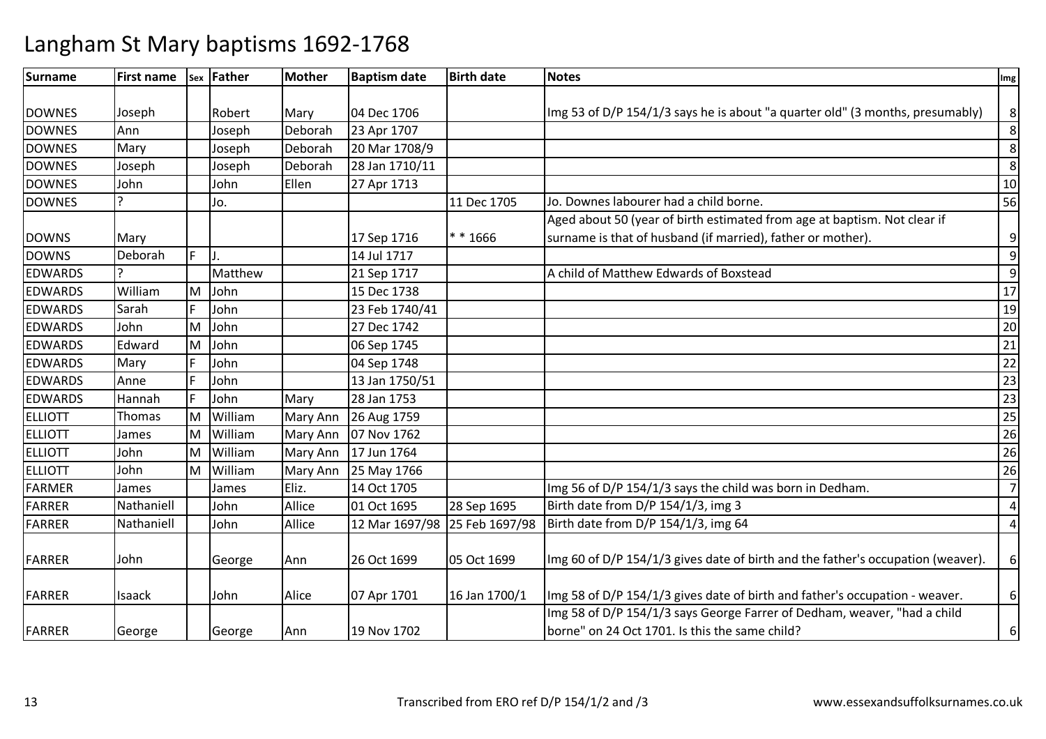# Langham St Mary baptisms 1692-1768

| Surname | First name | Sex | Father | Mother | Baptism date | Birth date | Notes | Img |
|---|---|---|---|---|---|---|---|---|
| DOWNES | Joseph | | Robert | Mary | 04 Dec 1706 | | Img 53 of D/P 154/1/3 says he is about "a quarter old" (3 months, presumably) | 8 |
| DOWNES | Ann | | Joseph | Deborah | 23 Apr 1707 | | | 8 |
| DOWNES | Mary | | Joseph | Deborah | 20 Mar 1708/9 | | | 8 |
| DOWNES | Joseph | | Joseph | Deborah | 28 Jan 1710/11 | | | 8 |
| DOWNES | John | | John | Ellen | 27 Apr 1713 | | | 10 |
| DOWNES | ? | | Jo. | | | 11 Dec 1705 | Jo. Downes labourer had a child borne. | 56 |
| DOWNS | Mary | | | | 17 Sep 1716 | * * 1666 | Aged about 50 (year of birth estimated from age at baptism. Not clear if surname is that of husband (if married), father or mother). | 9 |
| DOWNS | Deborah | F | J. | | 14 Jul 1717 | | | 9 |
| EDWARDS | ? | | Matthew | | 21 Sep 1717 | | A child of Matthew Edwards of Boxstead | 9 |
| EDWARDS | William | M | John | | 15 Dec 1738 | | | 17 |
| EDWARDS | Sarah | F | John | | 23 Feb 1740/41 | | | 19 |
| EDWARDS | John | M | John | | 27 Dec 1742 | | | 20 |
| EDWARDS | Edward | M | John | | 06 Sep 1745 | | | 21 |
| EDWARDS | Mary | F | John | | 04 Sep 1748 | | | 22 |
| EDWARDS | Anne | F | John | | 13 Jan 1750/51 | | | 23 |
| EDWARDS | Hannah | F | John | Mary | 28 Jan 1753 | | | 23 |
| ELLIOTT | Thomas | M | William | Mary Ann | 26 Aug 1759 | | | 25 |
| ELLIOTT | James | M | William | Mary Ann | 07 Nov 1762 | | | 26 |
| ELLIOTT | John | M | William | Mary Ann | 17 Jun 1764 | | | 26 |
| ELLIOTT | John | M | William | Mary Ann | 25 May 1766 | | | 26 |
| FARMER | James | | James | Eliz. | 14 Oct 1705 | | Img 56 of D/P 154/1/3 says the child was born in Dedham. | 7 |
| FARRER | Nathaniell | | John | Allice | 01 Oct 1695 | 28 Sep 1695 | Birth date from D/P 154/1/3, img 3 | 4 |
| FARRER | Nathaniell | | John | Allice | 12 Mar 1697/98 | 25 Feb 1697/98 | Birth date from D/P 154/1/3, img 64 | 4 |
| FARRER | John | | George | Ann | 26 Oct 1699 | 05 Oct 1699 | Img 60 of D/P 154/1/3 gives date of birth and the father's occupation (weaver). | 6 |
| FARRER | Isaack | | John | Alice | 07 Apr 1701 | 16 Jan 1700/1 | Img 58 of D/P 154/1/3 gives date of birth and father's occupation - weaver. | 6 |
| FARRER | George | | George | Ann | 19 Nov 1702 | | Img 58 of D/P 154/1/3 says George Farrer of Dedham, weaver, "had a child borne" on 24 Oct 1701. Is this the same child? | 6 |

Transcribed from ERO ref D/P 154/1/2 and /3

www.essexandsuffolksurnames.co.uk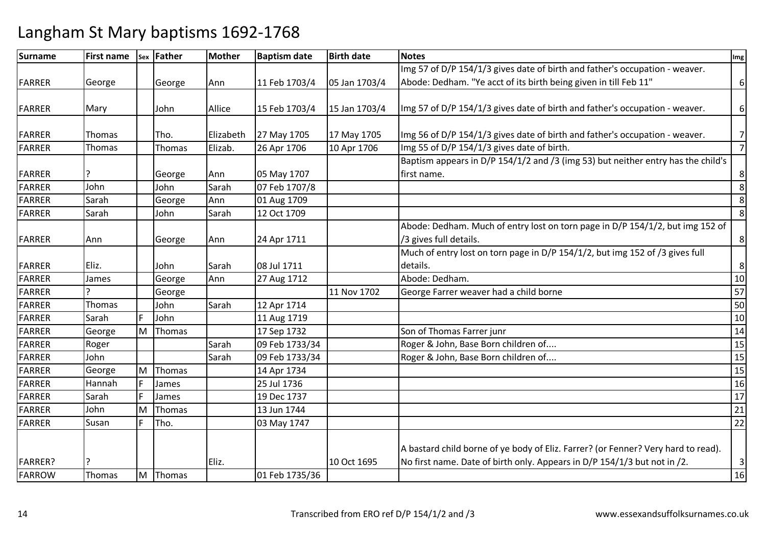# Langham St Mary baptisms 1692-1768

| Surname | First name | Sex | Father | Mother | Baptism date | Birth date | Notes | Img |
|---|---|---|---|---|---|---|---|---|
| FARRER | George | | George | Ann | 11 Feb 1703/4 | 05 Jan 1703/4 | Img 57 of D/P 154/1/3 gives date of birth and father's occupation - weaver. Abode: Dedham. "Ye acct of its birth being given in till Feb 11" | 6 |
| FARRER | Mary | | John | Allice | 15 Feb 1703/4 | 15 Jan 1703/4 | Img 57 of D/P 154/1/3 gives date of birth and father's occupation - weaver. | 6 |
| FARRER | Thomas | | Tho. | Elizabeth | 27 May 1705 | 17 May 1705 | Img 56 of D/P 154/1/3 gives date of birth and father's occupation - weaver. | 7 |
| FARRER | Thomas | | Thomas | Elizab. | 26 Apr 1706 | 10 Apr 1706 | Img 55 of D/P 154/1/3 gives date of birth. | 7 |
| FARRER | ? | | George | Ann | 05 May 1707 | | Baptism appears in D/P 154/1/2 and /3 (img 53) but neither entry has the child's first name. | 8 |
| FARRER | John | | John | Sarah | 07 Feb 1707/8 | | | 8 |
| FARRER | Sarah | | George | Ann | 01 Aug 1709 | | | 8 |
| FARRER | Sarah | | John | Sarah | 12 Oct 1709 | | | 8 |
| FARRER | Ann | | George | Ann | 24 Apr 1711 | | Abode: Dedham. Much of entry lost on torn page in D/P 154/1/2, but img 152 of /3 gives full details. | 8 |
| FARRER | Eliz. | | John | Sarah | 08 Jul 1711 | | Much of entry lost on torn page in D/P 154/1/2, but img 152 of /3 gives full details. | 8 |
| FARRER | James | | George | Ann | 27 Aug 1712 | | Abode: Dedham. | 10 |
| FARRER | ? | | George | | | 11 Nov 1702 | George Farrer weaver had a child borne | 57 |
| FARRER | Thomas | | John | Sarah | 12 Apr 1714 | | | 50 |
| FARRER | Sarah | F | John | | 11 Aug 1719 | | | 10 |
| FARRER | George | M | Thomas | | 17 Sep 1732 | | Son of Thomas Farrer junr | 14 |
| FARRER | Roger | | | Sarah | 09 Feb 1733/34 | | Roger & John, Base Born children of.... | 15 |
| FARRER | John | | | Sarah | 09 Feb 1733/34 | | Roger & John, Base Born children of.... | 15 |
| FARRER | George | M | Thomas | | 14 Apr 1734 | | | 15 |
| FARRER | Hannah | F | James | | 25 Jul 1736 | | | 16 |
| FARRER | Sarah | F | James | | 19 Dec 1737 | | | 17 |
| FARRER | John | M | Thomas | | 13 Jun 1744 | | | 21 |
| FARRER | Susan | F | Tho. | | 03 May 1747 | | | 22 |
| FARRER? | ? | | | Eliz. | | 10 Oct 1695 | A bastard child borne of ye body of Eliz. Farrer? (or Fenner? Very hard to read). No first name. Date of birth only. Appears in D/P 154/1/3 but not in /2. | 3 |
| FARROW | Thomas | M | Thomas | | 01 Feb 1735/36 | | | 16 |

Transcribed from ERO ref D/P 154/1/2 and /3

www.essexandsuffolksurnames.co.uk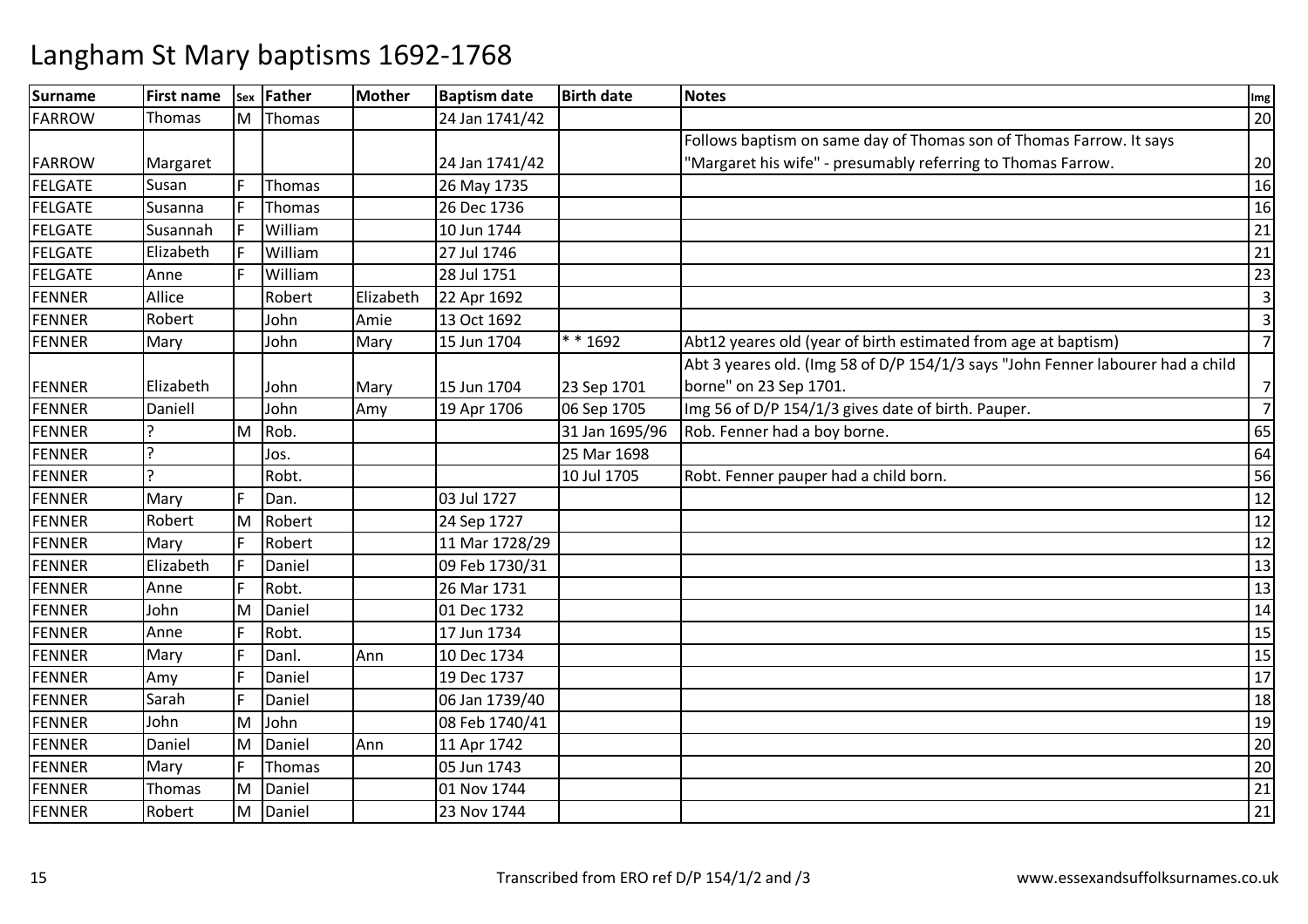# Langham St Mary baptisms 1692-1768

| Surname | First name | Sex | Father | Mother | Baptism date | Birth date | Notes | Img |
|---|---|---|---|---|---|---|---|---|
| FARROW | Thomas | M | Thomas | | 24 Jan 1741/42 | | | 20 |
| FARROW | Margaret | | | | 24 Jan 1741/42 | | Follows baptism on same day of Thomas son of Thomas Farrow. It says "Margaret his wife" - presumably referring to Thomas Farrow. | 20 |
| FELGATE | Susan | F | Thomas | | 26 May 1735 | | | 16 |
| FELGATE | Susanna | F | Thomas | | 26 Dec 1736 | | | 16 |
| FELGATE | Susannah | F | William | | 10 Jun 1744 | | | 21 |
| FELGATE | Elizabeth | F | William | | 27 Jul 1746 | | | 21 |
| FELGATE | Anne | F | William | | 28 Jul 1751 | | | 23 |
| FENNER | Allice | | Robert | Elizabeth | 22 Apr 1692 | | | 3 |
| FENNER | Robert | | John | Amie | 13 Oct 1692 | | | 3 |
| FENNER | Mary | | John | Mary | 15 Jun 1704 | * * 1692 | Abt12 yeares old (year of birth estimated from age at baptism) | 7 |
| FENNER | Elizabeth | | John | Mary | 15 Jun 1704 | 23 Sep 1701 | Abt 3 yeares old. (Img 58 of D/P 154/1/3 says "John Fenner labourer had a child borne" on 23 Sep 1701. | 7 |
| FENNER | Daniell | | John | Amy | 19 Apr 1706 | 06 Sep 1705 | Img 56 of D/P 154/1/3 gives date of birth. Pauper. | 7 |
| FENNER | ? | M | Rob. | | | 31 Jan 1695/96 | Rob. Fenner had a boy borne. | 65 |
| FENNER | ? | | Jos. | | | 25 Mar 1698 | | 64 |
| FENNER | ? | | Robt. | | | 10 Jul 1705 | Robt. Fenner pauper had a child born. | 56 |
| FENNER | Mary | F | Dan. | | 03 Jul 1727 | | | 12 |
| FENNER | Robert | M | Robert | | 24 Sep 1727 | | | 12 |
| FENNER | Mary | F | Robert | | 11 Mar 1728/29 | | | 12 |
| FENNER | Elizabeth | F | Daniel | | 09 Feb 1730/31 | | | 13 |
| FENNER | Anne | F | Robt. | | 26 Mar 1731 | | | 13 |
| FENNER | John | M | Daniel | | 01 Dec 1732 | | | 14 |
| FENNER | Anne | F | Robt. | | 17 Jun 1734 | | | 15 |
| FENNER | Mary | F | Danl. | Ann | 10 Dec 1734 | | | 15 |
| FENNER | Amy | F | Daniel | | 19 Dec 1737 | | | 17 |
| FENNER | Sarah | F | Daniel | | 06 Jan 1739/40 | | | 18 |
| FENNER | John | M | John | | 08 Feb 1740/41 | | | 19 |
| FENNER | Daniel | M | Daniel | Ann | 11 Apr 1742 | | | 20 |
| FENNER | Mary | F | Thomas | | 05 Jun 1743 | | | 20 |
| FENNER | Thomas | M | Daniel | | 01 Nov 1744 | | | 21 |
| FENNER | Robert | M | Daniel | | 23 Nov 1744 | | | 21 |

Transcribed from ERO ref D/P 154/1/2 and /3

www.essexandsuffolksurnames.co.uk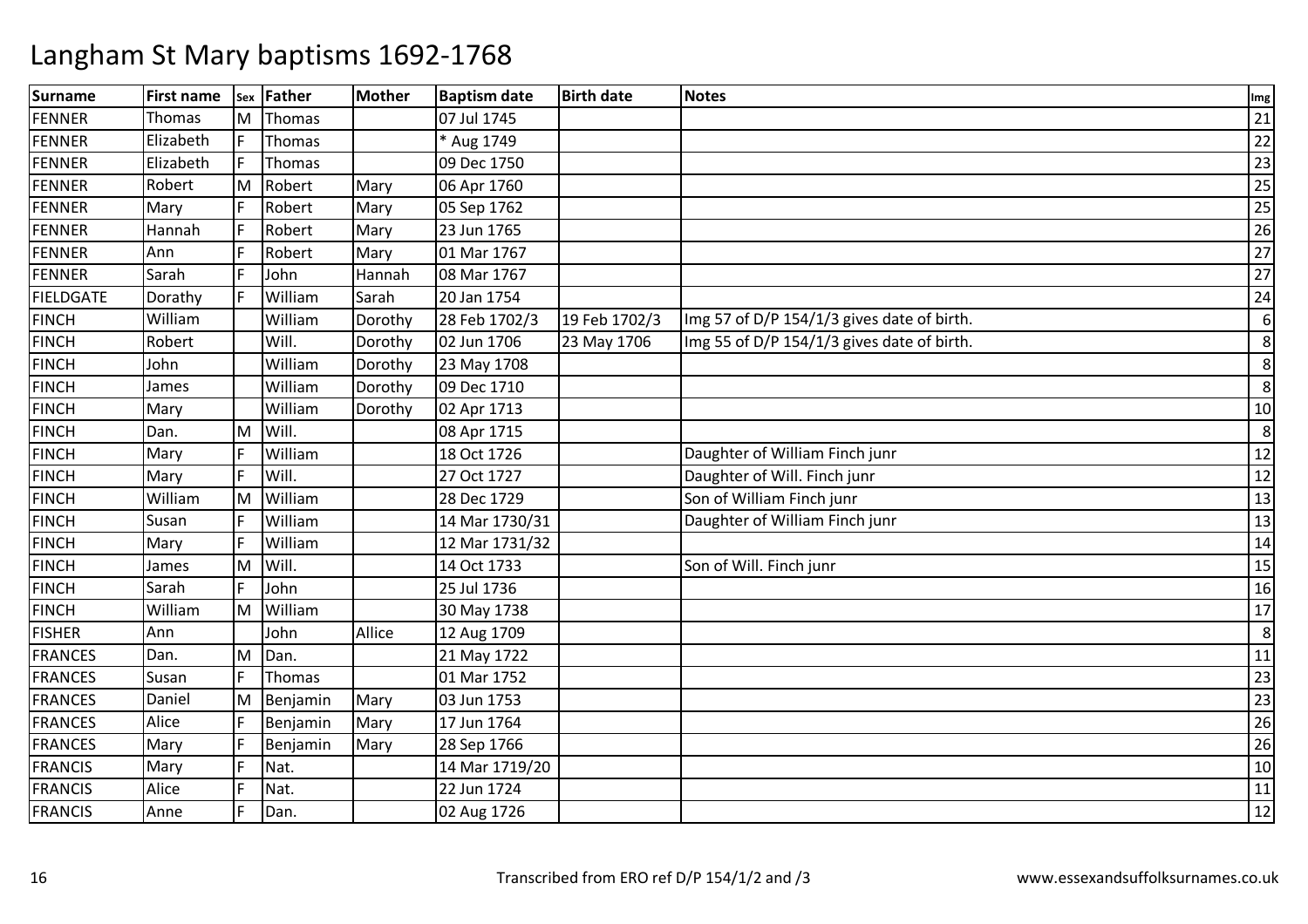# Langham St Mary baptisms 1692-1768

| Surname | First name | Sex | Father | Mother | Baptism date | Birth date | Notes | Img |
|---|---|---|---|---|---|---|---|---|
| FENNER | Thomas | M | Thomas | | 07 Jul 1745 | | | 21 |
| FENNER | Elizabeth | F | Thomas | | * Aug 1749 | | | 22 |
| FENNER | Elizabeth | F | Thomas | | 09 Dec 1750 | | | 23 |
| FENNER | Robert | M | Robert | Mary | 06 Apr 1760 | | | 25 |
| FENNER | Mary | F | Robert | Mary | 05 Sep 1762 | | | 25 |
| FENNER | Hannah | F | Robert | Mary | 23 Jun 1765 | | | 26 |
| FENNER | Ann | F | Robert | Mary | 01 Mar 1767 | | | 27 |
| FENNER | Sarah | F | John | Hannah | 08 Mar 1767 | | | 27 |
| FIELDGATE | Dorathy | F | William | Sarah | 20 Jan 1754 | | | 24 |
| FINCH | William | | William | Dorothy | 28 Feb 1702/3 | 19 Feb 1702/3 | Img 57 of D/P 154/1/3 gives date of birth. | 6 |
| FINCH | Robert | | Will. | Dorothy | 02 Jun 1706 | 23 May 1706 | Img 55 of D/P 154/1/3 gives date of birth. | 8 |
| FINCH | John | | William | Dorothy | 23 May 1708 | | | 8 |
| FINCH | James | | William | Dorothy | 09 Dec 1710 | | | 8 |
| FINCH | Mary | | William | Dorothy | 02 Apr 1713 | | | 10 |
| FINCH | Dan. | M | Will. | | 08 Apr 1715 | | | 8 |
| FINCH | Mary | F | William | | 18 Oct 1726 | | Daughter of William Finch junr | 12 |
| FINCH | Mary | F | Will. | | 27 Oct 1727 | | Daughter of Will. Finch junr | 12 |
| FINCH | William | M | William | | 28 Dec 1729 | | Son of William Finch junr | 13 |
| FINCH | Susan | F | William | | 14 Mar 1730/31 | | Daughter of William Finch junr | 13 |
| FINCH | Mary | F | William | | 12 Mar 1731/32 | | | 14 |
| FINCH | James | M | Will. | | 14 Oct 1733 | | Son of Will. Finch junr | 15 |
| FINCH | Sarah | F | John | | 25 Jul 1736 | | | 16 |
| FINCH | William | M | William | | 30 May 1738 | | | 17 |
| FISHER | Ann | | John | Allice | 12 Aug 1709 | | | 8 |
| FRANCES | Dan. | M | Dan. | | 21 May 1722 | | | 11 |
| FRANCES | Susan | F | Thomas | | 01 Mar 1752 | | | 23 |
| FRANCES | Daniel | M | Benjamin | Mary | 03 Jun 1753 | | | 23 |
| FRANCES | Alice | F | Benjamin | Mary | 17 Jun 1764 | | | 26 |
| FRANCES | Mary | F | Benjamin | Mary | 28 Sep 1766 | | | 26 |
| FRANCIS | Mary | F | Nat. | | 14 Mar 1719/20 | | | 10 |
| FRANCIS | Alice | F | Nat. | | 22 Jun 1724 | | | 11 |
| FRANCIS | Anne | F | Dan. | | 02 Aug 1726 | | | 12 |

Transcribed from ERO ref D/P 154/1/2 and /3

www.essexandsuffolksurnames.co.uk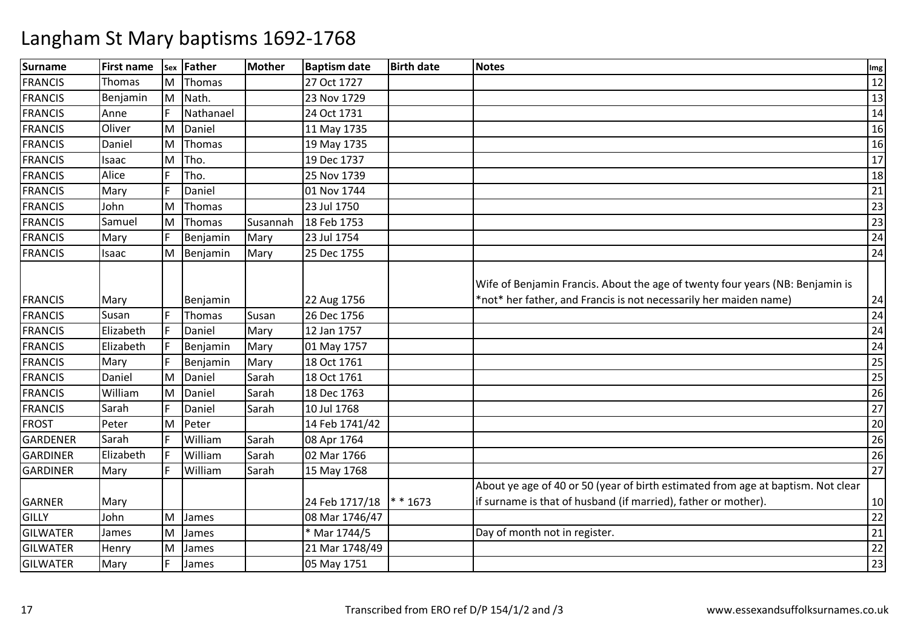# Langham St Mary baptisms 1692-1768

| Surname | First name | Sex | Father | Mother | Baptism date | Birth date | Notes | Img |
|---|---|---|---|---|---|---|---|---|
| FRANCIS | Thomas | M | Thomas | | 27 Oct 1727 | | | 12 |
| FRANCIS | Benjamin | M | Nath. | | 23 Nov 1729 | | | 13 |
| FRANCIS | Anne | F | Nathanael | | 24 Oct 1731 | | | 14 |
| FRANCIS | Oliver | M | Daniel | | 11 May 1735 | | | 16 |
| FRANCIS | Daniel | M | Thomas | | 19 May 1735 | | | 16 |
| FRANCIS | Isaac | M | Tho. | | 19 Dec 1737 | | | 17 |
| FRANCIS | Alice | F | Tho. | | 25 Nov 1739 | | | 18 |
| FRANCIS | Mary | F | Daniel | | 01 Nov 1744 | | | 21 |
| FRANCIS | John | M | Thomas | | 23 Jul 1750 | | | 23 |
| FRANCIS | Samuel | M | Thomas | Susannah | 18 Feb 1753 | | | 23 |
| FRANCIS | Mary | F | Benjamin | Mary | 23 Jul 1754 | | | 24 |
| FRANCIS | Isaac | M | Benjamin | Mary | 25 Dec 1755 | | | 24 |
| FRANCIS | Mary | | Benjamin | | 22 Aug 1756 | | Wife of Benjamin Francis. About the age of twenty four years (NB: Benjamin is *not* her father, and Francis is not necessarily her maiden name) | 24 |
| FRANCIS | Susan | F | Thomas | Susan | 26 Dec 1756 | | | 24 |
| FRANCIS | Elizabeth | F | Daniel | Mary | 12 Jan 1757 | | | 24 |
| FRANCIS | Elizabeth | F | Benjamin | Mary | 01 May 1757 | | | 24 |
| FRANCIS | Mary | F | Benjamin | Mary | 18 Oct 1761 | | | 25 |
| FRANCIS | Daniel | M | Daniel | Sarah | 18 Oct 1761 | | | 25 |
| FRANCIS | William | M | Daniel | Sarah | 18 Dec 1763 | | | 26 |
| FRANCIS | Sarah | F | Daniel | Sarah | 10 Jul 1768 | | | 27 |
| FROST | Peter | M | Peter | | 14 Feb 1741/42 | | | 20 |
| GARDENER | Sarah | F | William | Sarah | 08 Apr 1764 | | | 26 |
| GARDINER | Elizabeth | F | William | Sarah | 02 Mar 1766 | | | 26 |
| GARDINER | Mary | F | William | Sarah | 15 May 1768 | | | 27 |
| GARNER | Mary | | | | 24 Feb 1717/18 | * * 1673 | About ye age of 40 or 50 (year of birth estimated from age at baptism. Not clear if surname is that of husband (if married), father or mother). | 10 |
| GILLY | John | M | James | | 08 Mar 1746/47 | | | 22 |
| GILWATER | James | M | James | | * Mar 1744/5 | | Day of month not in register. | 21 |
| GILWATER | Henry | M | James | | 21 Mar 1748/49 | | | 22 |
| GILWATER | Mary | F | James | | 05 May 1751 | | | 23 |

Transcribed from ERO ref D/P 154/1/2 and /3 www.essexandsuffolksurnames.co.uk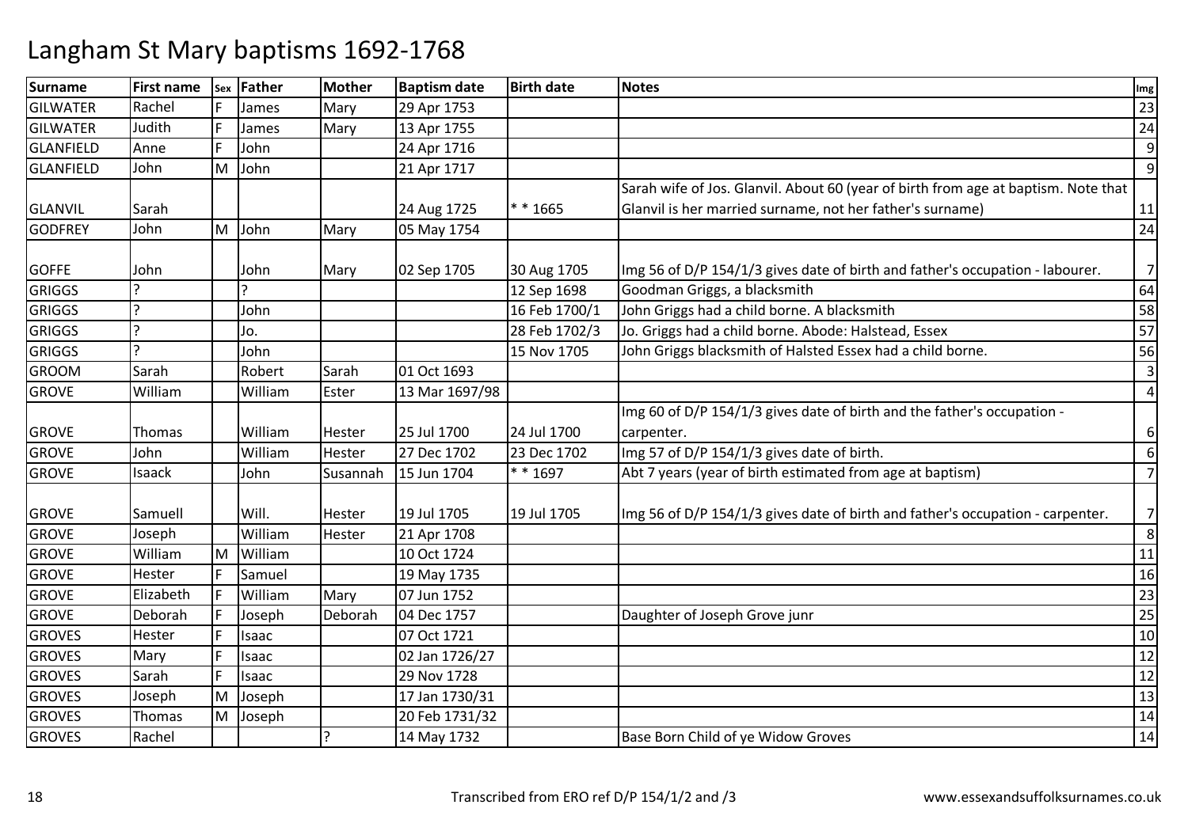# Langham St Mary baptisms 1692-1768

| Surname | First name | Sex | Father | Mother | Baptism date | Birth date | Notes | Img |
|---|---|---|---|---|---|---|---|---|
| GILWATER | Rachel | F | James | Mary | 29 Apr 1753 | | | 23 |
| GILWATER | Judith | F | James | Mary | 13 Apr 1755 | | | 24 |
| GLANFIELD | Anne | F | John | | 24 Apr 1716 | | | 9 |
| GLANFIELD | John | M | John | | 21 Apr 1717 | | | 9 |
| GLANVIL | Sarah | | | | 24 Aug 1725 | * * 1665 | Sarah wife of Jos. Glanvil. About 60 (year of birth from age at baptism. Note that Glanvil is her married surname, not her father's surname) | 11 |
| GODFREY | John | M | John | Mary | 05 May 1754 | | | 24 |
| GOFFE | John | | John | Mary | 02 Sep 1705 | 30 Aug 1705 | Img 56 of D/P 154/1/3 gives date of birth and father's occupation - labourer. | 7 |
| GRIGGS | ? | | ? | | | 12 Sep 1698 | Goodman Griggs, a blacksmith | 64 |
| GRIGGS | ? | | John | | | 16 Feb 1700/1 | John Griggs had a child borne. A blacksmith | 58 |
| GRIGGS | ? | | Jo. | | | 28 Feb 1702/3 | Jo. Griggs had a child borne. Abode: Halstead, Essex | 57 |
| GRIGGS | ? | | John | | | 15 Nov 1705 | John Griggs blacksmith of Halsted Essex had a child borne. | 56 |
| GROOM | Sarah | | Robert | Sarah | 01 Oct 1693 | | | 3 |
| GROVE | William | | William | Ester | 13 Mar 1697/98 | | | 4 |
| GROVE | Thomas | | William | Hester | 25 Jul 1700 | 24 Jul 1700 | Img 60 of D/P 154/1/3 gives date of birth and the father's occupation - carpenter. | 6 |
| GROVE | John | | William | Hester | 27 Dec 1702 | 23 Dec 1702 | Img 57 of D/P 154/1/3 gives date of birth. | 6 |
| GROVE | Isaack | | John | Susannah | 15 Jun 1704 | * * 1697 | Abt 7 years (year of birth estimated from age at baptism) | 7 |
| GROVE | Samuell | | Will. | Hester | 19 Jul 1705 | 19 Jul 1705 | Img 56 of D/P 154/1/3 gives date of birth and father's occupation - carpenter. | 7 |
| GROVE | Joseph | | William | Hester | 21 Apr 1708 | | | 8 |
| GROVE | William | M | William | | 10 Oct 1724 | | | 11 |
| GROVE | Hester | F | Samuel | | 19 May 1735 | | | 16 |
| GROVE | Elizabeth | F | William | Mary | 07 Jun 1752 | | | 23 |
| GROVE | Deborah | F | Joseph | Deborah | 04 Dec 1757 | | Daughter of Joseph Grove junr | 25 |
| GROVES | Hester | F | Isaac | | 07 Oct 1721 | | | 10 |
| GROVES | Mary | F | Isaac | | 02 Jan 1726/27 | | | 12 |
| GROVES | Sarah | F | Isaac | | 29 Nov 1728 | | | 12 |
| GROVES | Joseph | M | Joseph | | 17 Jan 1730/31 | | | 13 |
| GROVES | Thomas | M | Joseph | | 20 Feb 1731/32 | | | 14 |
| GROVES | Rachel | | | ? | 14 May 1732 | | Base Born Child of ye Widow Groves | 14 |

Transcribed from ERO ref D/P 154/1/2 and /3

www.essexandsuffolksurnames.co.uk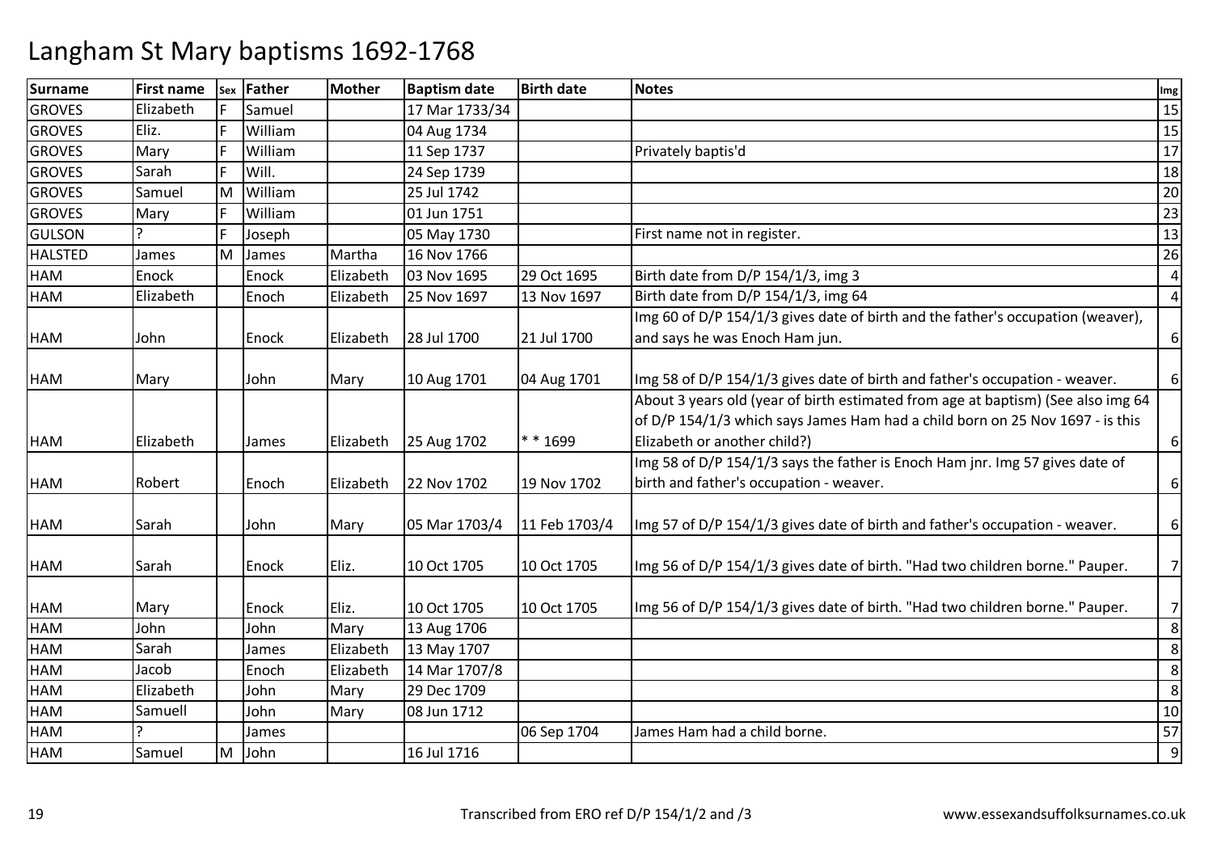# Langham St Mary baptisms 1692-1768

| Surname | First name | Sex | Father | Mother | Baptism date | Birth date | Notes | Img |
|---|---|---|---|---|---|---|---|---|
| GROVES | Elizabeth | F | Samuel | | 17 Mar 1733/34 | | | 15 |
| GROVES | Eliz. | F | William | | 04 Aug 1734 | | | 15 |
| GROVES | Mary | F | William | | 11 Sep 1737 | | Privately baptis'd | 17 |
| GROVES | Sarah | F | Will. | | 24 Sep 1739 | | | 18 |
| GROVES | Samuel | M | William | | 25 Jul 1742 | | | 20 |
| GROVES | Mary | F | William | | 01 Jun 1751 | | | 23 |
| GULSON | ? | F | Joseph | | 05 May 1730 | | First name not in register. | 13 |
| HALSTED | James | M | James | Martha | 16 Nov 1766 | | | 26 |
| HAM | Enock | | Enock | Elizabeth | 03 Nov 1695 | 29 Oct 1695 | Birth date from D/P 154/1/3, img 3 | 4 |
| HAM | Elizabeth | | Enoch | Elizabeth | 25 Nov 1697 | 13 Nov 1697 | Birth date from D/P 154/1/3, img 64 | 4 |
| HAM | John | | Enock | Elizabeth | 28 Jul 1700 | 21 Jul 1700 | Img 60 of D/P 154/1/3 gives date of birth and the father's occupation (weaver), and says he was Enoch Ham jun. | 6 |
| HAM | Mary | | John | Mary | 10 Aug 1701 | 04 Aug 1701 | Img 58 of D/P 154/1/3 gives date of birth and father's occupation - weaver. | 6 |
| HAM | Elizabeth | | James | Elizabeth | 25 Aug 1702 | * * 1699 | About 3 years old (year of birth estimated from age at baptism) (See also img 64 of D/P 154/1/3 which says James Ham had a child born on 25 Nov 1697 - is this Elizabeth or another child?) | 6 |
| HAM | Robert | | Enoch | Elizabeth | 22 Nov 1702 | 19 Nov 1702 | Img 58 of D/P 154/1/3 says the father is Enoch Ham jnr. Img 57 gives date of birth and father's occupation - weaver. | 6 |
| HAM | Sarah | | John | Mary | 05 Mar 1703/4 | 11 Feb 1703/4 | Img 57 of D/P 154/1/3 gives date of birth and father's occupation - weaver. | 6 |
| HAM | Sarah | | Enock | Eliz. | 10 Oct 1705 | 10 Oct 1705 | Img 56 of D/P 154/1/3 gives date of birth. "Had two children borne." Pauper. | 7 |
| HAM | Mary | | Enock | Eliz. | 10 Oct 1705 | 10 Oct 1705 | Img 56 of D/P 154/1/3 gives date of birth. "Had two children borne." Pauper. | 7 |
| HAM | John | | John | Mary | 13 Aug 1706 | | | 8 |
| HAM | Sarah | | James | Elizabeth | 13 May 1707 | | | 8 |
| HAM | Jacob | | Enoch | Elizabeth | 14 Mar 1707/8 | | | 8 |
| HAM | Elizabeth | | John | Mary | 29 Dec 1709 | | | 8 |
| HAM | Samuell | | John | Mary | 08 Jun 1712 | | | 10 |
| HAM | ? | | James | | | 06 Sep 1704 | James Ham had a child borne. | 57 |
| HAM | Samuel | M | John | | 16 Jul 1716 | | | 9 |

Transcribed from ERO ref D/P 154/1/2 and /3

www.essexandsuffolksurnames.co.uk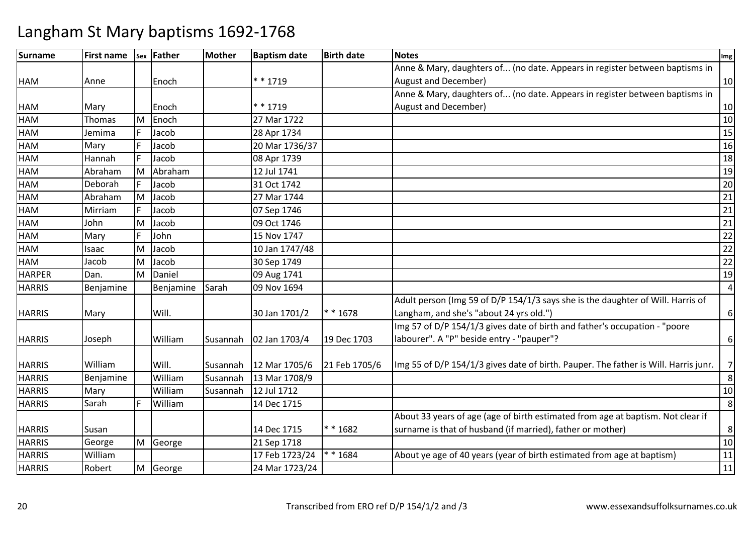# Langham St Mary baptisms 1692-1768

| Surname | First name | Sex | Father | Mother | Baptism date | Birth date | Notes | Img |
|---|---|---|---|---|---|---|---|---|
| HAM | Anne | | Enoch | | * * 1719 | | Anne & Mary, daughters of... (no date. Appears in register between baptisms in August and December) | 10 |
| HAM | Mary | | Enoch | | * * 1719 | | Anne & Mary, daughters of... (no date. Appears in register between baptisms in August and December) | 10 |
| HAM | Thomas | M | Enoch | | 27 Mar 1722 | | | 10 |
| HAM | Jemima | F | Jacob | | 28 Apr 1734 | | | 15 |
| HAM | Mary | F | Jacob | | 20 Mar 1736/37 | | | 16 |
| HAM | Hannah | F | Jacob | | 08 Apr 1739 | | | 18 |
| HAM | Abraham | M | Abraham | | 12 Jul 1741 | | | 19 |
| HAM | Deborah | F | Jacob | | 31 Oct 1742 | | | 20 |
| HAM | Abraham | M | Jacob | | 27 Mar 1744 | | | 21 |
| HAM | Mirriam | F | Jacob | | 07 Sep 1746 | | | 21 |
| HAM | John | M | Jacob | | 09 Oct 1746 | | | 21 |
| HAM | Mary | F | John | | 15 Nov 1747 | | | 22 |
| HAM | Isaac | M | Jacob | | 10 Jan 1747/48 | | | 22 |
| HAM | Jacob | M | Jacob | | 30 Sep 1749 | | | 22 |
| HARPER | Dan. | M | Daniel | | 09 Aug 1741 | | | 19 |
| HARRIS | Benjamine | | Benjamine | Sarah | 09 Nov 1694 | | | 4 |
| HARRIS | Mary | | Will. | | 30 Jan 1701/2 | * * 1678 | Adult person (Img 59 of D/P 154/1/3 says she is the daughter of Will. Harris of Langham, and she's "about 24 yrs old.") | 6 |
| HARRIS | Joseph | | William | Susannah | 02 Jan 1703/4 | 19 Dec 1703 | Img 57 of D/P 154/1/3 gives date of birth and father's occupation - "poore labourer". A "P" beside entry - "pauper"? | 6 |
| HARRIS | William | | Will. | Susannah | 12 Mar 1705/6 | 21 Feb 1705/6 | Img 55 of D/P 154/1/3 gives date of birth. Pauper. The father is Will. Harris junr. | 7 |
| HARRIS | Benjamine | | William | Susannah | 13 Mar 1708/9 | | | 8 |
| HARRIS | Mary | | William | Susannah | 12 Jul 1712 | | | 10 |
| HARRIS | Sarah | F | William | | 14 Dec 1715 | | | 8 |
| HARRIS | Susan | | | | 14 Dec 1715 | * * 1682 | About 33 years of age (age of birth estimated from age at baptism. Not clear if surname is that of husband (if married), father or mother) | 8 |
| HARRIS | George | M | George | | 21 Sep 1718 | | | 10 |
| HARRIS | William | | | | 17 Feb 1723/24 | * * 1684 | About ye age of 40 years (year of birth estimated from age at baptism) | 11 |
| HARRIS | Robert | M | George | | 24 Mar 1723/24 | | | 11 |

Transcribed from ERO ref D/P 154/1/2 and /3

www.essexandsuffolksurnames.co.uk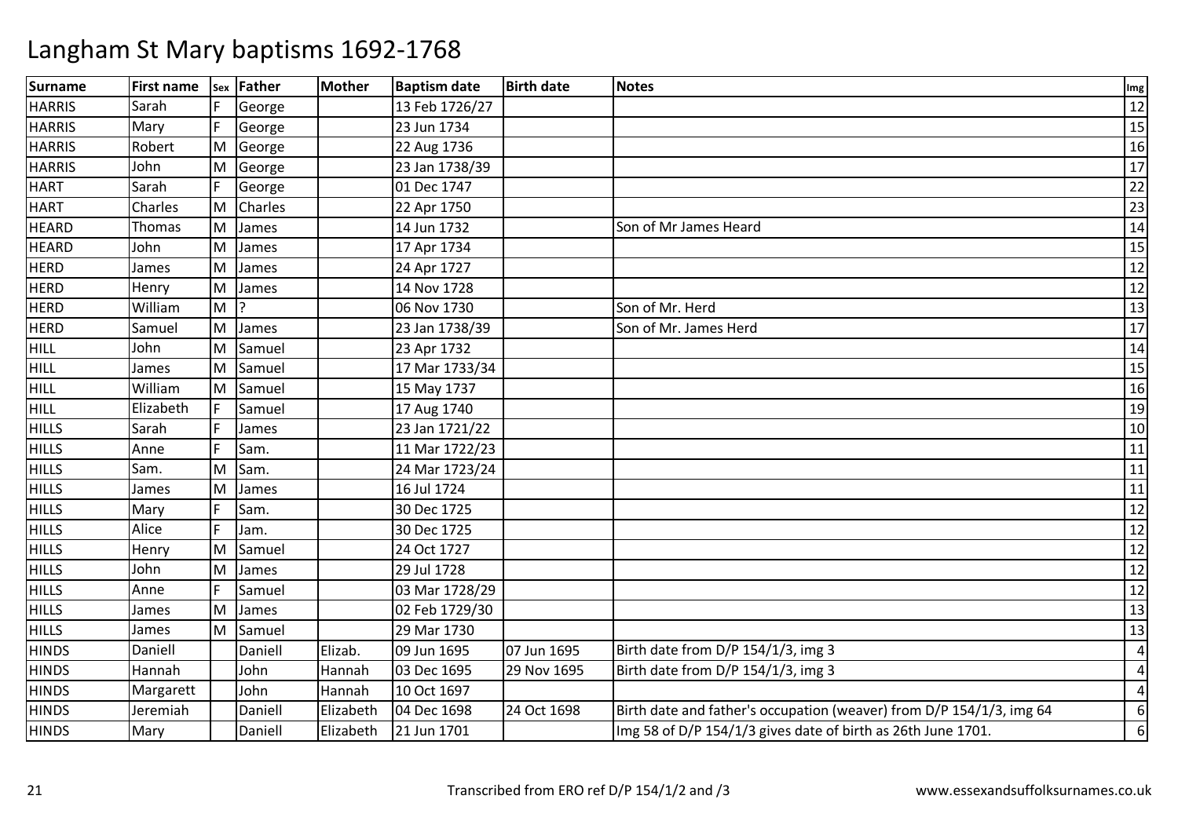# Langham St Mary baptisms 1692-1768

| Surname | First name | Sex | Father | Mother | Baptism date | Birth date | Notes | Img |
|---|---|---|---|---|---|---|---|---|
| HARRIS | Sarah | F | George | | 13 Feb 1726/27 | | | 12 |
| HARRIS | Mary | F | George | | 23 Jun 1734 | | | 15 |
| HARRIS | Robert | M | George | | 22 Aug 1736 | | | 16 |
| HARRIS | John | M | George | | 23 Jan 1738/39 | | | 17 |
| HART | Sarah | F | George | | 01 Dec 1747 | | | 22 |
| HART | Charles | M | Charles | | 22 Apr 1750 | | | 23 |
| HEARD | Thomas | M | James | | 14 Jun 1732 | | Son of Mr James Heard | 14 |
| HEARD | John | M | James | | 17 Apr 1734 | | | 15 |
| HERD | James | M | James | | 24 Apr 1727 | | | 12 |
| HERD | Henry | M | James | | 14 Nov 1728 | | | 12 |
| HERD | William | M | ? | | 06 Nov 1730 | | Son of Mr. Herd | 13 |
| HERD | Samuel | M | James | | 23 Jan 1738/39 | | Son of Mr. James Herd | 17 |
| HILL | John | M | Samuel | | 23 Apr 1732 | | | 14 |
| HILL | James | M | Samuel | | 17 Mar 1733/34 | | | 15 |
| HILL | William | M | Samuel | | 15 May 1737 | | | 16 |
| HILL | Elizabeth | F | Samuel | | 17 Aug 1740 | | | 19 |
| HILLS | Sarah | F | James | | 23 Jan 1721/22 | | | 10 |
| HILLS | Anne | F | Sam. | | 11 Mar 1722/23 | | | 11 |
| HILLS | Sam. | M | Sam. | | 24 Mar 1723/24 | | | 11 |
| HILLS | James | M | James | | 16 Jul 1724 | | | 11 |
| HILLS | Mary | F | Sam. | | 30 Dec 1725 | | | 12 |
| HILLS | Alice | F | Jam. | | 30 Dec 1725 | | | 12 |
| HILLS | Henry | M | Samuel | | 24 Oct 1727 | | | 12 |
| HILLS | John | M | James | | 29 Jul 1728 | | | 12 |
| HILLS | Anne | F | Samuel | | 03 Mar 1728/29 | | | 12 |
| HILLS | James | M | James | | 02 Feb 1729/30 | | | 13 |
| HILLS | James | M | Samuel | | 29 Mar 1730 | | | 13 |
| HINDS | Daniell | | Daniell | Elizab. | 09 Jun 1695 | 07 Jun 1695 | Birth date from D/P 154/1/3, img 3 | 4 |
| HINDS | Hannah | | John | Hannah | 03 Dec 1695 | 29 Nov 1695 | Birth date from D/P 154/1/3, img 3 | 4 |
| HINDS | Margarett | | John | Hannah | 10 Oct 1697 | | | 4 |
| HINDS | Jeremiah | | Daniell | Elizabeth | 04 Dec 1698 | 24 Oct 1698 | Birth date and father's occupation (weaver) from D/P 154/1/3, img 64 | 6 |
| HINDS | Mary | | Daniell | Elizabeth | 21 Jun 1701 | | Img 58 of D/P 154/1/3 gives date of birth as 26th June 1701. | 6 |

Transcribed from ERO ref D/P 154/1/2 and /3

www.essexandsuffolksurnames.co.uk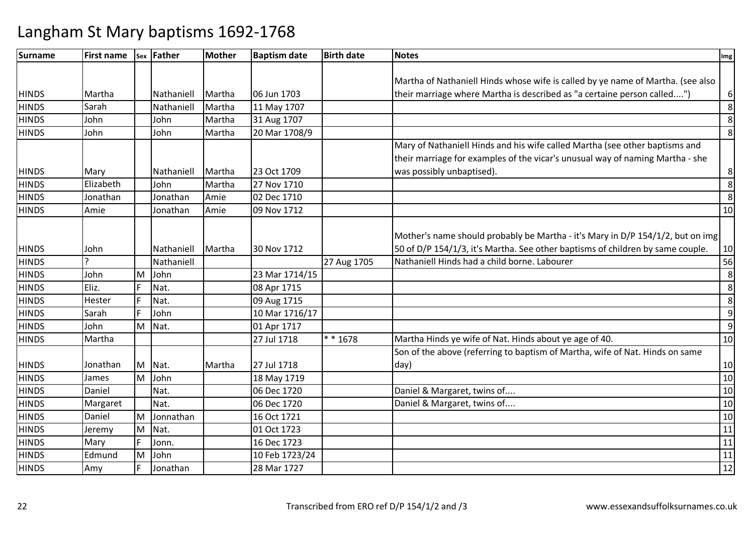# Langham St Mary baptisms 1692-1768

| Surname | First name | Sex | Father | Mother | Baptism date | Birth date | Notes | Img |
|---|---|---|---|---|---|---|---|---|
| HINDS | Martha | | Nathaniell | Martha | 06 Jun 1703 | | Martha of Nathaniell Hinds whose wife is called by ye name of Martha. (see also their marriage where Martha is described as "a certaine person called....") | 6 |
| HINDS | Sarah | | Nathaniell | Martha | 11 May 1707 | | | 8 |
| HINDS | John | | John | Martha | 31 Aug 1707 | | | 8 |
| HINDS | John | | John | Martha | 20 Mar 1708/9 | | | 8 |
| HINDS | Mary | | Nathaniell | Martha | 23 Oct 1709 | | Mary of Nathaniell Hinds and his wife called Martha (see other baptisms and their marriage for examples of the vicar's unusual way of naming Martha - she was possibly unbaptised). | 8 |
| HINDS | Elizabeth | | John | Martha | 27 Nov 1710 | | | 8 |
| HINDS | Jonathan | | Jonathan | Amie | 02 Dec 1710 | | | 8 |
| HINDS | Amie | | Jonathan | Amie | 09 Nov 1712 | | | 10 |
| HINDS | John | | Nathaniell | Martha | 30 Nov 1712 | | Mother's name should probably be Martha - it's Mary in D/P 154/1/2, but on img 50 of D/P 154/1/3, it's Martha. See other baptisms of children by same couple. | 10 |
| HINDS | ? | | Nathaniell | | | 27 Aug 1705 | Nathaniell Hinds had a child borne. Labourer | 56 |
| HINDS | John | M | John | | 23 Mar 1714/15 | | | 8 |
| HINDS | Eliz. | F | Nat. | | 08 Apr 1715 | | | 8 |
| HINDS | Hester | F | Nat. | | 09 Aug 1715 | | | 8 |
| HINDS | Sarah | F | John | | 10 Mar 1716/17 | | | 9 |
| HINDS | John | M | Nat. | | 01 Apr 1717 | | | 9 |
| HINDS | Martha | | | | 27 Jul 1718 | * * 1678 | Martha Hinds ye wife of Nat. Hinds about ye age of 40. | 10 |
| HINDS | Jonathan | M | Nat. | Martha | 27 Jul 1718 | | Son of the above (referring to baptism of Martha, wife of Nat. Hinds on same day) | 10 |
| HINDS | James | M | John | | 18 May 1719 | | | 10 |
| HINDS | Daniel | | Nat. | | 06 Dec 1720 | | Daniel & Margaret, twins of.... | 10 |
| HINDS | Margaret | | Nat. | | 06 Dec 1720 | | Daniel & Margaret, twins of.... | 10 |
| HINDS | Daniel | M | Jonnathan | | 16 Oct 1721 | | | 10 |
| HINDS | Jeremy | M | Nat. | | 01 Oct 1723 | | | 11 |
| HINDS | Mary | F | Jonn. | | 16 Dec 1723 | | | 11 |
| HINDS | Edmund | M | John | | 10 Feb 1723/24 | | | 11 |
| HINDS | Amy | F | Jonathan | | 28 Mar 1727 | | | 12 |

Transcribed from ERO ref D/P 154/1/2 and /3

www.essexandsuffolksurnames.co.uk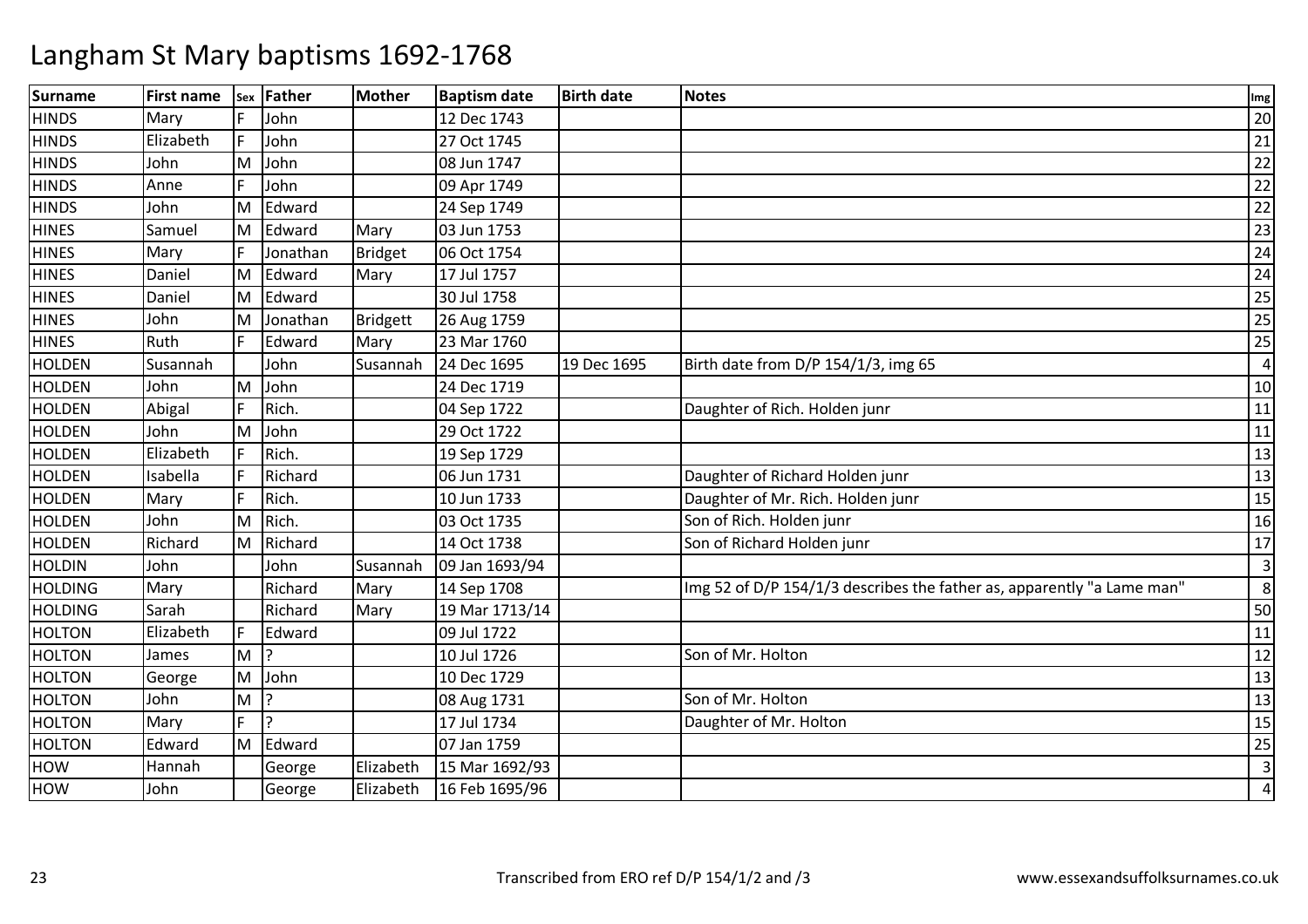# Langham St Mary baptisms 1692-1768

| Surname | First name | Sex | Father | Mother | Baptism date | Birth date | Notes | Img |
|---|---|---|---|---|---|---|---|---|
| HINDS | Mary | F | John | | 12 Dec 1743 | | | 20 |
| HINDS | Elizabeth | F | John | | 27 Oct 1745 | | | 21 |
| HINDS | John | M | John | | 08 Jun 1747 | | | 22 |
| HINDS | Anne | F | John | | 09 Apr 1749 | | | 22 |
| HINDS | John | M | Edward | | 24 Sep 1749 | | | 22 |
| HINES | Samuel | M | Edward | Mary | 03 Jun 1753 | | | 23 |
| HINES | Mary | F | Jonathan | Bridget | 06 Oct 1754 | | | 24 |
| HINES | Daniel | M | Edward | Mary | 17 Jul 1757 | | | 24 |
| HINES | Daniel | M | Edward | | 30 Jul 1758 | | | 25 |
| HINES | John | M | Jonathan | Bridgett | 26 Aug 1759 | | | 25 |
| HINES | Ruth | F | Edward | Mary | 23 Mar 1760 | | | 25 |
| HOLDEN | Susannah | | John | Susannah | 24 Dec 1695 | 19 Dec 1695 | Birth date from D/P 154/1/3, img 65 | 4 |
| HOLDEN | John | M | John | | 24 Dec 1719 | | | 10 |
| HOLDEN | Abigal | F | Rich. | | 04 Sep 1722 | | Daughter of Rich. Holden junr | 11 |
| HOLDEN | John | M | John | | 29 Oct 1722 | | | 11 |
| HOLDEN | Elizabeth | F | Rich. | | 19 Sep 1729 | | | 13 |
| HOLDEN | Isabella | F | Richard | | 06 Jun 1731 | | Daughter of Richard Holden junr | 13 |
| HOLDEN | Mary | F | Rich. | | 10 Jun 1733 | | Daughter of Mr. Rich. Holden junr | 15 |
| HOLDEN | John | M | Rich. | | 03 Oct 1735 | | Son of Rich. Holden junr | 16 |
| HOLDEN | Richard | M | Richard | | 14 Oct 1738 | | Son of Richard Holden junr | 17 |
| HOLDIN | John | | John | Susannah | 09 Jan 1693/94 | | | 3 |
| HOLDING | Mary | | Richard | Mary | 14 Sep 1708 | | Img 52 of D/P 154/1/3 describes the father as, apparently "a Lame man" | 8 |
| HOLDING | Sarah | | Richard | Mary | 19 Mar 1713/14 | | | 50 |
| HOLTON | Elizabeth | F | Edward | | 09 Jul 1722 | | | 11 |
| HOLTON | James | M | ? | | 10 Jul 1726 | | Son of Mr. Holton | 12 |
| HOLTON | George | M | John | | 10 Dec 1729 | | | 13 |
| HOLTON | John | M | ? | | 08 Aug 1731 | | Son of Mr. Holton | 13 |
| HOLTON | Mary | F | ? | | 17 Jul 1734 | | Daughter of Mr. Holton | 15 |
| HOLTON | Edward | M | Edward | | 07 Jan 1759 | | | 25 |
| HOW | Hannah | | George | Elizabeth | 15 Mar 1692/93 | | | 3 |
| HOW | John | | George | Elizabeth | 16 Feb 1695/96 | | | 4 |

Transcribed from ERO ref D/P 154/1/2 and /3

www.essexandsuffolksurnames.co.uk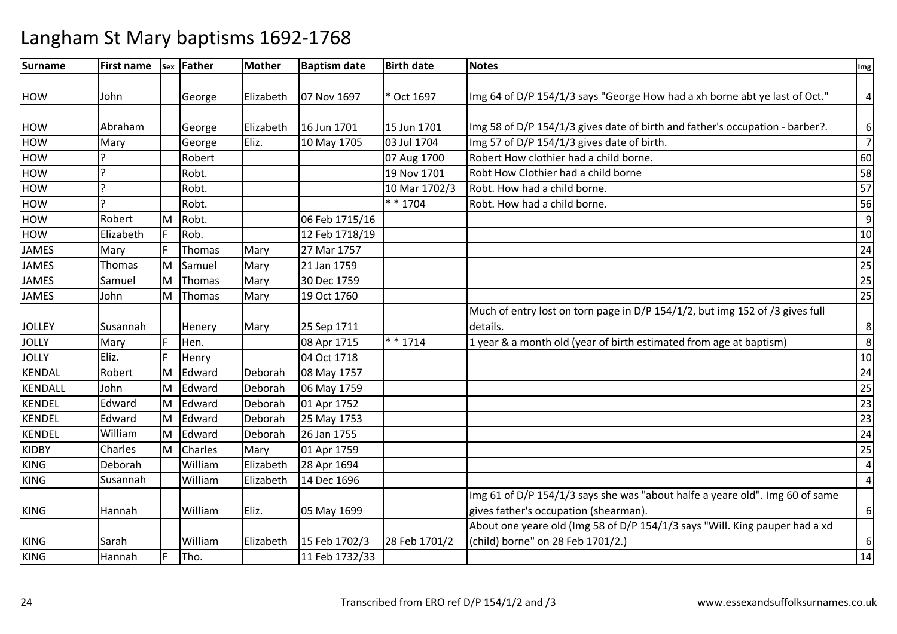# Langham St Mary baptisms 1692-1768

| Surname | First name | Sex | Father | Mother | Baptism date | Birth date | Notes | Img |
|---|---|---|---|---|---|---|---|---|
| HOW | John | | George | Elizabeth | 07 Nov 1697 | * Oct 1697 | Img 64 of D/P 154/1/3 says "George How had a xh borne abt ye last of Oct." | 4 |
| HOW | Abraham | | George | Elizabeth | 16 Jun 1701 | 15 Jun 1701 | Img 58 of D/P 154/1/3 gives date of birth and father's occupation - barber?. | 6 |
| HOW | Mary | | George | Eliz. | 10 May 1705 | 03 Jul 1704 | Img 57 of D/P 154/1/3 gives date of birth. | 7 |
| HOW | ? | | Robert | | | 07 Aug 1700 | Robert How clothier had a child borne. | 60 |
| HOW | ? | | Robt. | | | 19 Nov 1701 | Robt How Clothier had a child borne | 58 |
| HOW | ? | | Robt. | | | 10 Mar 1702/3 | Robt. How had a child borne. | 57 |
| HOW | ? | | Robt. | | | * * 1704 | Robt. How had a child borne. | 56 |
| HOW | Robert | M | Robt. | | 06 Feb 1715/16 | | | 9 |
| HOW | Elizabeth | F | Rob. | | 12 Feb 1718/19 | | | 10 |
| JAMES | Mary | F | Thomas | Mary | 27 Mar 1757 | | | 24 |
| JAMES | Thomas | M | Samuel | Mary | 21 Jan 1759 | | | 25 |
| JAMES | Samuel | M | Thomas | Mary | 30 Dec 1759 | | | 25 |
| JAMES | John | M | Thomas | Mary | 19 Oct 1760 | | | 25 |
| JOLLEY | Susannah | | Henery | Mary | 25 Sep 1711 | | Much of entry lost on torn page in D/P 154/1/2, but img 152 of /3 gives full details. | 8 |
| JOLLY | Mary | F | Hen. | | 08 Apr 1715 | * * 1714 | 1 year & a month old (year of birth estimated from age at baptism) | 8 |
| JOLLY | Eliz. | F | Henry | | 04 Oct 1718 | | | 10 |
| KENDAL | Robert | M | Edward | Deborah | 08 May 1757 | | | 24 |
| KENDALL | John | M | Edward | Deborah | 06 May 1759 | | | 25 |
| KENDEL | Edward | M | Edward | Deborah | 01 Apr 1752 | | | 23 |
| KENDEL | Edward | M | Edward | Deborah | 25 May 1753 | | | 23 |
| KENDEL | William | M | Edward | Deborah | 26 Jan 1755 | | | 24 |
| KIDBY | Charles | M | Charles | Mary | 01 Apr 1759 | | | 25 |
| KING | Deborah | | William | Elizabeth | 28 Apr 1694 | | | 4 |
| KING | Susannah | | William | Elizabeth | 14 Dec 1696 | | | 4 |
| KING | Hannah | | William | Eliz. | 05 May 1699 | | Img 61 of D/P 154/1/3 says she was "about halfe a yeare old". Img 60 of same gives father's occupation (shearman). | 6 |
| KING | Sarah | | William | Elizabeth | 15 Feb 1702/3 | 28 Feb 1701/2 | About one yeare old (Img 58 of D/P 154/1/3 says "Will. King pauper had a xd (child) borne" on 28 Feb 1701/2.) | 6 |
| KING | Hannah | F | Tho. | | 11 Feb 1732/33 | | | 14 |

Transcribed from ERO ref D/P 154/1/2 and /3 www.essexandsuffolksurnames.co.uk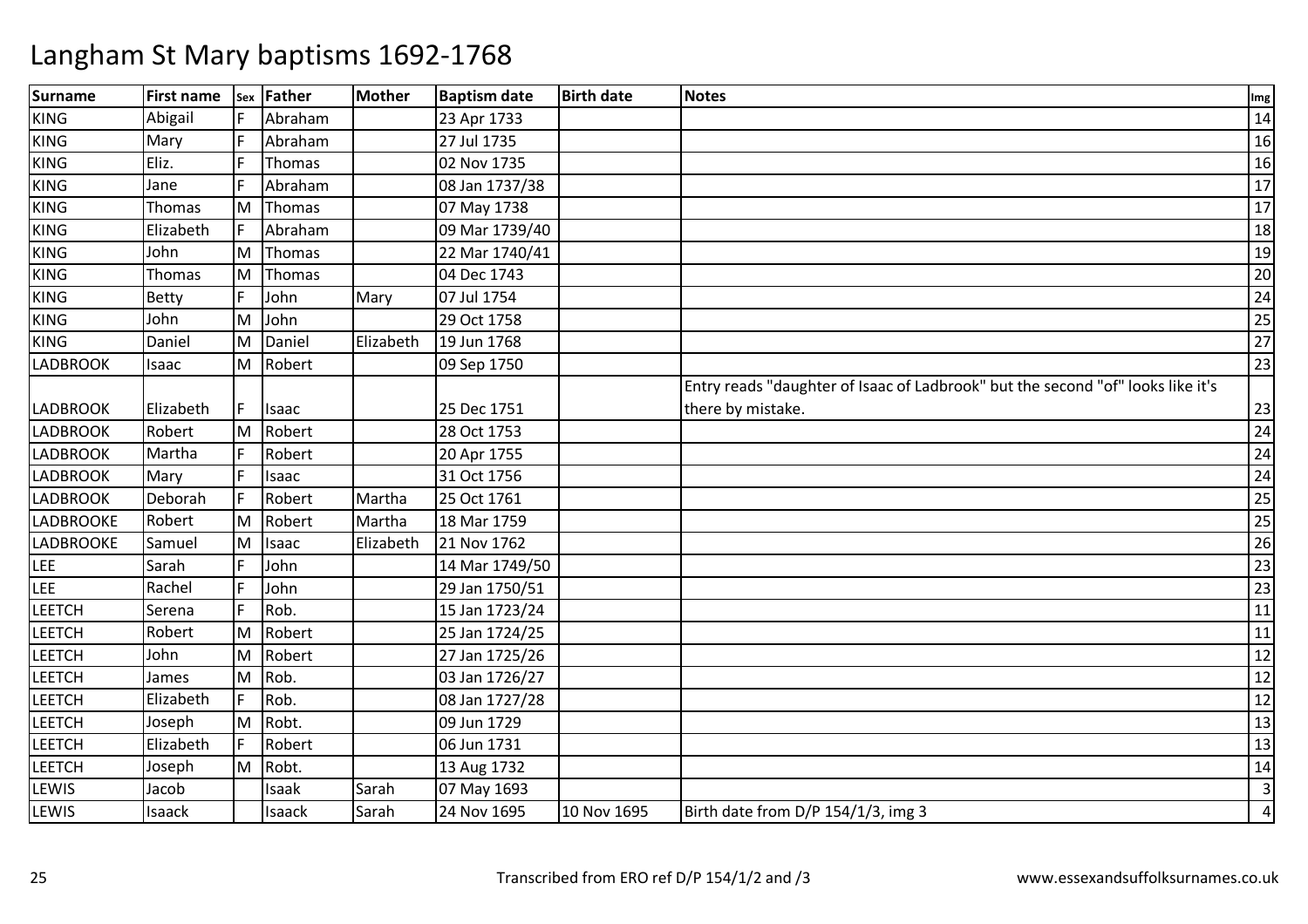# Langham St Mary baptisms 1692-1768

| Surname | First name | Sex | Father | Mother | Baptism date | Birth date | Notes | Img |
|---|---|---|---|---|---|---|---|---|
| KING | Abigail | F | Abraham | | 23 Apr 1733 | | | 14 |
| KING | Mary | F | Abraham | | 27 Jul 1735 | | | 16 |
| KING | Eliz. | F | Thomas | | 02 Nov 1735 | | | 16 |
| KING | Jane | F | Abraham | | 08 Jan 1737/38 | | | 17 |
| KING | Thomas | M | Thomas | | 07 May 1738 | | | 17 |
| KING | Elizabeth | F | Abraham | | 09 Mar 1739/40 | | | 18 |
| KING | John | M | Thomas | | 22 Mar 1740/41 | | | 19 |
| KING | Thomas | M | Thomas | | 04 Dec 1743 | | | 20 |
| KING | Betty | F | John | Mary | 07 Jul 1754 | | | 24 |
| KING | John | M | John | | 29 Oct 1758 | | | 25 |
| KING | Daniel | M | Daniel | Elizabeth | 19 Jun 1768 | | | 27 |
| LADBROOK | Isaac | M | Robert | | 09 Sep 1750 | | | 23 |
| LADBROOK | Elizabeth | F | Isaac | | 25 Dec 1751 | | Entry reads "daughter of Isaac of Ladbrook" but the second "of" looks like it's there by mistake. | 23 |
| LADBROOK | Robert | M | Robert | | 28 Oct 1753 | | | 24 |
| LADBROOK | Martha | F | Robert | | 20 Apr 1755 | | | 24 |
| LADBROOK | Mary | F | Isaac | | 31 Oct 1756 | | | 24 |
| LADBROOK | Deborah | F | Robert | Martha | 25 Oct 1761 | | | 25 |
| LADBROOKE | Robert | M | Robert | Martha | 18 Mar 1759 | | | 25 |
| LADBROOKE | Samuel | M | Isaac | Elizabeth | 21 Nov 1762 | | | 26 |
| LEE | Sarah | F | John | | 14 Mar 1749/50 | | | 23 |
| LEE | Rachel | F | John | | 29 Jan 1750/51 | | | 23 |
| LEETCH | Serena | F | Rob. | | 15 Jan 1723/24 | | | 11 |
| LEETCH | Robert | M | Robert | | 25 Jan 1724/25 | | | 11 |
| LEETCH | John | M | Robert | | 27 Jan 1725/26 | | | 12 |
| LEETCH | James | M | Rob. | | 03 Jan 1726/27 | | | 12 |
| LEETCH | Elizabeth | F | Rob. | | 08 Jan 1727/28 | | | 12 |
| LEETCH | Joseph | M | Robt. | | 09 Jun 1729 | | | 13 |
| LEETCH | Elizabeth | F | Robert | | 06 Jun 1731 | | | 13 |
| LEETCH | Joseph | M | Robt. | | 13 Aug 1732 | | | 14 |
| LEWIS | Jacob | | Isaak | Sarah | 07 May 1693 | | | 3 |
| LEWIS | Isaack | | Isaack | Sarah | 24 Nov 1695 | 10 Nov 1695 | Birth date from D/P 154/1/3, img 3 | 4 |

Transcribed from ERO ref D/P 154/1/2 and /3

www.essexandsuffolksurnames.co.uk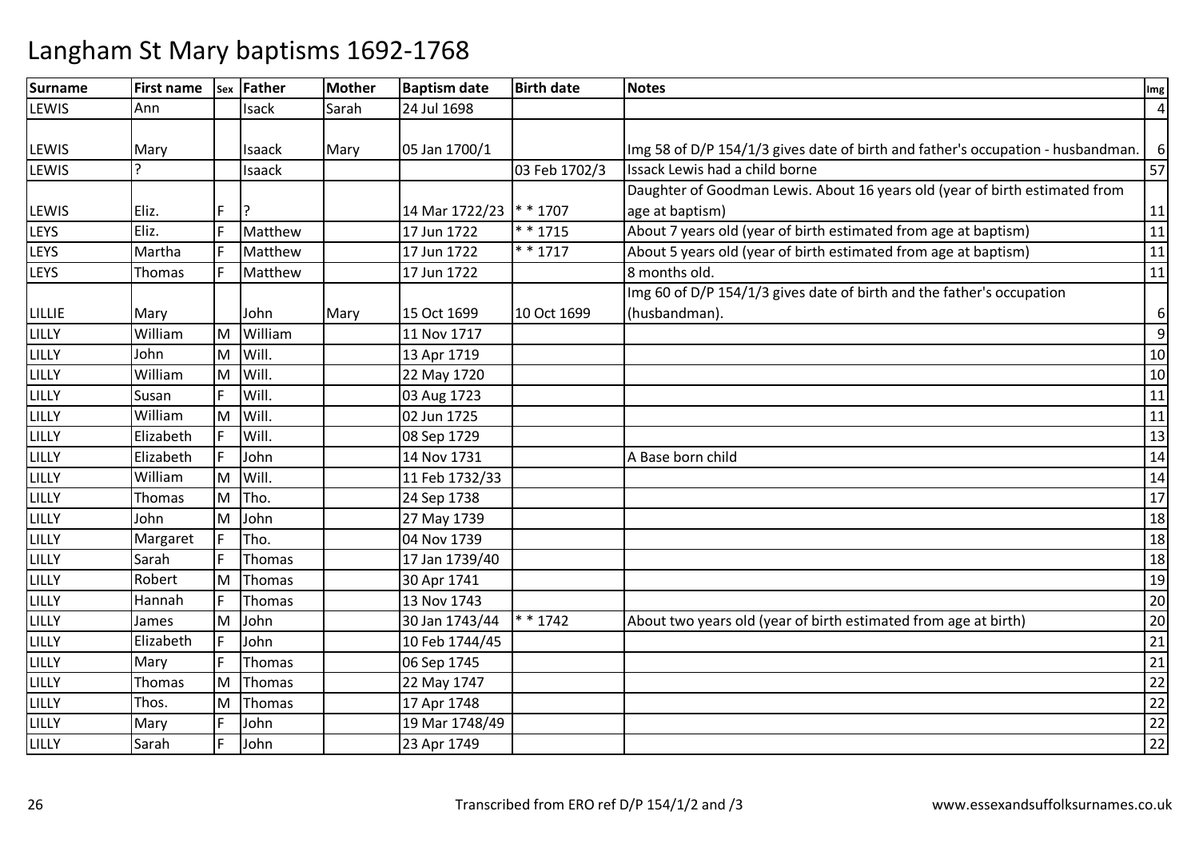# Langham St Mary baptisms 1692-1768

| Surname | First name | Sex | Father | Mother | Baptism date | Birth date | Notes | Img |
|---|---|---|---|---|---|---|---|---|
| LEWIS | Ann | | Isack | Sarah | 24 Jul 1698 | | | 4 |
| LEWIS | Mary | | Isaack | Mary | 05 Jan 1700/1 | | Img 58 of D/P 154/1/3 gives date of birth and father's occupation - husbandman. | 6 |
| LEWIS | ? | | Isaack | | | 03 Feb 1702/3 | Issack Lewis had a child borne | 57 |
| LEWIS | Eliz. | F | ? | | 14 Mar 1722/23 | * * 1707 | Daughter of Goodman Lewis. About 16 years old (year of birth estimated from age at baptism) | 11 |
| LEYS | Eliz. | F | Matthew | | 17 Jun 1722 | * * 1715 | About 7 years old (year of birth estimated from age at baptism) | 11 |
| LEYS | Martha | F | Matthew | | 17 Jun 1722 | * * 1717 | About 5 years old (year of birth estimated from age at baptism) | 11 |
| LEYS | Thomas | F | Matthew | | 17 Jun 1722 | | 8 months old. | 11 |
| LILLIE | Mary | | John | Mary | 15 Oct 1699 | 10 Oct 1699 | Img 60 of D/P 154/1/3 gives date of birth and the father's occupation (husbandman). | 6 |
| LILLY | William | M | William | | 11 Nov 1717 | | | 9 |
| LILLY | John | M | Will. | | 13 Apr 1719 | | | 10 |
| LILLY | William | M | Will. | | 22 May 1720 | | | 10 |
| LILLY | Susan | F | Will. | | 03 Aug 1723 | | | 11 |
| LILLY | William | M | Will. | | 02 Jun 1725 | | | 11 |
| LILLY | Elizabeth | F | Will. | | 08 Sep 1729 | | | 13 |
| LILLY | Elizabeth | F | John | | 14 Nov 1731 | | A Base born child | 14 |
| LILLY | William | M | Will. | | 11 Feb 1732/33 | | | 14 |
| LILLY | Thomas | M | Tho. | | 24 Sep 1738 | | | 17 |
| LILLY | John | M | John | | 27 May 1739 | | | 18 |
| LILLY | Margaret | F | Tho. | | 04 Nov 1739 | | | 18 |
| LILLY | Sarah | F | Thomas | | 17 Jan 1739/40 | | | 18 |
| LILLY | Robert | M | Thomas | | 30 Apr 1741 | | | 19 |
| LILLY | Hannah | F | Thomas | | 13 Nov 1743 | | | 20 |
| LILLY | James | M | John | | 30 Jan 1743/44 | * * 1742 | About two years old (year of birth estimated from age at birth) | 20 |
| LILLY | Elizabeth | F | John | | 10 Feb 1744/45 | | | 21 |
| LILLY | Mary | F | Thomas | | 06 Sep 1745 | | | 21 |
| LILLY | Thomas | M | Thomas | | 22 May 1747 | | | 22 |
| LILLY | Thos. | M | Thomas | | 17 Apr 1748 | | | 22 |
| LILLY | Mary | F | John | | 19 Mar 1748/49 | | | 22 |
| LILLY | Sarah | F | John | | 23 Apr 1749 | | | 22 |

Transcribed from ERO ref D/P 154/1/2 and /3

www.essexandsuffolksurnames.co.uk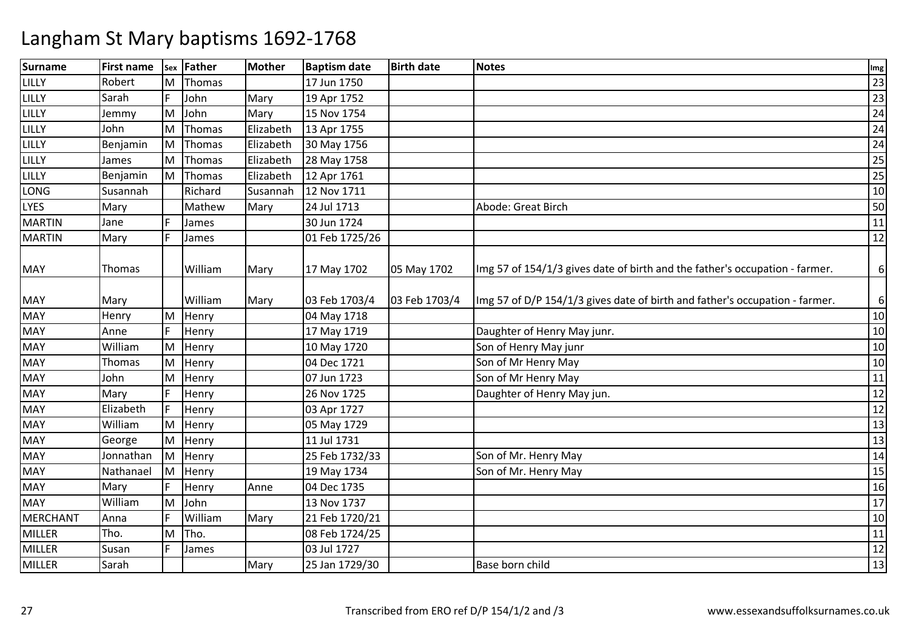# Langham St Mary baptisms 1692-1768

| Surname | First name | Sex | Father | Mother | Baptism date | Birth date | Notes | Img |
|---|---|---|---|---|---|---|---|---|
| LILLY | Robert | M | Thomas | | 17 Jun 1750 | | | 23 |
| LILLY | Sarah | F | John | Mary | 19 Apr 1752 | | | 23 |
| LILLY | Jemmy | M | John | Mary | 15 Nov 1754 | | | 24 |
| LILLY | John | M | Thomas | Elizabeth | 13 Apr 1755 | | | 24 |
| LILLY | Benjamin | M | Thomas | Elizabeth | 30 May 1756 | | | 24 |
| LILLY | James | M | Thomas | Elizabeth | 28 May 1758 | | | 25 |
| LILLY | Benjamin | M | Thomas | Elizabeth | 12 Apr 1761 | | | 25 |
| LONG | Susannah | | Richard | Susannah | 12 Nov 1711 | | | 10 |
| LYES | Mary | | Mathew | Mary | 24 Jul 1713 | | Abode: Great Birch | 50 |
| MARTIN | Jane | F | James | | 30 Jun 1724 | | | 11 |
| MARTIN | Mary | F | James | | 01 Feb 1725/26 | | | 12 |
| MAY | Thomas | | William | Mary | 17 May 1702 | 05 May 1702 | Img 57 of 154/1/3 gives date of birth and the father's occupation - farmer. | 6 |
| MAY | Mary | | William | Mary | 03 Feb 1703/4 | 03 Feb 1703/4 | Img 57 of D/P 154/1/3 gives date of birth and father's occupation - farmer. | 6 |
| MAY | Henry | M | Henry | | 04 May 1718 | | | 10 |
| MAY | Anne | F | Henry | | 17 May 1719 | | Daughter of Henry May junr. | 10 |
| MAY | William | M | Henry | | 10 May 1720 | | Son of Henry May junr | 10 |
| MAY | Thomas | M | Henry | | 04 Dec 1721 | | Son of Mr Henry May | 10 |
| MAY | John | M | Henry | | 07 Jun 1723 | | Son of Mr Henry May | 11 |
| MAY | Mary | F | Henry | | 26 Nov 1725 | | Daughter of Henry May jun. | 12 |
| MAY | Elizabeth | F | Henry | | 03 Apr 1727 | | | 12 |
| MAY | William | M | Henry | | 05 May 1729 | | | 13 |
| MAY | George | M | Henry | | 11 Jul 1731 | | | 13 |
| MAY | Jonnathan | M | Henry | | 25 Feb 1732/33 | | Son of Mr. Henry May | 14 |
| MAY | Nathanael | M | Henry | | 19 May 1734 | | Son of Mr. Henry May | 15 |
| MAY | Mary | F | Henry | Anne | 04 Dec 1735 | | | 16 |
| MAY | William | M | John | | 13 Nov 1737 | | | 17 |
| MERCHANT | Anna | F | William | Mary | 21 Feb 1720/21 | | | 10 |
| MILLER | Tho. | M | Tho. | | 08 Feb 1724/25 | | | 11 |
| MILLER | Susan | F | James | | 03 Jul 1727 | | | 12 |
| MILLER | Sarah | | | Mary | 25 Jan 1729/30 | | Base born child | 13 |

Transcribed from ERO ref D/P 154/1/2 and /3

www.essexandsuffolksurnames.co.uk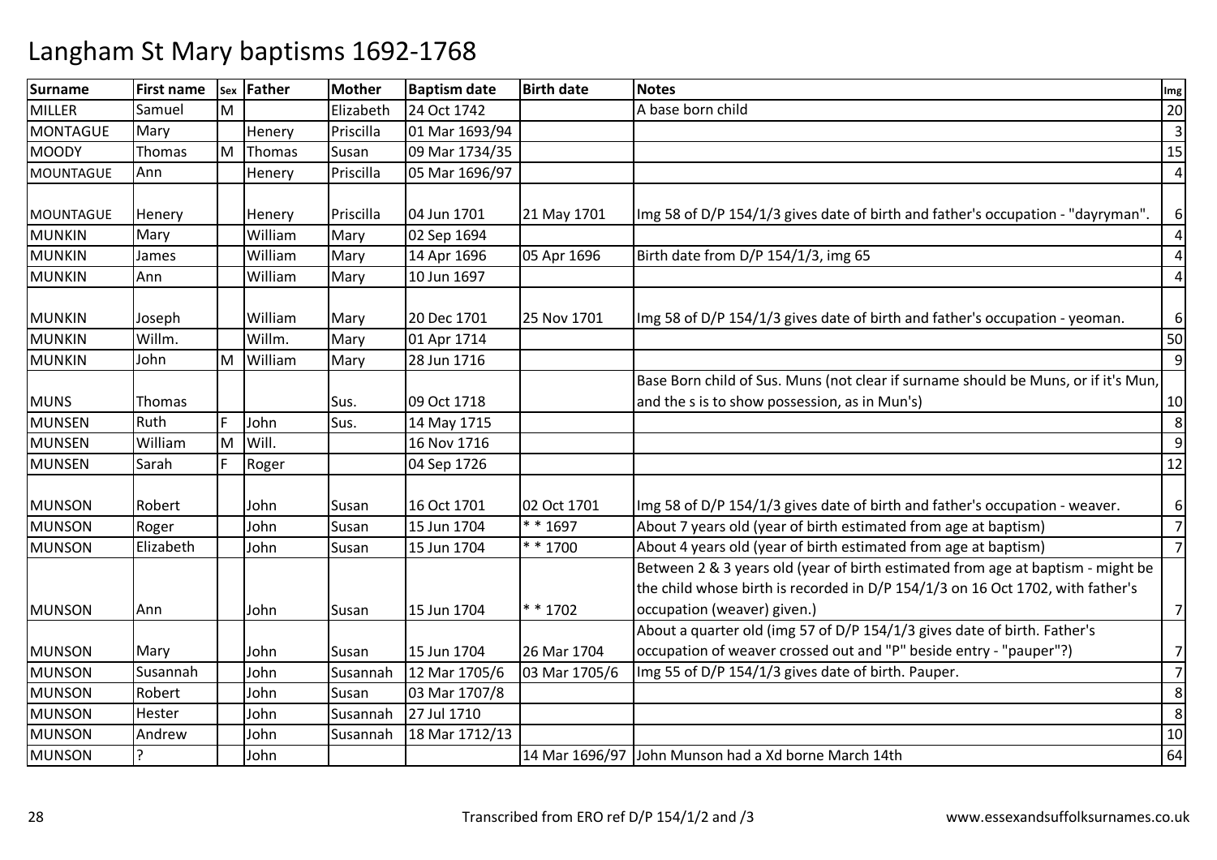# Langham St Mary baptisms 1692-1768

| Surname | First name | Sex | Father | Mother | Baptism date | Birth date | Notes | Img |
|---|---|---|---|---|---|---|---|---|
| MILLER | Samuel | M | | Elizabeth | 24 Oct 1742 | | A base born child | 20 |
| MONTAGUE | Mary | | Henery | Priscilla | 01 Mar 1693/94 | | | 3 |
| MOODY | Thomas | M | Thomas | Susan | 09 Mar 1734/35 | | | 15 |
| MOUNTAGUE | Ann | | Henery | Priscilla | 05 Mar 1696/97 | | | 4 |
| MOUNTAGUE | Henery | | Henery | Priscilla | 04 Jun 1701 | 21 May 1701 | Img 58 of D/P 154/1/3 gives date of birth and father's occupation - "dayryman". | 6 |
| MUNKIN | Mary | | William | Mary | 02 Sep 1694 | | | 4 |
| MUNKIN | James | | William | Mary | 14 Apr 1696 | 05 Apr 1696 | Birth date from D/P 154/1/3, img 65 | 4 |
| MUNKIN | Ann | | William | Mary | 10 Jun 1697 | | | 4 |
| MUNKIN | Joseph | | William | Mary | 20 Dec 1701 | 25 Nov 1701 | Img 58 of D/P 154/1/3 gives date of birth and father's occupation - yeoman. | 6 |
| MUNKIN | Willm. | | Willm. | Mary | 01 Apr 1714 | | | 50 |
| MUNKIN | John | M | William | Mary | 28 Jun 1716 | | | 9 |
| MUNS | Thomas | | | Sus. | 09 Oct 1718 | | Base Born child of Sus. Muns (not clear if surname should be Muns, or if it's Mun, and the s is to show possession, as in Mun's) | 10 |
| MUNSEN | Ruth | F | John | Sus. | 14 May 1715 | | | 8 |
| MUNSEN | William | M | Will. | | 16 Nov 1716 | | | 9 |
| MUNSEN | Sarah | F | Roger | | 04 Sep 1726 | | | 12 |
| MUNSON | Robert | | John | Susan | 16 Oct 1701 | 02 Oct 1701 | Img 58 of D/P 154/1/3 gives date of birth and father's occupation - weaver. | 6 |
| MUNSON | Roger | | John | Susan | 15 Jun 1704 | * * 1697 | About 7 years old (year of birth estimated from age at baptism) | 7 |
| MUNSON | Elizabeth | | John | Susan | 15 Jun 1704 | * * 1700 | About 4 years old (year of birth estimated from age at baptism) | 7 |
| MUNSON | Ann | | John | Susan | 15 Jun 1704 | * * 1702 | Between 2 & 3 years old (year of birth estimated from age at baptism - might be the child whose birth is recorded in D/P 154/1/3 on 16 Oct 1702, with father's occupation (weaver) given.) | 7 |
| MUNSON | Mary | | John | Susan | 15 Jun 1704 | 26 Mar 1704 | About a quarter old (img 57 of D/P 154/1/3 gives date of birth. Father's occupation of weaver crossed out and "P" beside entry - "pauper"?) | 7 |
| MUNSON | Susannah | | John | Susannah | 12 Mar 1705/6 | 03 Mar 1705/6 | Img 55 of D/P 154/1/3 gives date of birth. Pauper. | 7 |
| MUNSON | Robert | | John | Susan | 03 Mar 1707/8 | | | 8 |
| MUNSON | Hester | | John | Susannah | 27 Jul 1710 | | | 8 |
| MUNSON | Andrew | | John | Susannah | 18 Mar 1712/13 | | | 10 |
| MUNSON | ? | | John | | | 14 Mar 1696/97 | John Munson had a Xd borne March 14th | 64 |

Transcribed from ERO ref D/P 154/1/2 and /3

www.essexandsuffolksurnames.co.uk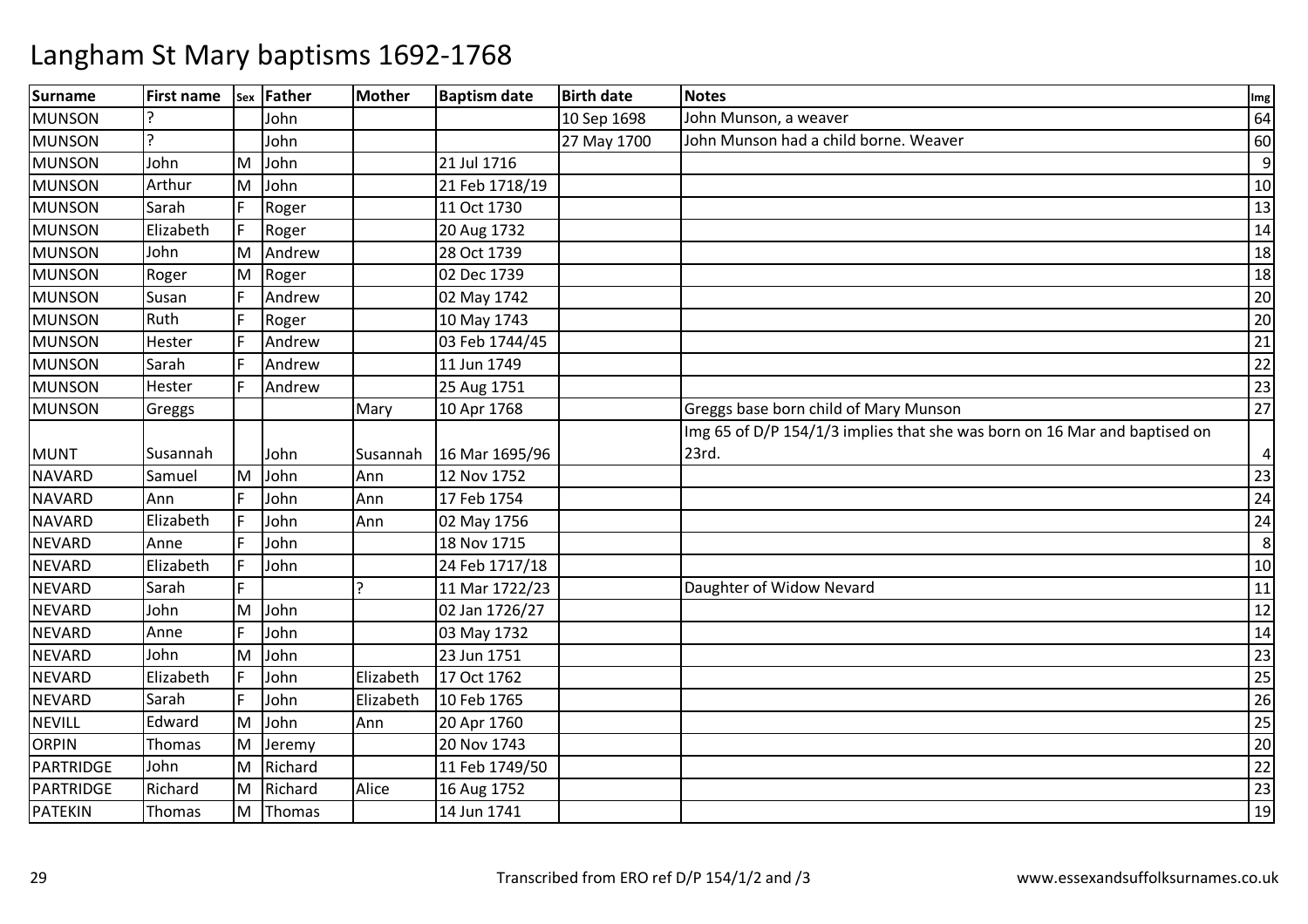# Langham St Mary baptisms 1692-1768

| Surname | First name | Sex | Father | Mother | Baptism date | Birth date | Notes | Img |
|---|---|---|---|---|---|---|---|---|
| MUNSON | ? | | John | | | 10 Sep 1698 | John Munson, a weaver | 64 |
| MUNSON | ? | | John | | | 27 May 1700 | John Munson had a child borne. Weaver | 60 |
| MUNSON | John | M | John | | 21 Jul 1716 | | | 9 |
| MUNSON | Arthur | M | John | | 21 Feb 1718/19 | | | 10 |
| MUNSON | Sarah | F | Roger | | 11 Oct 1730 | | | 13 |
| MUNSON | Elizabeth | F | Roger | | 20 Aug 1732 | | | 14 |
| MUNSON | John | M | Andrew | | 28 Oct 1739 | | | 18 |
| MUNSON | Roger | M | Roger | | 02 Dec 1739 | | | 18 |
| MUNSON | Susan | F | Andrew | | 02 May 1742 | | | 20 |
| MUNSON | Ruth | F | Roger | | 10 May 1743 | | | 20 |
| MUNSON | Hester | F | Andrew | | 03 Feb 1744/45 | | | 21 |
| MUNSON | Sarah | F | Andrew | | 11 Jun 1749 | | | 22 |
| MUNSON | Hester | F | Andrew | | 25 Aug 1751 | | | 23 |
| MUNSON | Greggs | | | Mary | 10 Apr 1768 | | Greggs base born child of Mary Munson | 27 |
| MUNT | Susannah | | John | Susannah | 16 Mar 1695/96 | | Img 65 of D/P 154/1/3 implies that she was born on 16 Mar and baptised on 23rd. | 4 |
| NAVARD | Samuel | M | John | Ann | 12 Nov 1752 | | | 23 |
| NAVARD | Ann | F | John | Ann | 17 Feb 1754 | | | 24 |
| NAVARD | Elizabeth | F | John | Ann | 02 May 1756 | | | 24 |
| NEVARD | Anne | F | John | | 18 Nov 1715 | | | 8 |
| NEVARD | Elizabeth | F | John | | 24 Feb 1717/18 | | | 10 |
| NEVARD | Sarah | F | | ? | 11 Mar 1722/23 | | Daughter of Widow Nevard | 11 |
| NEVARD | John | M | John | | 02 Jan 1726/27 | | | 12 |
| NEVARD | Anne | F | John | | 03 May 1732 | | | 14 |
| NEVARD | John | M | John | | 23 Jun 1751 | | | 23 |
| NEVARD | Elizabeth | F | John | Elizabeth | 17 Oct 1762 | | | 25 |
| NEVARD | Sarah | F | John | Elizabeth | 10 Feb 1765 | | | 26 |
| NEVILL | Edward | M | John | Ann | 20 Apr 1760 | | | 25 |
| ORPIN | Thomas | M | Jeremy | | 20 Nov 1743 | | | 20 |
| PARTRIDGE | John | M | Richard | | 11 Feb 1749/50 | | | 22 |
| PARTRIDGE | Richard | M | Richard | Alice | 16 Aug 1752 | | | 23 |
| PATEKIN | Thomas | M | Thomas | | 14 Jun 1741 | | | 19 |

Transcribed from ERO ref D/P 154/1/2 and /3

www.essexandsuffolksurnames.co.uk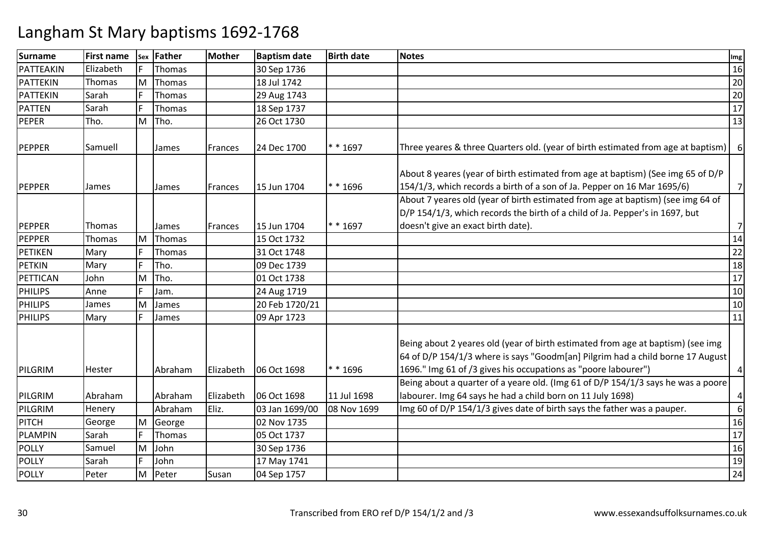# Langham St Mary baptisms 1692-1768

| Surname | First name | Sex | Father | Mother | Baptism date | Birth date | Notes | Img |
|---|---|---|---|---|---|---|---|---|
| PATTEAKIN | Elizabeth | F | Thomas | | 30 Sep 1736 | | | 16 |
| PATTEKIN | Thomas | M | Thomas | | 18 Jul 1742 | | | 20 |
| PATTEKIN | Sarah | F | Thomas | | 29 Aug 1743 | | | 20 |
| PATTEN | Sarah | F | Thomas | | 18 Sep 1737 | | | 17 |
| PEPER | Tho. | M | Tho. | | 26 Oct 1730 | | | 13 |
| PEPPER | Samuell | | James | Frances | 24 Dec 1700 | * * 1697 | Three yeares & three Quarters old. (year of birth estimated from age at baptism) | 6 |
| PEPPER | James | | James | Frances | 15 Jun 1704 | * * 1696 | About 8 yeares (year of birth estimated from age at baptism) (See img 65 of D/P 154/1/3, which records a birth of a son of Ja. Pepper on 16 Mar 1695/6) | 7 |
| PEPPER | Thomas | | James | Frances | 15 Jun 1704 | * * 1697 | About 7 yeares old (year of birth estimated from age at baptism) (see img 64 of D/P 154/1/3, which records the birth of a child of Ja. Pepper's in 1697, but doesn't give an exact birth date). | 7 |
| PEPPER | Thomas | M | Thomas | | 15 Oct 1732 | | | 14 |
| PETIKEN | Mary | F | Thomas | | 31 Oct 1748 | | | 22 |
| PETKIN | Mary | F | Tho. | | 09 Dec 1739 | | | 18 |
| PETTICAN | John | M | Tho. | | 01 Oct 1738 | | | 17 |
| PHILIPS | Anne | F | Jam. | | 24 Aug 1719 | | | 10 |
| PHILIPS | James | M | James | | 20 Feb 1720/21 | | | 10 |
| PHILIPS | Mary | F | James | | 09 Apr 1723 | | | 11 |
| PILGRIM | Hester | | Abraham | Elizabeth | 06 Oct 1698 | * * 1696 | Being about 2 yeares old (year of birth estimated from age at baptism) (see img 64 of D/P 154/1/3 where is says "Goodm[an] Pilgrim had a child borne 17 August 1696." Img 61 of /3 gives his occupations as "poore labourer") | 4 |
| PILGRIM | Abraham | | Abraham | Elizabeth | 06 Oct 1698 | 11 Jul 1698 | Being about a quarter of a yeare old. (Img 61 of D/P 154/1/3 says he was a poore labourer. Img 64 says he had a child born on 11 July 1698) | 4 |
| PILGRIM | Henery | | Abraham | Eliz. | 03 Jan 1699/00 | 08 Nov 1699 | Img 60 of D/P 154/1/3 gives date of birth says the father was a pauper. | 6 |
| PITCH | George | M | George | | 02 Nov 1735 | | | 16 |
| PLAMPIN | Sarah | F | Thomas | | 05 Oct 1737 | | | 17 |
| POLLY | Samuel | M | John | | 30 Sep 1736 | | | 16 |
| POLLY | Sarah | F | John | | 17 May 1741 | | | 19 |
| POLLY | Peter | M | Peter | Susan | 04 Sep 1757 | | | 24 |

Transcribed from ERO ref D/P 154/1/2 and /3

www.essexandsuffolksurnames.co.uk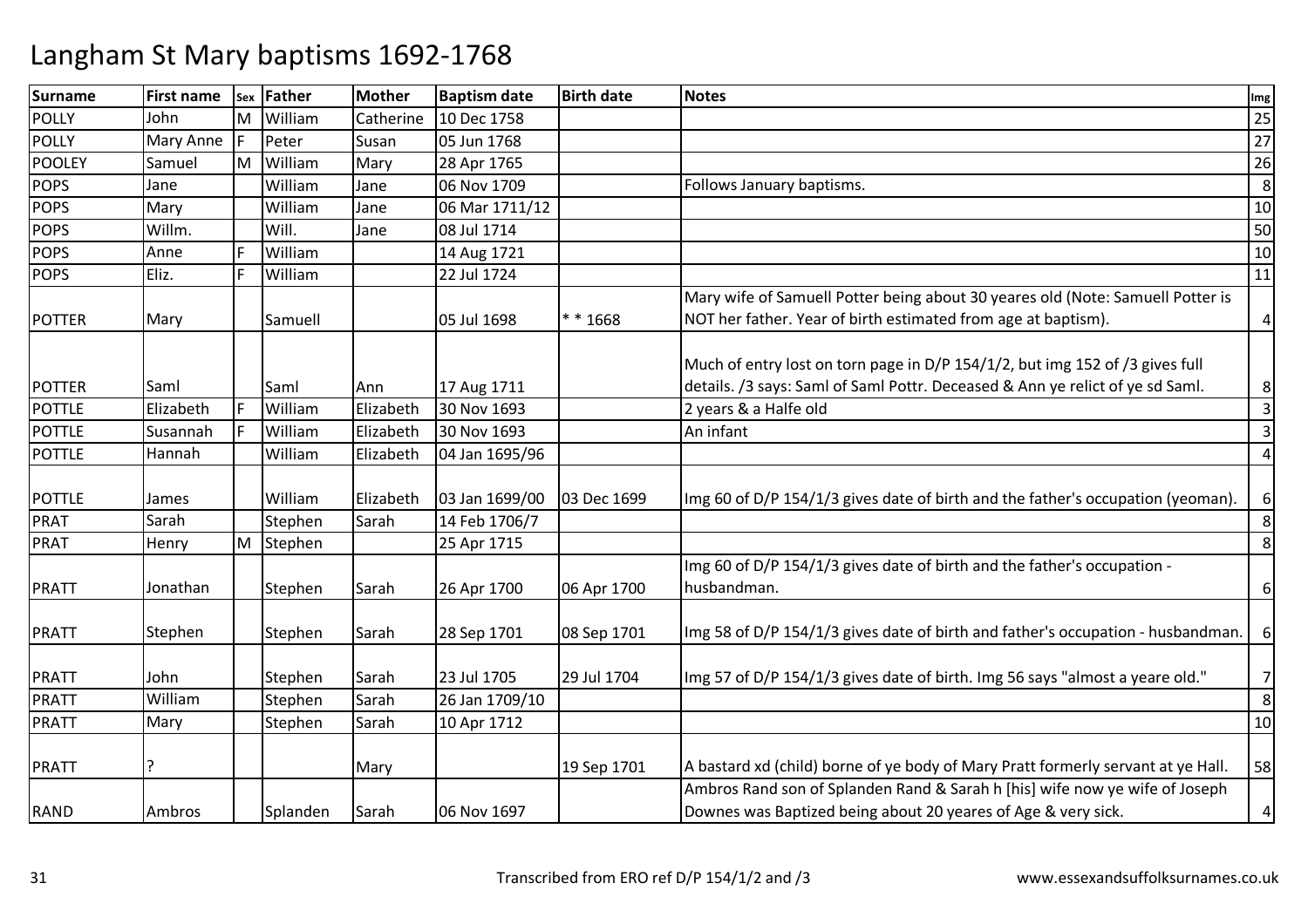# Langham St Mary baptisms 1692-1768

| Surname | First name | Sex | Father | Mother | Baptism date | Birth date | Notes | Img |
|---|---|---|---|---|---|---|---|---|
| POLLY | John | M | William | Catherine | 10 Dec 1758 | | | 25 |
| POLLY | Mary Anne | F | Peter | Susan | 05 Jun 1768 | | | 27 |
| POOLEY | Samuel | M | William | Mary | 28 Apr 1765 | | | 26 |
| POPS | Jane | | William | Jane | 06 Nov 1709 | | Follows January baptisms. | 8 |
| POPS | Mary | | William | Jane | 06 Mar 1711/12 | | | 10 |
| POPS | Willm. | | Will. | Jane | 08 Jul 1714 | | | 50 |
| POPS | Anne | F | William | | 14 Aug 1721 | | | 10 |
| POPS | Eliz. | F | William | | 22 Jul 1724 | | | 11 |
| POTTER | Mary | | Samuell | | 05 Jul 1698 | * * 1668 | Mary wife of Samuell Potter being about 30 yeares old (Note: Samuell Potter is NOT her father. Year of birth estimated from age at baptism). | 4 |
| POTTER | Saml | | Saml | Ann | 17 Aug 1711 | | Much of entry lost on torn page in D/P 154/1/2, but img 152 of /3 gives full details. /3 says: Saml of Saml Pottr. Deceased & Ann ye relict of ye sd Saml. | 8 |
| POTTLE | Elizabeth | F | William | Elizabeth | 30 Nov 1693 | | 2 years & a Halfe old | 3 |
| POTTLE | Susannah | F | William | Elizabeth | 30 Nov 1693 | | An infant | 3 |
| POTTLE | Hannah | | William | Elizabeth | 04 Jan 1695/96 | | | 4 |
| POTTLE | James | | William | Elizabeth | 03 Jan 1699/00 | 03 Dec 1699 | Img 60 of D/P 154/1/3 gives date of birth and the father's occupation (yeoman). | 6 |
| PRAT | Sarah | | Stephen | Sarah | 14 Feb 1706/7 | | | 8 |
| PRAT | Henry | M | Stephen | | 25 Apr 1715 | | | 8 |
| PRATT | Jonathan | | Stephen | Sarah | 26 Apr 1700 | 06 Apr 1700 | Img 60 of D/P 154/1/3 gives date of birth and the father's occupation - husbandman. | 6 |
| PRATT | Stephen | | Stephen | Sarah | 28 Sep 1701 | 08 Sep 1701 | Img 58 of D/P 154/1/3 gives date of birth and father's occupation - husbandman. | 6 |
| PRATT | John | | Stephen | Sarah | 23 Jul 1705 | 29 Jul 1704 | Img 57 of D/P 154/1/3 gives date of birth. Img 56 says "almost a yeare old." | 7 |
| PRATT | William | | Stephen | Sarah | 26 Jan 1709/10 | | | 8 |
| PRATT | Mary | | Stephen | Sarah | 10 Apr 1712 | | | 10 |
| PRATT | ? | | | Mary | | 19 Sep 1701 | A bastard xd (child) borne of ye body of Mary Pratt formerly servant at ye Hall. | 58 |
| RAND | Ambros | | Splanden | Sarah | 06 Nov 1697 | | Ambros Rand son of Splanden Rand & Sarah h [his] wife now ye wife of Joseph Downes was Baptized being about 20 yeares of Age & very sick. | 4 |

Transcribed from ERO ref D/P 154/1/2 and /3

www.essexandsuffolksurnames.co.uk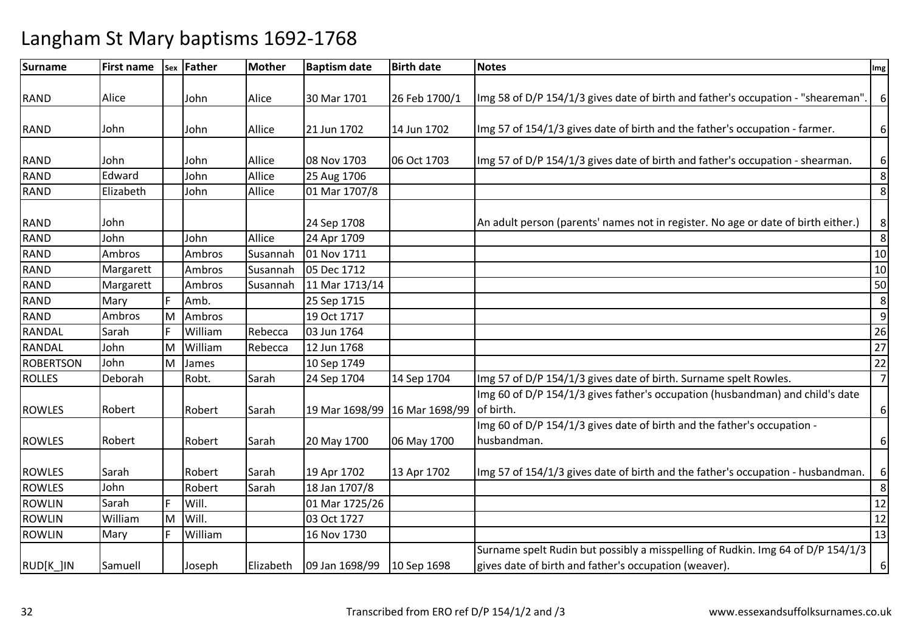# Langham St Mary baptisms 1692-1768

| Surname | First name | Sex | Father | Mother | Baptism date | Birth date | Notes | Img |
|---|---|---|---|---|---|---|---|---|
| RAND | Alice | | John | Alice | 30 Mar 1701 | 26 Feb 1700/1 | Img 58 of D/P 154/1/3 gives date of birth and father's occupation - "sheareman". | 6 |
| RAND | John | | John | Allice | 21 Jun 1702 | 14 Jun 1702 | Img 57 of 154/1/3 gives date of birth and the father's occupation - farmer. | 6 |
| RAND | John | | John | Allice | 08 Nov 1703 | 06 Oct 1703 | Img 57 of D/P 154/1/3 gives date of birth and father's occupation - shearman. | 6 |
| RAND | Edward | | John | Allice | 25 Aug 1706 | | | 8 |
| RAND | Elizabeth | | John | Allice | 01 Mar 1707/8 | | | 8 |
| RAND | John | | | | 24 Sep 1708 | | An adult person (parents' names not in register. No age or date of birth either.) | 8 |
| RAND | John | | John | Allice | 24 Apr 1709 | | | 8 |
| RAND | Ambros | | Ambros | Susannah | 01 Nov 1711 | | | 10 |
| RAND | Margarett | | Ambros | Susannah | 05 Dec 1712 | | | 10 |
| RAND | Margarett | | Ambros | Susannah | 11 Mar 1713/14 | | | 50 |
| RAND | Mary | F | Amb. | | 25 Sep 1715 | | | 8 |
| RAND | Ambros | M | Ambros | | 19 Oct 1717 | | | 9 |
| RANDAL | Sarah | F | William | Rebecca | 03 Jun 1764 | | | 26 |
| RANDAL | John | M | William | Rebecca | 12 Jun 1768 | | | 27 |
| ROBERTSON | John | M | James | | 10 Sep 1749 | | | 22 |
| ROLLES | Deborah | | Robt. | Sarah | 24 Sep 1704 | 14 Sep 1704 | Img 57 of D/P 154/1/3 gives date of birth. Surname spelt Rowles. | 7 |
| ROWLES | Robert | | Robert | Sarah | 19 Mar 1698/99 | 16 Mar 1698/99 | Img 60 of D/P 154/1/3 gives father's occupation (husbandman) and child's date of birth. | 6 |
| ROWLES | Robert | | Robert | Sarah | 20 May 1700 | 06 May 1700 | Img 60 of D/P 154/1/3 gives date of birth and the father's occupation - husbandman. | 6 |
| ROWLES | Sarah | | Robert | Sarah | 19 Apr 1702 | 13 Apr 1702 | Img 57 of 154/1/3 gives date of birth and the father's occupation - husbandman. | 6 |
| ROWLES | John | | Robert | Sarah | 18 Jan 1707/8 | | | 8 |
| ROWLIN | Sarah | F | Will. | | 01 Mar 1725/26 | | | 12 |
| ROWLIN | William | M | Will. | | 03 Oct 1727 | | | 12 |
| ROWLIN | Mary | F | William | | 16 Nov 1730 | | | 13 |
| RUD[K_]IN | Samuell | | Joseph | Elizabeth | 09 Jan 1698/99 | 10 Sep 1698 | Surname spelt Rudin but possibly a misspelling of Rudkin. Img 64 of D/P 154/1/3 gives date of birth and father's occupation (weaver). | 6 |

Transcribed from ERO ref D/P 154/1/2 and /3

www.essexandsuffolksurnames.co.uk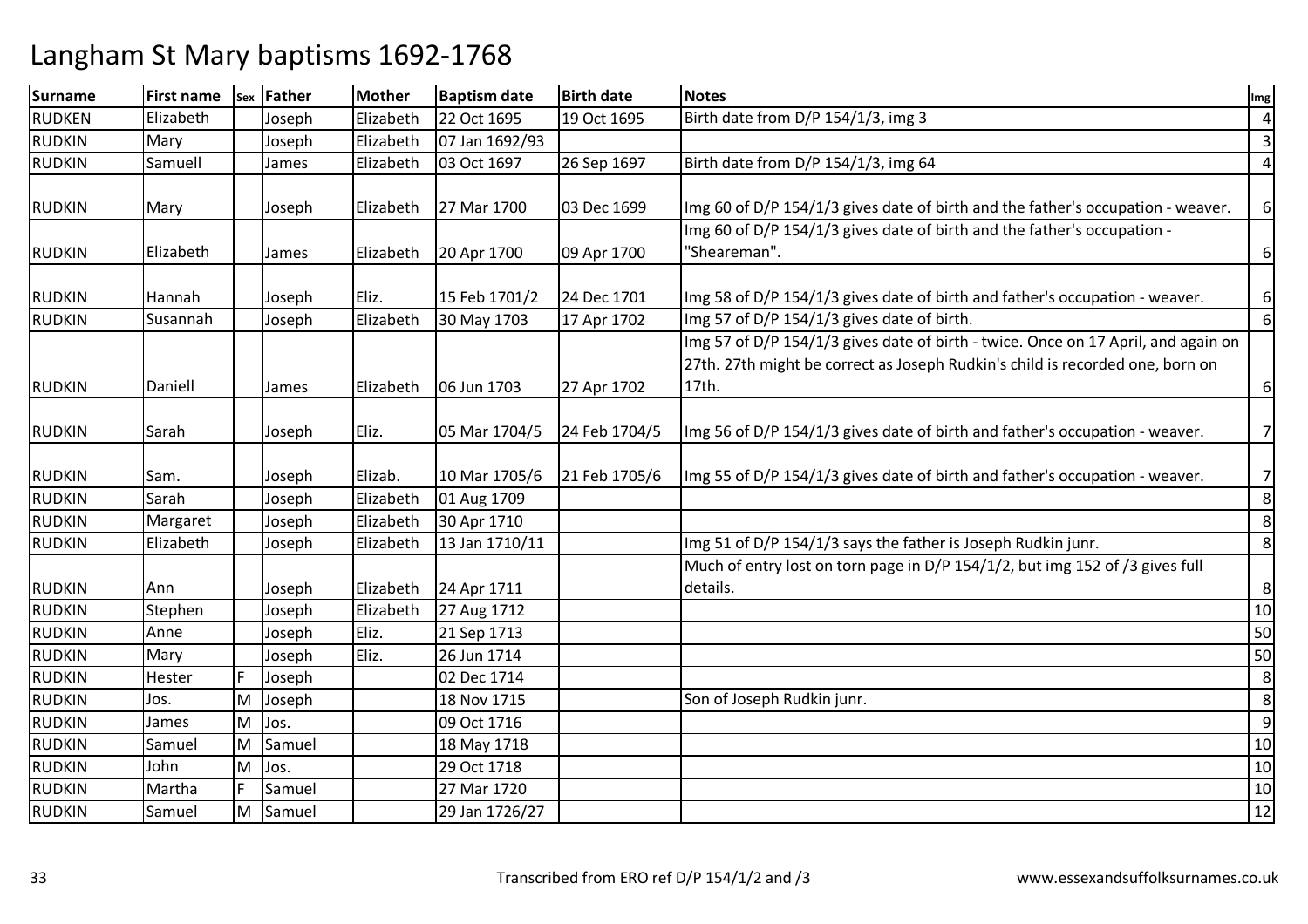# Langham St Mary baptisms 1692-1768

| Surname | First name | Sex | Father | Mother | Baptism date | Birth date | Notes | Img |
|---|---|---|---|---|---|---|---|---|
| RUDKEN | Elizabeth | | Joseph | Elizabeth | 22 Oct 1695 | 19 Oct 1695 | Birth date from D/P 154/1/3, img 3 | 4 |
| RUDKIN | Mary | | Joseph | Elizabeth | 07 Jan 1692/93 | | | 3 |
| RUDKIN | Samuell | | James | Elizabeth | 03 Oct 1697 | 26 Sep 1697 | Birth date from D/P 154/1/3, img 64 | 4 |
| RUDKIN | Mary | | Joseph | Elizabeth | 27 Mar 1700 | 03 Dec 1699 | Img 60 of D/P 154/1/3 gives date of birth and the father's occupation - weaver. | 6 |
| RUDKIN | Elizabeth | | James | Elizabeth | 20 Apr 1700 | 09 Apr 1700 | Img 60 of D/P 154/1/3 gives date of birth and the father's occupation - "Sheareman". | 6 |
| RUDKIN | Hannah | | Joseph | Eliz. | 15 Feb 1701/2 | 24 Dec 1701 | Img 58 of D/P 154/1/3 gives date of birth and father's occupation - weaver. | 6 |
| RUDKIN | Susannah | | Joseph | Elizabeth | 30 May 1703 | 17 Apr 1702 | Img 57 of D/P 154/1/3 gives date of birth. | 6 |
| RUDKIN | Daniell | | James | Elizabeth | 06 Jun 1703 | 27 Apr 1702 | Img 57 of D/P 154/1/3 gives date of birth - twice. Once on 17 April, and again on 27th. 27th might be correct as Joseph Rudkin's child is recorded one, born on 17th. | 6 |
| RUDKIN | Sarah | | Joseph | Eliz. | 05 Mar 1704/5 | 24 Feb 1704/5 | Img 56 of D/P 154/1/3 gives date of birth and father's occupation - weaver. | 7 |
| RUDKIN | Sam. | | Joseph | Elizab. | 10 Mar 1705/6 | 21 Feb 1705/6 | Img 55 of D/P 154/1/3 gives date of birth and father's occupation - weaver. | 7 |
| RUDKIN | Sarah | | Joseph | Elizabeth | 01 Aug 1709 | | | 8 |
| RUDKIN | Margaret | | Joseph | Elizabeth | 30 Apr 1710 | | | 8 |
| RUDKIN | Elizabeth | | Joseph | Elizabeth | 13 Jan 1710/11 | | Img 51 of D/P 154/1/3 says the father is Joseph Rudkin junr. | 8 |
| RUDKIN | Ann | | Joseph | Elizabeth | 24 Apr 1711 | | Much of entry lost on torn page in D/P 154/1/2, but img 152 of /3 gives full details. | 8 |
| RUDKIN | Stephen | | Joseph | Elizabeth | 27 Aug 1712 | | | 10 |
| RUDKIN | Anne | | Joseph | Eliz. | 21 Sep 1713 | | | 50 |
| RUDKIN | Mary | | Joseph | Eliz. | 26 Jun 1714 | | | 50 |
| RUDKIN | Hester | F | Joseph | | 02 Dec 1714 | | | 8 |
| RUDKIN | Jos. | M | Joseph | | 18 Nov 1715 | | Son of Joseph Rudkin junr. | 8 |
| RUDKIN | James | M | Jos. | | 09 Oct 1716 | | | 9 |
| RUDKIN | Samuel | M | Samuel | | 18 May 1718 | | | 10 |
| RUDKIN | John | M | Jos. | | 29 Oct 1718 | | | 10 |
| RUDKIN | Martha | F | Samuel | | 27 Mar 1720 | | | 10 |
| RUDKIN | Samuel | M | Samuel | | 29 Jan 1726/27 | | | 12 |

Transcribed from ERO ref D/P 154/1/2 and /3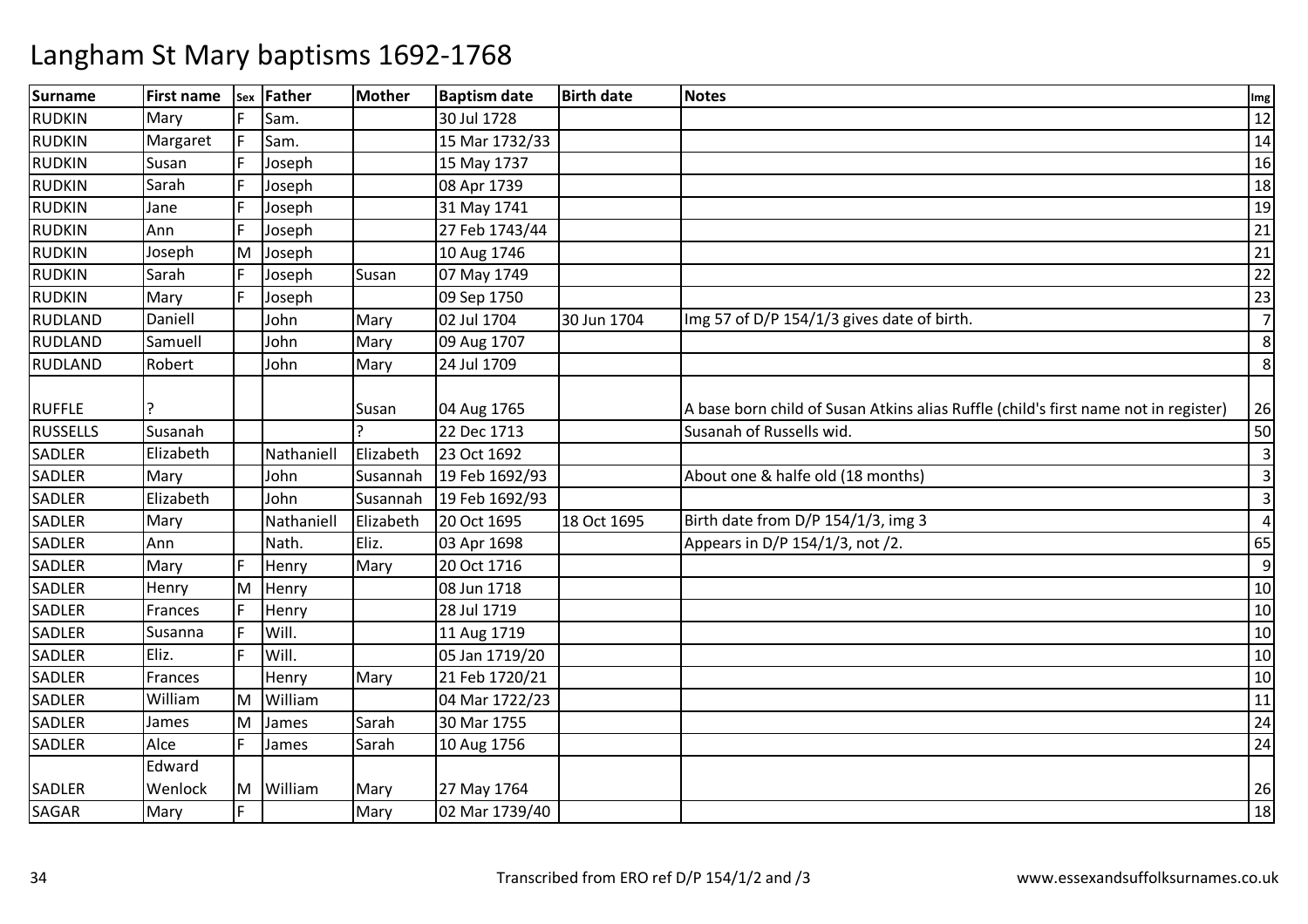# Langham St Mary baptisms 1692-1768

| Surname | First name | Sex | Father | Mother | Baptism date | Birth date | Notes | Img |
|---|---|---|---|---|---|---|---|---|
| RUDKIN | Mary | F | Sam. | | 30 Jul 1728 | | | 12 |
| RUDKIN | Margaret | F | Sam. | | 15 Mar 1732/33 | | | 14 |
| RUDKIN | Susan | F | Joseph | | 15 May 1737 | | | 16 |
| RUDKIN | Sarah | F | Joseph | | 08 Apr 1739 | | | 18 |
| RUDKIN | Jane | F | Joseph | | 31 May 1741 | | | 19 |
| RUDKIN | Ann | F | Joseph | | 27 Feb 1743/44 | | | 21 |
| RUDKIN | Joseph | M | Joseph | | 10 Aug 1746 | | | 21 |
| RUDKIN | Sarah | F | Joseph | Susan | 07 May 1749 | | | 22 |
| RUDKIN | Mary | F | Joseph | | 09 Sep 1750 | | | 23 |
| RUDLAND | Daniell | | John | Mary | 02 Jul 1704 | 30 Jun 1704 | Img 57 of D/P 154/1/3 gives date of birth. | 7 |
| RUDLAND | Samuell | | John | Mary | 09 Aug 1707 | | | 8 |
| RUDLAND | Robert | | John | Mary | 24 Jul 1709 | | | 8 |
| RUFFLE | ? | | | Susan | 04 Aug 1765 | | A base born child of Susan Atkins alias Ruffle (child's first name not in register) | 26 |
| RUSSELLS | Susanah | | | ? | 22 Dec 1713 | | Susanah of Russells wid. | 50 |
| SADLER | Elizabeth | | Nathaniell | Elizabeth | 23 Oct 1692 | | | 3 |
| SADLER | Mary | | John | Susannah | 19 Feb 1692/93 | | About one & halfe old (18 months) | 3 |
| SADLER | Elizabeth | | John | Susannah | 19 Feb 1692/93 | | | 3 |
| SADLER | Mary | | Nathaniell | Elizabeth | 20 Oct 1695 | 18 Oct 1695 | Birth date from D/P 154/1/3, img 3 | 4 |
| SADLER | Ann | | Nath. | Eliz. | 03 Apr 1698 | | Appears in D/P 154/1/3, not /2. | 65 |
| SADLER | Mary | F | Henry | Mary | 20 Oct 1716 | | | 9 |
| SADLER | Henry | M | Henry | | 08 Jun 1718 | | | 10 |
| SADLER | Frances | F | Henry | | 28 Jul 1719 | | | 10 |
| SADLER | Susanna | F | Will. | | 11 Aug 1719 | | | 10 |
| SADLER | Eliz. | F | Will. | | 05 Jan 1719/20 | | | 10 |
| SADLER | Frances | | Henry | Mary | 21 Feb 1720/21 | | | 10 |
| SADLER | William | M | William | | 04 Mar 1722/23 | | | 11 |
| SADLER | James | M | James | Sarah | 30 Mar 1755 | | | 24 |
| SADLER | Alce | F | James | Sarah | 10 Aug 1756 | | | 24 |
| SADLER | Edward Wenlock | M | William | Mary | 27 May 1764 | | | 26 |
| SAGAR | Mary | F | | Mary | 02 Mar 1739/40 | | | 18 |

Transcribed from ERO ref D/P 154/1/2 and /3

www.essexandsuffolksurnames.co.uk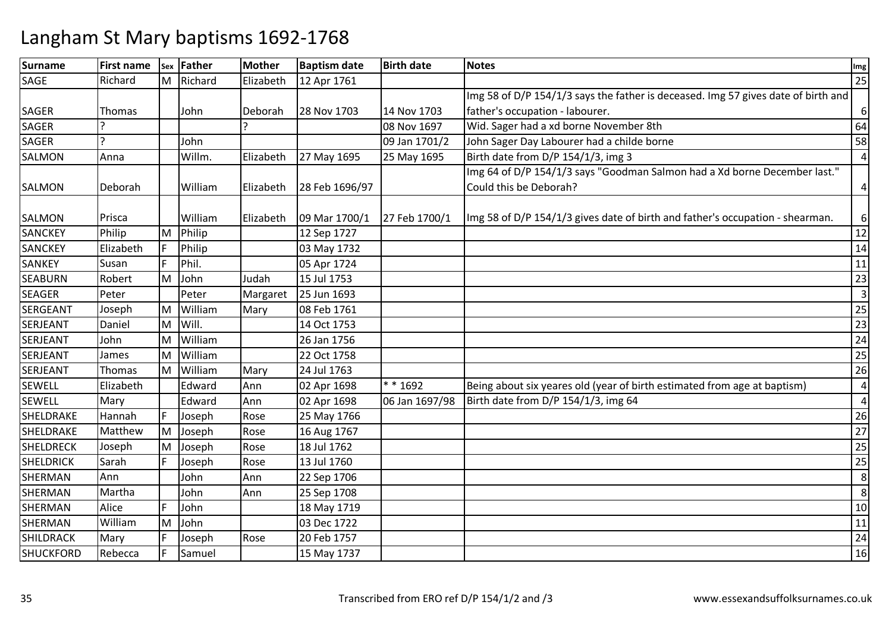# Langham St Mary baptisms 1692-1768

| Surname | First name | Sex | Father | Mother | Baptism date | Birth date | Notes | Img |
|---|---|---|---|---|---|---|---|---|
| SAGE | Richard | M | Richard | Elizabeth | 12 Apr 1761 | | | 25 |
| SAGER | Thomas | | John | Deborah | 28 Nov 1703 | 14 Nov 1703 | Img 58 of D/P 154/1/3 says the father is deceased. Img 57 gives date of birth and father's occupation - labourer. | 6 |
| SAGER | ? | | | ? | | 08 Nov 1697 | Wid. Sager had a xd borne November 8th | 64 |
| SAGER | ? | | John | | | 09 Jan 1701/2 | John Sager Day Labourer had a childe borne | 58 |
| SALMON | Anna | | Willm. | Elizabeth | 27 May 1695 | 25 May 1695 | Birth date from D/P 154/1/3, img 3 | 4 |
| SALMON | Deborah | | William | Elizabeth | 28 Feb 1696/97 | | Img 64 of D/P 154/1/3 says "Goodman Salmon had a Xd borne December last." Could this be Deborah? | 4 |
| SALMON | Prisca | | William | Elizabeth | 09 Mar 1700/1 | 27 Feb 1700/1 | Img 58 of D/P 154/1/3 gives date of birth and father's occupation - shearman. | 6 |
| SANCKEY | Philip | M | Philip | | 12 Sep 1727 | | | 12 |
| SANCKEY | Elizabeth | F | Philip | | 03 May 1732 | | | 14 |
| SANKEY | Susan | F | Phil. | | 05 Apr 1724 | | | 11 |
| SEABURN | Robert | M | John | Judah | 15 Jul 1753 | | | 23 |
| SEAGER | Peter | | Peter | Margaret | 25 Jun 1693 | | | 3 |
| SERGEANT | Joseph | M | William | Mary | 08 Feb 1761 | | | 25 |
| SERJEANT | Daniel | M | Will. | | 14 Oct 1753 | | | 23 |
| SERJEANT | John | M | William | | 26 Jan 1756 | | | 24 |
| SERJEANT | James | M | William | | 22 Oct 1758 | | | 25 |
| SERJEANT | Thomas | M | William | Mary | 24 Jul 1763 | | | 26 |
| SEWELL | Elizabeth | | Edward | Ann | 02 Apr 1698 | * * 1692 | Being about six yeares old (year of birth estimated from age at baptism) | 4 |
| SEWELL | Mary | | Edward | Ann | 02 Apr 1698 | 06 Jan 1697/98 | Birth date from D/P 154/1/3, img 64 | 4 |
| SHELDRAKE | Hannah | F | Joseph | Rose | 25 May 1766 | | | 26 |
| SHELDRAKE | Matthew | M | Joseph | Rose | 16 Aug 1767 | | | 27 |
| SHELDRECK | Joseph | M | Joseph | Rose | 18 Jul 1762 | | | 25 |
| SHELDRICK | Sarah | F | Joseph | Rose | 13 Jul 1760 | | | 25 |
| SHERMAN | Ann | | John | Ann | 22 Sep 1706 | | | 8 |
| SHERMAN | Martha | | John | Ann | 25 Sep 1708 | | | 8 |
| SHERMAN | Alice | F | John | | 18 May 1719 | | | 10 |
| SHERMAN | William | M | John | | 03 Dec 1722 | | | 11 |
| SHILDRACK | Mary | F | Joseph | Rose | 20 Feb 1757 | | | 24 |
| SHUCKFORD | Rebecca | F | Samuel | | 15 May 1737 | | | 16 |

Transcribed from ERO ref D/P 154/1/2 and /3 www.essexandsuffolksurnames.co.uk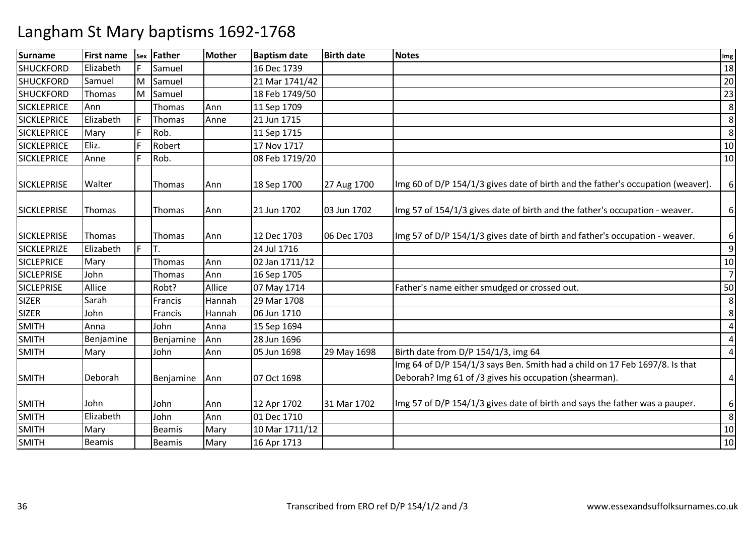# Langham St Mary baptisms 1692-1768

| Surname | First name | Sex | Father | Mother | Baptism date | Birth date | Notes | Img |
|---|---|---|---|---|---|---|---|---|
| SHUCKFORD | Elizabeth | F | Samuel | | 16 Dec 1739 | | | 18 |
| SHUCKFORD | Samuel | M | Samuel | | 21 Mar 1741/42 | | | 20 |
| SHUCKFORD | Thomas | M | Samuel | | 18 Feb 1749/50 | | | 23 |
| SICKLEPRICE | Ann | | Thomas | Ann | 11 Sep 1709 | | | 8 |
| SICKLEPRICE | Elizabeth | F | Thomas | Anne | 21 Jun 1715 | | | 8 |
| SICKLEPRICE | Mary | F | Rob. | | 11 Sep 1715 | | | 8 |
| SICKLEPRICE | Eliz. | F | Robert | | 17 Nov 1717 | | | 10 |
| SICKLEPRICE | Anne | F | Rob. | | 08 Feb 1719/20 | | | 10 |
| SICKLEPRISE | Walter | | Thomas | Ann | 18 Sep 1700 | 27 Aug 1700 | Img 60 of D/P 154/1/3 gives date of birth and the father's occupation (weaver). | 6 |
| SICKLEPRISE | Thomas | | Thomas | Ann | 21 Jun 1702 | 03 Jun 1702 | Img 57 of 154/1/3 gives date of birth and the father's occupation - weaver. | 6 |
| SICKLEPRISE | Thomas | | Thomas | Ann | 12 Dec 1703 | 06 Dec 1703 | Img 57 of D/P 154/1/3 gives date of birth and father's occupation - weaver. | 6 |
| SICKLEPRIZE | Elizabeth | F | T. | | 24 Jul 1716 | | | 9 |
| SICLEPRICE | Mary | | Thomas | Ann | 02 Jan 1711/12 | | | 10 |
| SICLEPRISE | John | | Thomas | Ann | 16 Sep 1705 | | | 7 |
| SICLEPRISE | Allice | | Robt? | Allice | 07 May 1714 | | Father's name either smudged or crossed out. | 50 |
| SIZER | Sarah | | Francis | Hannah | 29 Mar 1708 | | | 8 |
| SIZER | John | | Francis | Hannah | 06 Jun 1710 | | | 8 |
| SMITH | Anna | | John | Anna | 15 Sep 1694 | | | 4 |
| SMITH | Benjamine | | Benjamine | Ann | 28 Jun 1696 | | | 4 |
| SMITH | Mary | | John | Ann | 05 Jun 1698 | 29 May 1698 | Birth date from D/P 154/1/3, img 64 | 4 |
| SMITH | Deborah | | Benjamine | Ann | 07 Oct 1698 | | Img 64 of D/P 154/1/3 says Ben. Smith had a child on 17 Feb 1697/8. Is that Deborah? Img 61 of /3 gives his occupation (shearman). | 4 |
| SMITH | John | | John | Ann | 12 Apr 1702 | 31 Mar 1702 | Img 57 of D/P 154/1/3 gives date of birth and says the father was a pauper. | 6 |
| SMITH | Elizabeth | | John | Ann | 01 Dec 1710 | | | 8 |
| SMITH | Mary | | Beamis | Mary | 10 Mar 1711/12 | | | 10 |
| SMITH | Beamis | | Beamis | Mary | 16 Apr 1713 | | | 10 |

Transcribed from ERO ref D/P 154/1/2 and /3

www.essexandsuffolksurnames.co.uk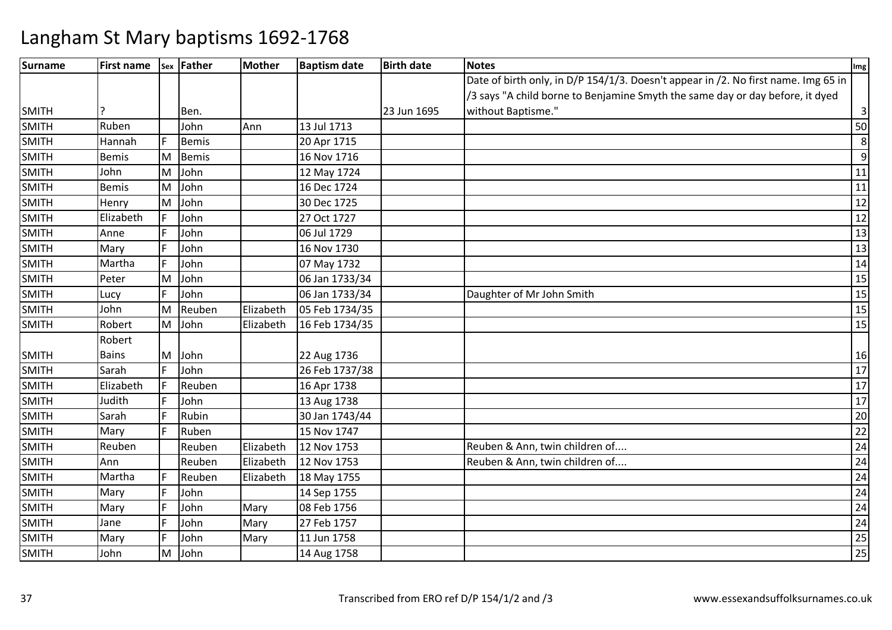# Langham St Mary baptisms 1692-1768

| Surname | First name | Sex | Father | Mother | Baptism date | Birth date | Notes | Img |
|---|---|---|---|---|---|---|---|---|
| SMITH | ? | | Ben. | | | 23 Jun 1695 | Date of birth only, in D/P 154/1/3. Doesn't appear in /2. No first name. Img 65 in /3 says "A child borne to Benjamine Smyth the same day or day before, it dyed without Baptisme." | 3 |
| SMITH | Ruben | | John | Ann | 13 Jul 1713 | | | 50 |
| SMITH | Hannah | F | Bemis | | 20 Apr 1715 | | | 8 |
| SMITH | Bemis | M | Bemis | | 16 Nov 1716 | | | 9 |
| SMITH | John | M | John | | 12 May 1724 | | | 11 |
| SMITH | Bemis | M | John | | 16 Dec 1724 | | | 11 |
| SMITH | Henry | M | John | | 30 Dec 1725 | | | 12 |
| SMITH | Elizabeth | F | John | | 27 Oct 1727 | | | 12 |
| SMITH | Anne | F | John | | 06 Jul 1729 | | | 13 |
| SMITH | Mary | F | John | | 16 Nov 1730 | | | 13 |
| SMITH | Martha | F | John | | 07 May 1732 | | | 14 |
| SMITH | Peter | M | John | | 06 Jan 1733/34 | | | 15 |
| SMITH | Lucy | F | John | | 06 Jan 1733/34 | | Daughter of Mr John Smith | 15 |
| SMITH | John | M | Reuben | Elizabeth | 05 Feb 1734/35 | | | 15 |
| SMITH | Robert | M | John | Elizabeth | 16 Feb 1734/35 | | | 15 |
| SMITH | Robert Bains | M | John | | 22 Aug 1736 | | | 16 |
| SMITH | Sarah | F | John | | 26 Feb 1737/38 | | | 17 |
| SMITH | Elizabeth | F | Reuben | | 16 Apr 1738 | | | 17 |
| SMITH | Judith | F | John | | 13 Aug 1738 | | | 17 |
| SMITH | Sarah | F | Rubin | | 30 Jan 1743/44 | | | 20 |
| SMITH | Mary | F | Ruben | | 15 Nov 1747 | | | 22 |
| SMITH | Reuben | | Reuben | Elizabeth | 12 Nov 1753 | | Reuben & Ann, twin children of.... | 24 |
| SMITH | Ann | | Reuben | Elizabeth | 12 Nov 1753 | | Reuben & Ann, twin children of.... | 24 |
| SMITH | Martha | F | Reuben | Elizabeth | 18 May 1755 | | | 24 |
| SMITH | Mary | F | John | | 14 Sep 1755 | | | 24 |
| SMITH | Mary | F | John | Mary | 08 Feb 1756 | | | 24 |
| SMITH | Jane | F | John | Mary | 27 Feb 1757 | | | 24 |
| SMITH | Mary | F | John | Mary | 11 Jun 1758 | | | 25 |
| SMITH | John | M | John | | 14 Aug 1758 | | | 25 |

Transcribed from ERO ref D/P 154/1/2 and /3

www.essexandsuffolksurnames.co.uk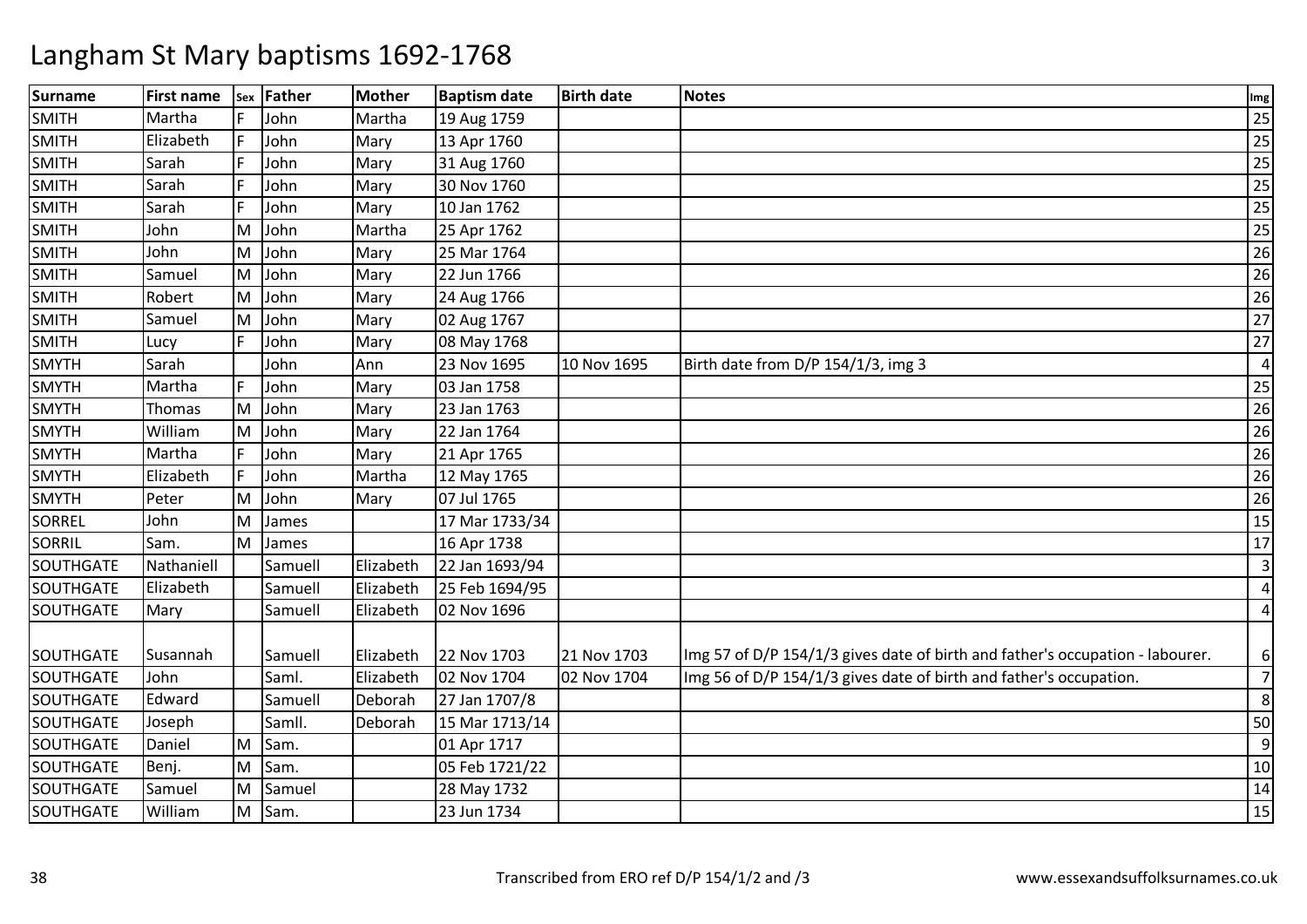# Langham St Mary baptisms 1692-1768

| Surname | First name | Sex | Father | Mother | Baptism date | Birth date | Notes | Img |
|---|---|---|---|---|---|---|---|---|
| SMITH | Martha | F | John | Martha | 19 Aug 1759 | | | 25 |
| SMITH | Elizabeth | F | John | Mary | 13 Apr 1760 | | | 25 |
| SMITH | Sarah | F | John | Mary | 31 Aug 1760 | | | 25 |
| SMITH | Sarah | F | John | Mary | 30 Nov 1760 | | | 25 |
| SMITH | Sarah | F | John | Mary | 10 Jan 1762 | | | 25 |
| SMITH | John | M | John | Martha | 25 Apr 1762 | | | 25 |
| SMITH | John | M | John | Mary | 25 Mar 1764 | | | 26 |
| SMITH | Samuel | M | John | Mary | 22 Jun 1766 | | | 26 |
| SMITH | Robert | M | John | Mary | 24 Aug 1766 | | | 26 |
| SMITH | Samuel | M | John | Mary | 02 Aug 1767 | | | 27 |
| SMITH | Lucy | F | John | Mary | 08 May 1768 | | | 27 |
| SMYTH | Sarah | | John | Ann | 23 Nov 1695 | 10 Nov 1695 | Birth date from D/P 154/1/3, img 3 | 4 |
| SMYTH | Martha | F | John | Mary | 03 Jan 1758 | | | 25 |
| SMYTH | Thomas | M | John | Mary | 23 Jan 1763 | | | 26 |
| SMYTH | William | M | John | Mary | 22 Jan 1764 | | | 26 |
| SMYTH | Martha | F | John | Mary | 21 Apr 1765 | | | 26 |
| SMYTH | Elizabeth | F | John | Martha | 12 May 1765 | | | 26 |
| SMYTH | Peter | M | John | Mary | 07 Jul 1765 | | | 26 |
| SORREL | John | M | James | | 17 Mar 1733/34 | | | 15 |
| SORRIL | Sam. | M | James | | 16 Apr 1738 | | | 17 |
| SOUTHGATE | Nathaniell | | Samuell | Elizabeth | 22 Jan 1693/94 | | | 3 |
| SOUTHGATE | Elizabeth | | Samuell | Elizabeth | 25 Feb 1694/95 | | | 4 |
| SOUTHGATE | Mary | | Samuell | Elizabeth | 02 Nov 1696 | | | 4 |
| SOUTHGATE | Susannah | | Samuell | Elizabeth | 22 Nov 1703 | 21 Nov 1703 | Img 57 of D/P 154/1/3 gives date of birth and father's occupation - labourer. | 6 |
| SOUTHGATE | John | | Saml. | Elizabeth | 02 Nov 1704 | 02 Nov 1704 | Img 56 of D/P 154/1/3 gives date of birth and father's occupation. | 7 |
| SOUTHGATE | Edward | | Samuell | Deborah | 27 Jan 1707/8 | | | 8 |
| SOUTHGATE | Joseph | | Samll. | Deborah | 15 Mar 1713/14 | | | 50 |
| SOUTHGATE | Daniel | M | Sam. | | 01 Apr 1717 | | | 9 |
| SOUTHGATE | Benj. | M | Sam. | | 05 Feb 1721/22 | | | 10 |
| SOUTHGATE | Samuel | M | Samuel | | 28 May 1732 | | | 14 |
| SOUTHGATE | William | M | Sam. | | 23 Jun 1734 | | | 15 |

Transcribed from ERO ref D/P 154/1/2 and /3

www.essexandsuffolksurnames.co.uk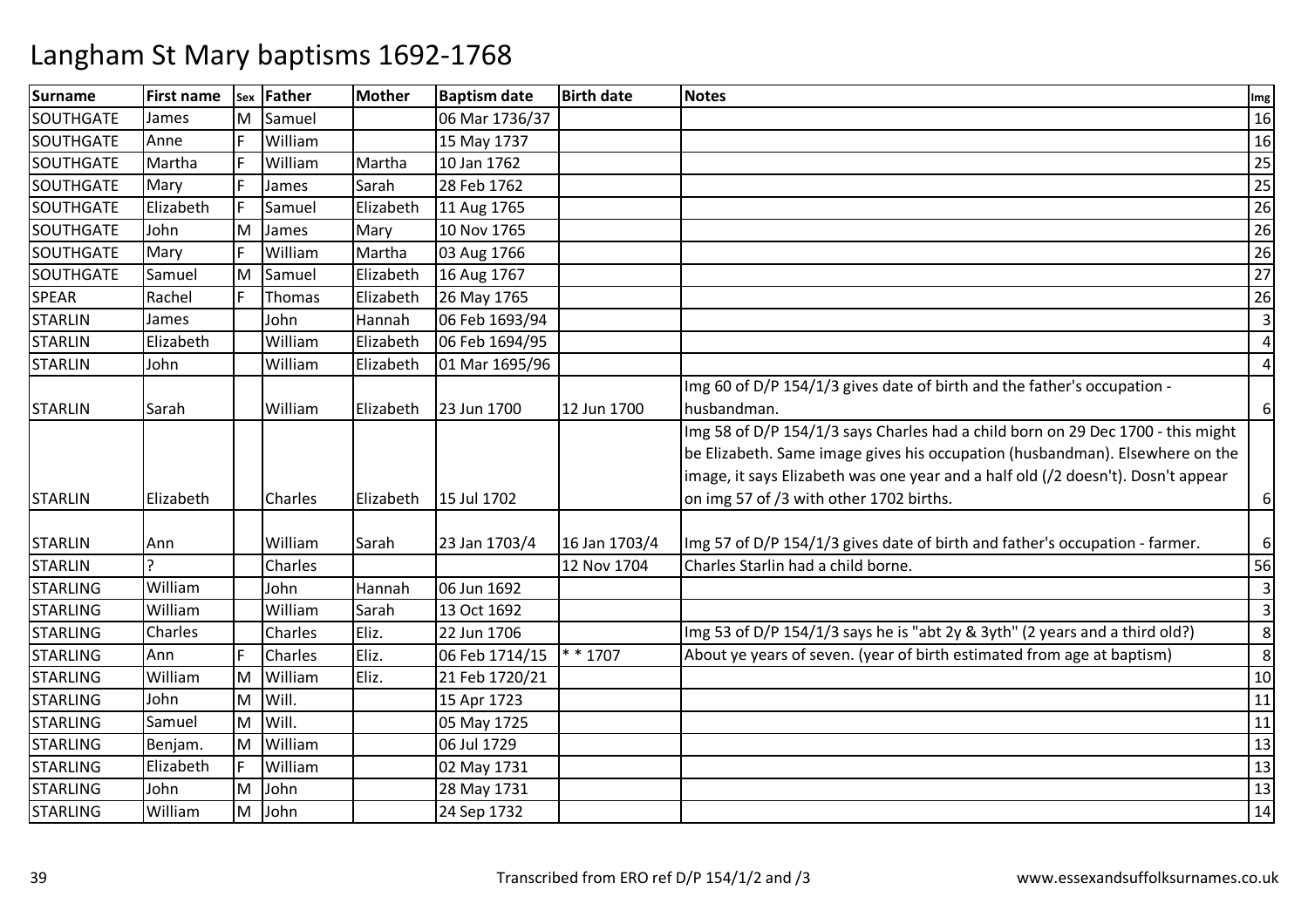# Langham St Mary baptisms 1692-1768

| Surname | First name | Sex | Father | Mother | Baptism date | Birth date | Notes | Img |
|---|---|---|---|---|---|---|---|---|
| SOUTHGATE | James | M | Samuel | | 06 Mar 1736/37 | | | 16 |
| SOUTHGATE | Anne | F | William | | 15 May 1737 | | | 16 |
| SOUTHGATE | Martha | F | William | Martha | 10 Jan 1762 | | | 25 |
| SOUTHGATE | Mary | F | James | Sarah | 28 Feb 1762 | | | 25 |
| SOUTHGATE | Elizabeth | F | Samuel | Elizabeth | 11 Aug 1765 | | | 26 |
| SOUTHGATE | John | M | James | Mary | 10 Nov 1765 | | | 26 |
| SOUTHGATE | Mary | F | William | Martha | 03 Aug 1766 | | | 26 |
| SOUTHGATE | Samuel | M | Samuel | Elizabeth | 16 Aug 1767 | | | 27 |
| SPEAR | Rachel | F | Thomas | Elizabeth | 26 May 1765 | | | 26 |
| STARLIN | James | | John | Hannah | 06 Feb 1693/94 | | | 3 |
| STARLIN | Elizabeth | | William | Elizabeth | 06 Feb 1694/95 | | | 4 |
| STARLIN | John | | William | Elizabeth | 01 Mar 1695/96 | | | 4 |
| STARLIN | Sarah | | William | Elizabeth | 23 Jun 1700 | 12 Jun 1700 | Img 60 of D/P 154/1/3 gives date of birth and the father's occupation - husbandman. | 6 |
| STARLIN | Elizabeth | | Charles | Elizabeth | 15 Jul 1702 | | Img 58 of D/P 154/1/3 says Charles had a child born on 29 Dec 1700 - this might be Elizabeth. Same image gives his occupation (husbandman). Elsewhere on the image, it says Elizabeth was one year and a half old (/2 doesn't). Dosn't appear on img 57 of /3 with other 1702 births. | 6 |
| STARLIN | Ann | | William | Sarah | 23 Jan 1703/4 | 16 Jan 1703/4 | Img 57 of D/P 154/1/3 gives date of birth and father's occupation - farmer. | 6 |
| STARLIN | ? | | Charles | | | 12 Nov 1704 | Charles Starlin had a child borne. | 56 |
| STARLING | William | | John | Hannah | 06 Jun 1692 | | | 3 |
| STARLING | William | | William | Sarah | 13 Oct 1692 | | | 3 |
| STARLING | Charles | | Charles | Eliz. | 22 Jun 1706 | | Img 53 of D/P 154/1/3 says he is "abt 2y & 3yth" (2 years and a third old?) | 8 |
| STARLING | Ann | F | Charles | Eliz. | 06 Feb 1714/15 | * * 1707 | About ye years of seven. (year of birth estimated from age at baptism) | 8 |
| STARLING | William | M | William | Eliz. | 21 Feb 1720/21 | | | 10 |
| STARLING | John | M | Will. | | 15 Apr 1723 | | | 11 |
| STARLING | Samuel | M | Will. | | 05 May 1725 | | | 11 |
| STARLING | Benjam. | M | William | | 06 Jul 1729 | | | 13 |
| STARLING | Elizabeth | F | William | | 02 May 1731 | | | 13 |
| STARLING | John | M | John | | 28 May 1731 | | | 13 |
| STARLING | William | M | John | | 24 Sep 1732 | | | 14 |

Transcribed from ERO ref D/P 154/1/2 and /3 — www.essexandsuffolksurnames.co.uk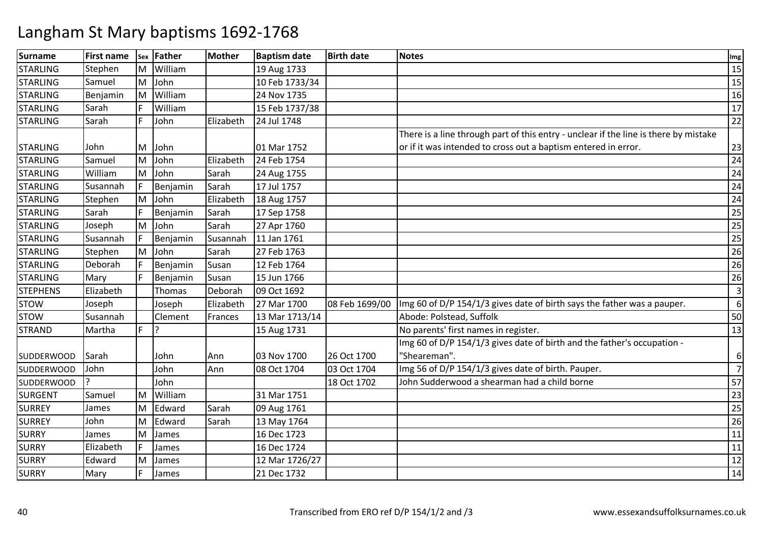# Langham St Mary baptisms 1692-1768

| Surname | First name | Sex | Father | Mother | Baptism date | Birth date | Notes | Img |
|---|---|---|---|---|---|---|---|---|
| STARLING | Stephen | M | William | | 19 Aug 1733 | | | 15 |
| STARLING | Samuel | M | John | | 10 Feb 1733/34 | | | 15 |
| STARLING | Benjamin | M | William | | 24 Nov 1735 | | | 16 |
| STARLING | Sarah | F | William | | 15 Feb 1737/38 | | | 17 |
| STARLING | Sarah | F | John | Elizabeth | 24 Jul 1748 | | | 22 |
| STARLING | John | M | John | | 01 Mar 1752 | | There is a line through part of this entry - unclear if the line is there by mistake or if it was intended to cross out a baptism entered in error. | 23 |
| STARLING | Samuel | M | John | Elizabeth | 24 Feb 1754 | | | 24 |
| STARLING | William | M | John | Sarah | 24 Aug 1755 | | | 24 |
| STARLING | Susannah | F | Benjamin | Sarah | 17 Jul 1757 | | | 24 |
| STARLING | Stephen | M | John | Elizabeth | 18 Aug 1757 | | | 24 |
| STARLING | Sarah | F | Benjamin | Sarah | 17 Sep 1758 | | | 25 |
| STARLING | Joseph | M | John | Sarah | 27 Apr 1760 | | | 25 |
| STARLING | Susannah | F | Benjamin | Susannah | 11 Jan 1761 | | | 25 |
| STARLING | Stephen | M | John | Sarah | 27 Feb 1763 | | | 26 |
| STARLING | Deborah | F | Benjamin | Susan | 12 Feb 1764 | | | 26 |
| STARLING | Mary | F | Benjamin | Susan | 15 Jun 1766 | | | 26 |
| STEPHENS | Elizabeth | | Thomas | Deborah | 09 Oct 1692 | | | 3 |
| STOW | Joseph | | Joseph | Elizabeth | 27 Mar 1700 | 08 Feb 1699/00 | Img 60 of D/P 154/1/3 gives date of birth says the father was a pauper. | 6 |
| STOW | Susannah | | Clement | Frances | 13 Mar 1713/14 | | Abode: Polstead, Suffolk | 50 |
| STRAND | Martha | F | ? | | 15 Aug 1731 | | No parents' first names in register. | 13 |
| SUDDERWOOD | Sarah | | John | Ann | 03 Nov 1700 | 26 Oct 1700 | Img 60 of D/P 154/1/3 gives date of birth and the father's occupation - "Sheareman". | 6 |
| SUDDERWOOD | John | | John | Ann | 08 Oct 1704 | 03 Oct 1704 | Img 56 of D/P 154/1/3 gives date of birth. Pauper. | 7 |
| SUDDERWOOD | ? | | John | | | 18 Oct 1702 | John Sudderwood a shearman had a child borne | 57 |
| SURGENT | Samuel | M | William | | 31 Mar 1751 | | | 23 |
| SURREY | James | M | Edward | Sarah | 09 Aug 1761 | | | 25 |
| SURREY | John | M | Edward | Sarah | 13 May 1764 | | | 26 |
| SURRY | James | M | James | | 16 Dec 1723 | | | 11 |
| SURRY | Elizabeth | F | James | | 16 Dec 1724 | | | 11 |
| SURRY | Edward | M | James | | 12 Mar 1726/27 | | | 12 |
| SURRY | Mary | F | James | | 21 Dec 1732 | | | 14 |

Transcribed from ERO ref D/P 154/1/2 and /3

www.essexandsuffolksurnames.co.uk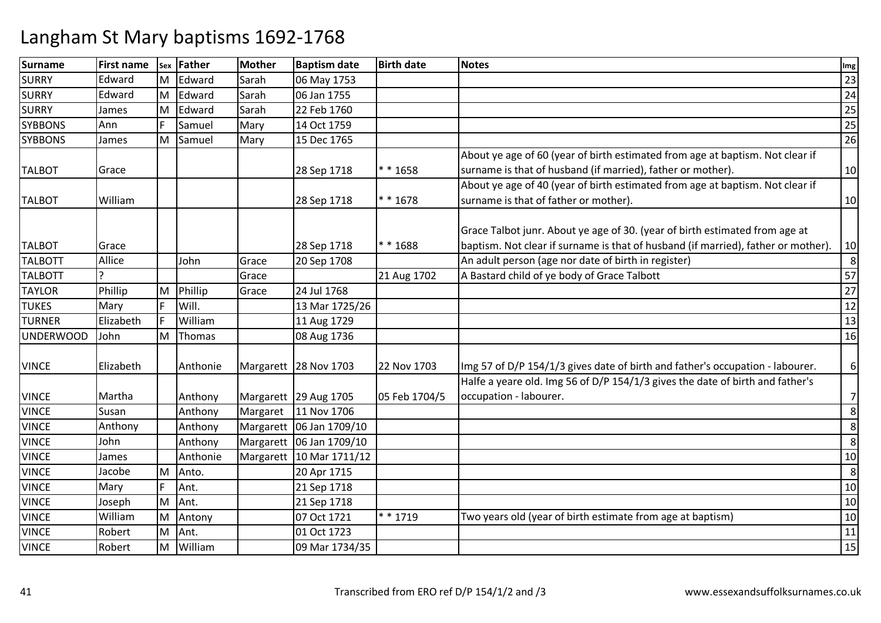# Langham St Mary baptisms 1692-1768

| Surname | First name | Sex | Father | Mother | Baptism date | Birth date | Notes | Img |
|---|---|---|---|---|---|---|---|---|
| SURRY | Edward | M | Edward | Sarah | 06 May 1753 | | | 23 |
| SURRY | Edward | M | Edward | Sarah | 06 Jan 1755 | | | 24 |
| SURRY | James | M | Edward | Sarah | 22 Feb 1760 | | | 25 |
| SYBBONS | Ann | F | Samuel | Mary | 14 Oct 1759 | | | 25 |
| SYBBONS | James | M | Samuel | Mary | 15 Dec 1765 | | | 26 |
| TALBOT | Grace | | | | 28 Sep 1718 | * * 1658 | About ye age of 60 (year of birth estimated from age at baptism. Not clear if surname is that of husband (if married), father or mother). | 10 |
| TALBOT | William | | | | 28 Sep 1718 | * * 1678 | About ye age of 40 (year of birth estimated from age at baptism. Not clear if surname is that of father or mother). | 10 |
| TALBOT | Grace | | | | 28 Sep 1718 | * * 1688 | Grace Talbot junr. About ye age of 30. (year of birth estimated from age at baptism. Not clear if surname is that of husband (if married), father or mother). | 10 |
| TALBOTT | Allice | | John | Grace | 20 Sep 1708 | | An adult person (age nor date of birth in register) | 8 |
| TALBOTT | ? | | | Grace | | 21 Aug 1702 | A Bastard child of ye body of Grace Talbott | 57 |
| TAYLOR | Phillip | M | Phillip | Grace | 24 Jul 1768 | | | 27 |
| TUKES | Mary | F | Will. | | 13 Mar 1725/26 | | | 12 |
| TURNER | Elizabeth | F | William | | 11 Aug 1729 | | | 13 |
| UNDERWOOD | John | M | Thomas | | 08 Aug 1736 | | | 16 |
| VINCE | Elizabeth | | Anthonie | Margarett | 28 Nov 1703 | 22 Nov 1703 | Img 57 of D/P 154/1/3 gives date of birth and father's occupation - labourer. | 6 |
| VINCE | Martha | | Anthony | Margarett | 29 Aug 1705 | 05 Feb 1704/5 | Halfe a yeare old. Img 56 of D/P 154/1/3 gives the date of birth and father's occupation - labourer. | 7 |
| VINCE | Susan | | Anthony | Margaret | 11 Nov 1706 | | | 8 |
| VINCE | Anthony | | Anthony | Margarett | 06 Jan 1709/10 | | | 8 |
| VINCE | John | | Anthony | Margarett | 06 Jan 1709/10 | | | 8 |
| VINCE | James | | Anthonie | Margarett | 10 Mar 1711/12 | | | 10 |
| VINCE | Jacobe | M | Anto. | | 20 Apr 1715 | | | 8 |
| VINCE | Mary | F | Ant. | | 21 Sep 1718 | | | 10 |
| VINCE | Joseph | M | Ant. | | 21 Sep 1718 | | | 10 |
| VINCE | William | M | Antony | | 07 Oct 1721 | * * 1719 | Two years old (year of birth estimate from age at baptism) | 10 |
| VINCE | Robert | M | Ant. | | 01 Oct 1723 | | | 11 |
| VINCE | Robert | M | William | | 09 Mar 1734/35 | | | 15 |

Transcribed from ERO ref D/P 154/1/2 and /3

www.essexandsuffolksurnames.co.uk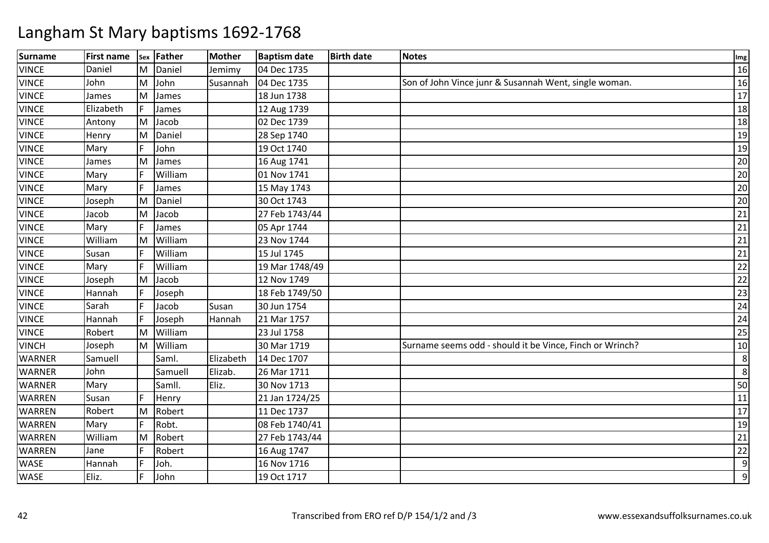# Langham St Mary baptisms 1692-1768

| Surname | First name | Sex | Father | Mother | Baptism date | Birth date | Notes | Img |
|---|---|---|---|---|---|---|---|---|
| VINCE | Daniel | M | Daniel | Jemimy | 04 Dec 1735 | | | 16 |
| VINCE | John | M | John | Susannah | 04 Dec 1735 | | Son of John Vince junr & Susannah Went, single woman. | 16 |
| VINCE | James | M | James | | 18 Jun 1738 | | | 17 |
| VINCE | Elizabeth | F | James | | 12 Aug 1739 | | | 18 |
| VINCE | Antony | M | Jacob | | 02 Dec 1739 | | | 18 |
| VINCE | Henry | M | Daniel | | 28 Sep 1740 | | | 19 |
| VINCE | Mary | F | John | | 19 Oct 1740 | | | 19 |
| VINCE | James | M | James | | 16 Aug 1741 | | | 20 |
| VINCE | Mary | F | William | | 01 Nov 1741 | | | 20 |
| VINCE | Mary | F | James | | 15 May 1743 | | | 20 |
| VINCE | Joseph | M | Daniel | | 30 Oct 1743 | | | 20 |
| VINCE | Jacob | M | Jacob | | 27 Feb 1743/44 | | | 21 |
| VINCE | Mary | F | James | | 05 Apr 1744 | | | 21 |
| VINCE | William | M | William | | 23 Nov 1744 | | | 21 |
| VINCE | Susan | F | William | | 15 Jul 1745 | | | 21 |
| VINCE | Mary | F | William | | 19 Mar 1748/49 | | | 22 |
| VINCE | Joseph | M | Jacob | | 12 Nov 1749 | | | 22 |
| VINCE | Hannah | F | Joseph | | 18 Feb 1749/50 | | | 23 |
| VINCE | Sarah | F | Jacob | Susan | 30 Jun 1754 | | | 24 |
| VINCE | Hannah | F | Joseph | Hannah | 21 Mar 1757 | | | 24 |
| VINCE | Robert | M | William | | 23 Jul 1758 | | | 25 |
| VINCH | Joseph | M | William | | 30 Mar 1719 | | Surname seems odd - should it be Vince, Finch or Wrinch? | 10 |
| WARNER | Samuell | | Saml. | Elizabeth | 14 Dec 1707 | | | 8 |
| WARNER | John | | Samuell | Elizab. | 26 Mar 1711 | | | 8 |
| WARNER | Mary | | Samll. | Eliz. | 30 Nov 1713 | | | 50 |
| WARREN | Susan | F | Henry | | 21 Jan 1724/25 | | | 11 |
| WARREN | Robert | M | Robert | | 11 Dec 1737 | | | 17 |
| WARREN | Mary | F | Robt. | | 08 Feb 1740/41 | | | 19 |
| WARREN | William | M | Robert | | 27 Feb 1743/44 | | | 21 |
| WARREN | Jane | F | Robert | | 16 Aug 1747 | | | 22 |
| WASE | Hannah | F | Joh. | | 16 Nov 1716 | | | 9 |
| WASE | Eliz. | F | John | | 19 Oct 1717 | | | 9 |

Transcribed from ERO ref D/P 154/1/2 and /3 www.essexandsuffolksurnames.co.uk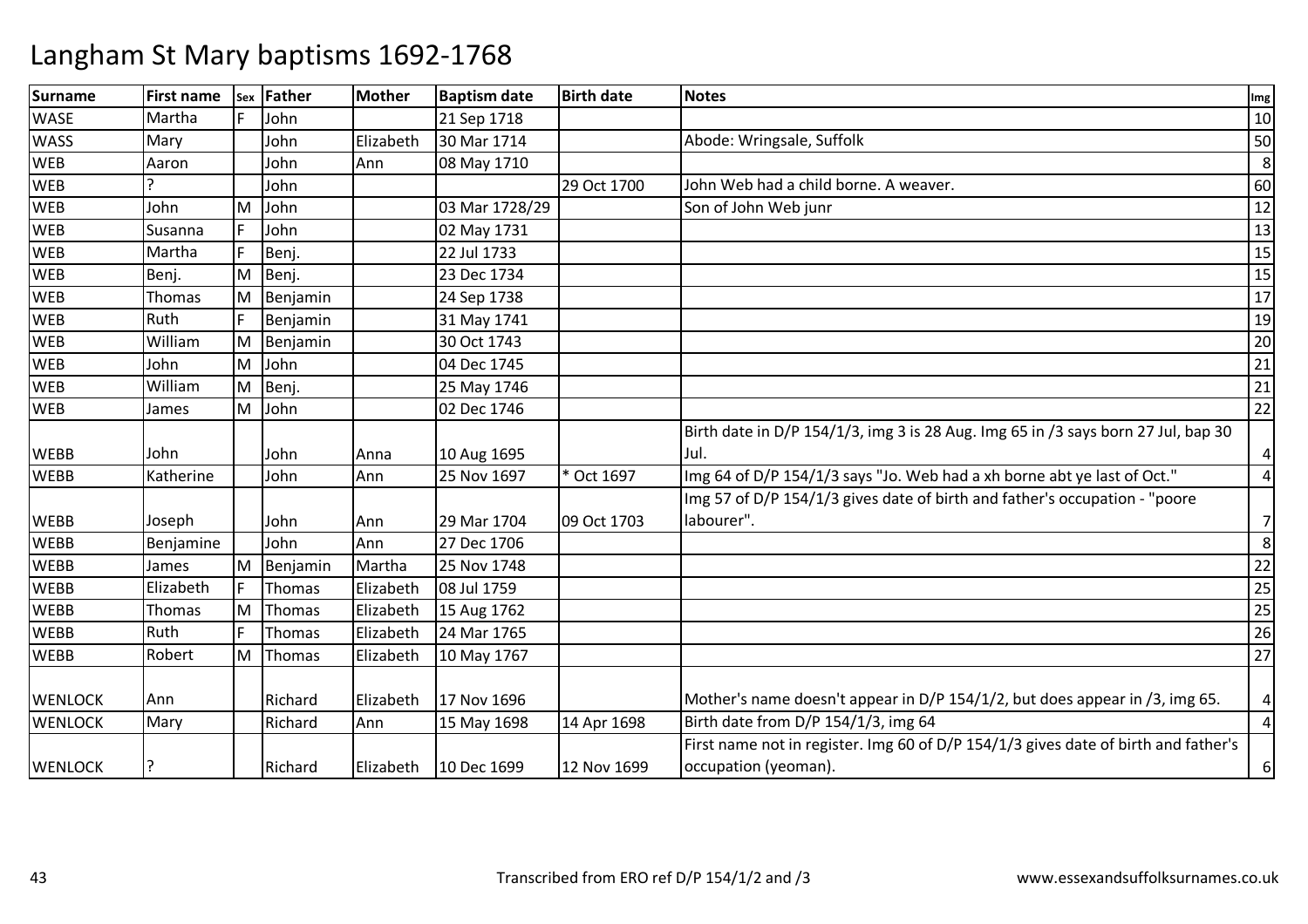# Langham St Mary baptisms 1692-1768

| Surname | First name | Sex | Father | Mother | Baptism date | Birth date | Notes | Img |
|---|---|---|---|---|---|---|---|---|
| WASE | Martha | F | John | | 21 Sep 1718 | | | 10 |
| WASS | Mary | | John | Elizabeth | 30 Mar 1714 | | Abode: Wringsale, Suffolk | 50 |
| WEB | Aaron | | John | Ann | 08 May 1710 | | | 8 |
| WEB | ? | | John | | | 29 Oct 1700 | John Web had a child borne. A weaver. | 60 |
| WEB | John | M | John | | 03 Mar 1728/29 | | Son of John Web junr | 12 |
| WEB | Susanna | F | John | | 02 May 1731 | | | 13 |
| WEB | Martha | F | Benj. | | 22 Jul 1733 | | | 15 |
| WEB | Benj. | M | Benj. | | 23 Dec 1734 | | | 15 |
| WEB | Thomas | M | Benjamin | | 24 Sep 1738 | | | 17 |
| WEB | Ruth | F | Benjamin | | 31 May 1741 | | | 19 |
| WEB | William | M | Benjamin | | 30 Oct 1743 | | | 20 |
| WEB | John | M | John | | 04 Dec 1745 | | | 21 |
| WEB | William | M | Benj. | | 25 May 1746 | | | 21 |
| WEB | James | M | John | | 02 Dec 1746 | | | 22 |
| WEBB | John | | John | Anna | 10 Aug 1695 | | Birth date in D/P 154/1/3, img 3 is 28 Aug. Img 65 in /3 says born 27 Jul, bap 30 Jul. | 4 |
| WEBB | Katherine | | John | Ann | 25 Nov 1697 | * Oct 1697 | Img 64 of D/P 154/1/3 says "Jo. Web had a xh borne abt ye last of Oct." | 4 |
| WEBB | Joseph | | John | Ann | 29 Mar 1704 | 09 Oct 1703 | Img 57 of D/P 154/1/3 gives date of birth and father's occupation - "poore labourer". | 7 |
| WEBB | Benjamine | | John | Ann | 27 Dec 1706 | | | 8 |
| WEBB | James | M | Benjamin | Martha | 25 Nov 1748 | | | 22 |
| WEBB | Elizabeth | F | Thomas | Elizabeth | 08 Jul 1759 | | | 25 |
| WEBB | Thomas | M | Thomas | Elizabeth | 15 Aug 1762 | | | 25 |
| WEBB | Ruth | F | Thomas | Elizabeth | 24 Mar 1765 | | | 26 |
| WEBB | Robert | M | Thomas | Elizabeth | 10 May 1767 | | | 27 |
| WENLOCK | Ann | | Richard | Elizabeth | 17 Nov 1696 | | Mother's name doesn't appear in D/P 154/1/2, but does appear in /3, img 65. | 4 |
| WENLOCK | Mary | | Richard | Ann | 15 May 1698 | 14 Apr 1698 | Birth date from D/P 154/1/3, img 64 | 4 |
| WENLOCK | ? | | Richard | Elizabeth | 10 Dec 1699 | 12 Nov 1699 | First name not in register. Img 60 of D/P 154/1/3 gives date of birth and father's occupation (yeoman). | 6 |

Transcribed from ERO ref D/P 154/1/2 and /3

www.essexandsuffolksurnames.co.uk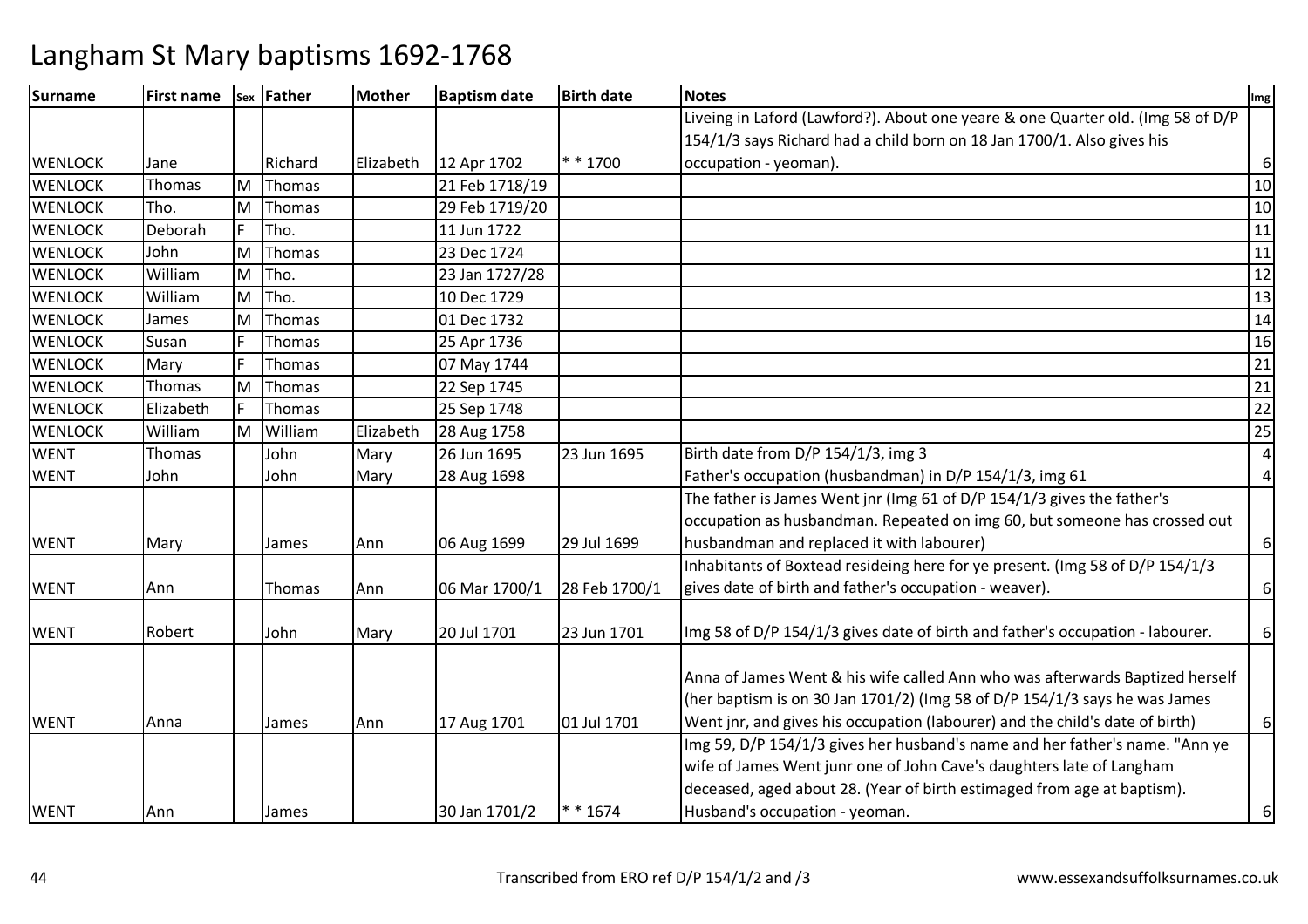# Langham St Mary baptisms 1692-1768

| Surname | First name | Sex | Father | Mother | Baptism date | Birth date | Notes | Img |
|---|---|---|---|---|---|---|---|---|
| WENLOCK | Jane | | Richard | Elizabeth | 12 Apr 1702 | * * 1700 | Liveing in Laford (Lawford?). About one yeare & one Quarter old. (Img 58 of D/P 154/1/3 says Richard had a child born on 18 Jan 1700/1. Also gives his occupation - yeoman). | 6 |
| WENLOCK | Thomas | M | Thomas | | 21 Feb 1718/19 | | | 10 |
| WENLOCK | Tho. | M | Thomas | | 29 Feb 1719/20 | | | 10 |
| WENLOCK | Deborah | F | Tho. | | 11 Jun 1722 | | | 11 |
| WENLOCK | John | M | Thomas | | 23 Dec 1724 | | | 11 |
| WENLOCK | William | M | Tho. | | 23 Jan 1727/28 | | | 12 |
| WENLOCK | William | M | Tho. | | 10 Dec 1729 | | | 13 |
| WENLOCK | James | M | Thomas | | 01 Dec 1732 | | | 14 |
| WENLOCK | Susan | F | Thomas | | 25 Apr 1736 | | | 16 |
| WENLOCK | Mary | F | Thomas | | 07 May 1744 | | | 21 |
| WENLOCK | Thomas | M | Thomas | | 22 Sep 1745 | | | 21 |
| WENLOCK | Elizabeth | F | Thomas | | 25 Sep 1748 | | | 22 |
| WENLOCK | William | M | William | Elizabeth | 28 Aug 1758 | | | 25 |
| WENT | Thomas | | John | Mary | 26 Jun 1695 | 23 Jun 1695 | Birth date from D/P 154/1/3, img 3 | 4 |
| WENT | John | | John | Mary | 28 Aug 1698 | | Father's occupation (husbandman) in D/P 154/1/3, img 61 | 4 |
| WENT | Mary | | James | Ann | 06 Aug 1699 | 29 Jul 1699 | The father is James Went jnr (Img 61 of D/P 154/1/3 gives the father's occupation as husbandman. Repeated on img 60, but someone has crossed out husbandman and replaced it with labourer) | 6 |
| WENT | Ann | | Thomas | Ann | 06 Mar 1700/1 | 28 Feb 1700/1 | Inhabitants of Boxtead resideing here for ye present. (Img 58 of D/P 154/1/3 gives date of birth and father's occupation - weaver). | 6 |
| WENT | Robert | | John | Mary | 20 Jul 1701 | 23 Jun 1701 | Img 58 of D/P 154/1/3 gives date of birth and father's occupation - labourer. | 6 |
| WENT | Anna | | James | Ann | 17 Aug 1701 | 01 Jul 1701 | Anna of James Went & his wife called Ann who was afterwards Baptized herself (her baptism is on 30 Jan 1701/2) (Img 58 of D/P 154/1/3 says he was James Went jnr, and gives his occupation (labourer) and the child's date of birth) | 6 |
| WENT | Ann | | James | | 30 Jan 1701/2 | * * 1674 | Img 59, D/P 154/1/3 gives her husband's name and her father's name. "Ann ye wife of James Went junr one of John Cave's daughters late of Langham deceased, aged about 28. (Year of birth estimaged from age at baptism). Husband's occupation - yeoman. | 6 |

Transcribed from ERO ref D/P 154/1/2 and /3

www.essexandsuffolksurnames.co.uk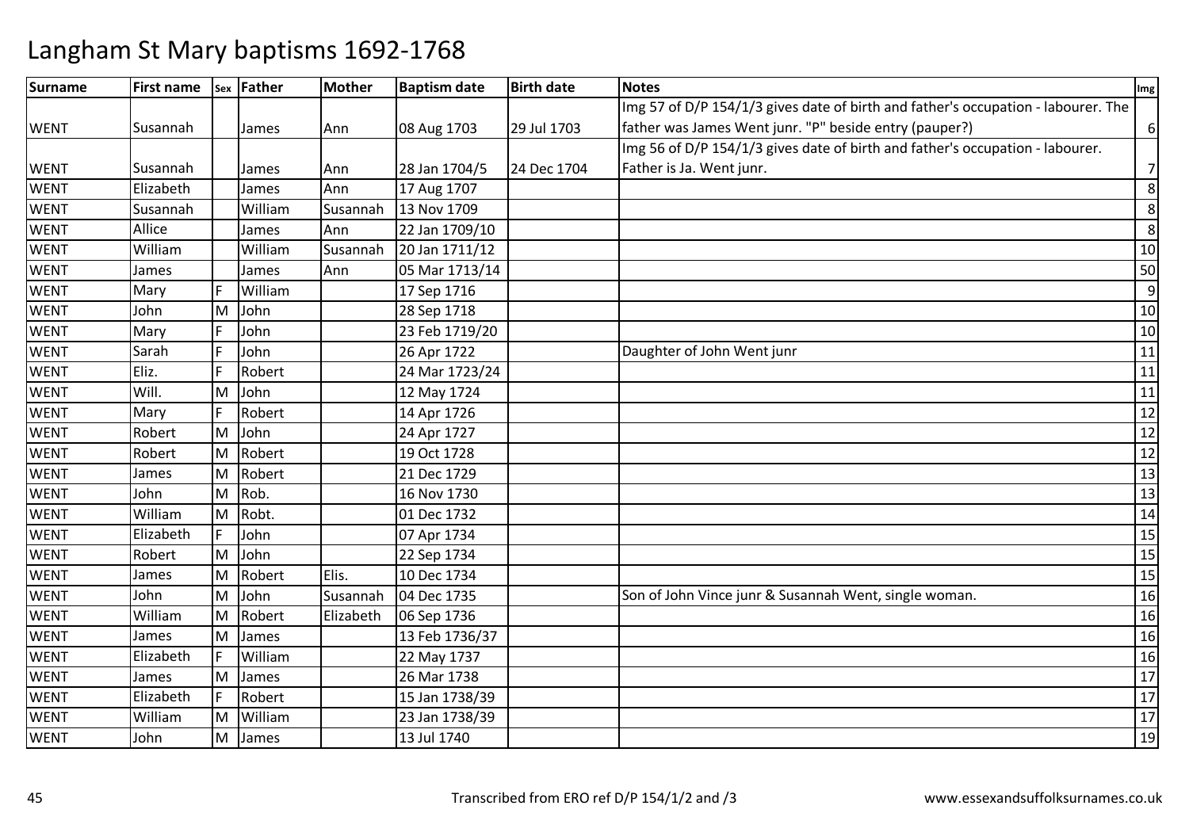# Langham St Mary baptisms 1692-1768

| Surname | First name | Sex | Father | Mother | Baptism date | Birth date | Notes | Img |
|---|---|---|---|---|---|---|---|---|
| WENT | Susannah | | James | Ann | 08 Aug 1703 | 29 Jul 1703 | Img 57 of D/P 154/1/3 gives date of birth and father's occupation - labourer. The father was James Went junr. "P" beside entry (pauper?) | 6 |
| WENT | Susannah | | James | Ann | 28 Jan 1704/5 | 24 Dec 1704 | Img 56 of D/P 154/1/3 gives date of birth and father's occupation - labourer. Father is Ja. Went junr. | 7 |
| WENT | Elizabeth | | James | Ann | 17 Aug 1707 | | | 8 |
| WENT | Susannah | | William | Susannah | 13 Nov 1709 | | | 8 |
| WENT | Allice | | James | Ann | 22 Jan 1709/10 | | | 8 |
| WENT | William | | William | Susannah | 20 Jan 1711/12 | | | 10 |
| WENT | James | | James | Ann | 05 Mar 1713/14 | | | 50 |
| WENT | Mary | F | William | | 17 Sep 1716 | | | 9 |
| WENT | John | M | John | | 28 Sep 1718 | | | 10 |
| WENT | Mary | F | John | | 23 Feb 1719/20 | | | 10 |
| WENT | Sarah | F | John | | 26 Apr 1722 | | Daughter of John Went junr | 11 |
| WENT | Eliz. | F | Robert | | 24 Mar 1723/24 | | | 11 |
| WENT | Will. | M | John | | 12 May 1724 | | | 11 |
| WENT | Mary | F | Robert | | 14 Apr 1726 | | | 12 |
| WENT | Robert | M | John | | 24 Apr 1727 | | | 12 |
| WENT | Robert | M | Robert | | 19 Oct 1728 | | | 12 |
| WENT | James | M | Robert | | 21 Dec 1729 | | | 13 |
| WENT | John | M | Rob. | | 16 Nov 1730 | | | 13 |
| WENT | William | M | Robt. | | 01 Dec 1732 | | | 14 |
| WENT | Elizabeth | F | John | | 07 Apr 1734 | | | 15 |
| WENT | Robert | M | John | | 22 Sep 1734 | | | 15 |
| WENT | James | M | Robert | Elis. | 10 Dec 1734 | | | 15 |
| WENT | John | M | John | Susannah | 04 Dec 1735 | | Son of John Vince junr & Susannah Went, single woman. | 16 |
| WENT | William | M | Robert | Elizabeth | 06 Sep 1736 | | | 16 |
| WENT | James | M | James | | 13 Feb 1736/37 | | | 16 |
| WENT | Elizabeth | F | William | | 22 May 1737 | | | 16 |
| WENT | James | M | James | | 26 Mar 1738 | | | 17 |
| WENT | Elizabeth | F | Robert | | 15 Jan 1738/39 | | | 17 |
| WENT | William | M | William | | 23 Jan 1738/39 | | | 17 |
| WENT | John | M | James | | 13 Jul 1740 | | | 19 |

Transcribed from ERO ref D/P 154/1/2 and /3

www.essexandsuffolksurnames.co.uk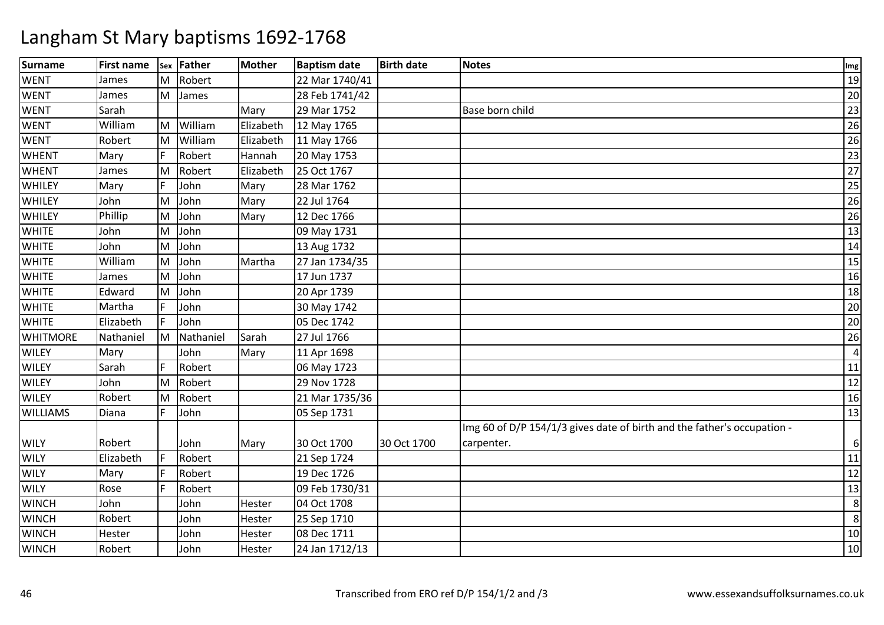# Langham St Mary baptisms 1692-1768

| Surname | First name | Sex | Father | Mother | Baptism date | Birth date | Notes | Img |
|---|---|---|---|---|---|---|---|---|
| WENT | James | M | Robert | | 22 Mar 1740/41 | | | 19 |
| WENT | James | M | James | | 28 Feb 1741/42 | | | 20 |
| WENT | Sarah | | | Mary | 29 Mar 1752 | | Base born child | 23 |
| WENT | William | M | William | Elizabeth | 12 May 1765 | | | 26 |
| WENT | Robert | M | William | Elizabeth | 11 May 1766 | | | 26 |
| WHENT | Mary | F | Robert | Hannah | 20 May 1753 | | | 23 |
| WHENT | James | M | Robert | Elizabeth | 25 Oct 1767 | | | 27 |
| WHILEY | Mary | F | John | Mary | 28 Mar 1762 | | | 25 |
| WHILEY | John | M | John | Mary | 22 Jul 1764 | | | 26 |
| WHILEY | Phillip | M | John | Mary | 12 Dec 1766 | | | 26 |
| WHITE | John | M | John | | 09 May 1731 | | | 13 |
| WHITE | John | M | John | | 13 Aug 1732 | | | 14 |
| WHITE | William | M | John | Martha | 27 Jan 1734/35 | | | 15 |
| WHITE | James | M | John | | 17 Jun 1737 | | | 16 |
| WHITE | Edward | M | John | | 20 Apr 1739 | | | 18 |
| WHITE | Martha | F | John | | 30 May 1742 | | | 20 |
| WHITE | Elizabeth | F | John | | 05 Dec 1742 | | | 20 |
| WHITMORE | Nathaniel | M | Nathaniel | Sarah | 27 Jul 1766 | | | 26 |
| WILEY | Mary | | John | Mary | 11 Apr 1698 | | | 4 |
| WILEY | Sarah | F | Robert | | 06 May 1723 | | | 11 |
| WILEY | John | M | Robert | | 29 Nov 1728 | | | 12 |
| WILEY | Robert | M | Robert | | 21 Mar 1735/36 | | | 16 |
| WILLIAMS | Diana | F | John | | 05 Sep 1731 | | | 13 |
| WILY | Robert | | John | Mary | 30 Oct 1700 | 30 Oct 1700 | Img 60 of D/P 154/1/3 gives date of birth and the father's occupation - carpenter. | 6 |
| WILY | Elizabeth | F | Robert | | 21 Sep 1724 | | | 11 |
| WILY | Mary | F | Robert | | 19 Dec 1726 | | | 12 |
| WILY | Rose | F | Robert | | 09 Feb 1730/31 | | | 13 |
| WINCH | John | | John | Hester | 04 Oct 1708 | | | 8 |
| WINCH | Robert | | John | Hester | 25 Sep 1710 | | | 8 |
| WINCH | Hester | | John | Hester | 08 Dec 1711 | | | 10 |
| WINCH | Robert | | John | Hester | 24 Jan 1712/13 | | | 10 |

Transcribed from ERO ref D/P 154/1/2 and /3

www.essexandsuffolksurnames.co.uk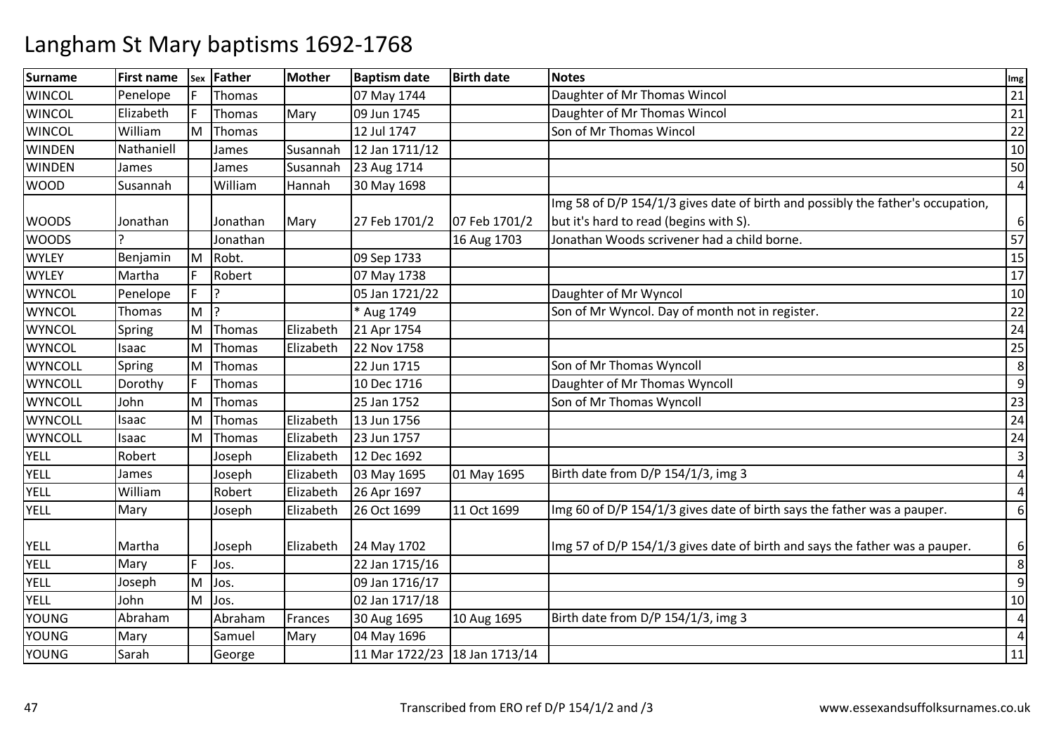# Langham St Mary baptisms 1692-1768

| Surname | First name | Sex | Father | Mother | Baptism date | Birth date | Notes | Img |
|---|---|---|---|---|---|---|---|---|
| WINCOL | Penelope | F | Thomas | | 07 May 1744 | | Daughter of Mr Thomas Wincol | 21 |
| WINCOL | Elizabeth | F | Thomas | Mary | 09 Jun 1745 | | Daughter of Mr Thomas Wincol | 21 |
| WINCOL | William | M | Thomas | | 12 Jul 1747 | | Son of Mr Thomas Wincol | 22 |
| WINDEN | Nathaniell | | James | Susannah | 12 Jan 1711/12 | | | 10 |
| WINDEN | James | | James | Susannah | 23 Aug 1714 | | | 50 |
| WOOD | Susannah | | William | Hannah | 30 May 1698 | | | 4 |
| WOODS | Jonathan | | Jonathan | Mary | 27 Feb 1701/2 | 07 Feb 1701/2 | Img 58 of D/P 154/1/3 gives date of birth and possibly the father's occupation, but it's hard to read (begins with S). | 6 |
| WOODS | ? | | Jonathan | | | 16 Aug 1703 | Jonathan Woods scrivener had a child borne. | 57 |
| WYLEY | Benjamin | M | Robt. | | 09 Sep 1733 | | | 15 |
| WYLEY | Martha | F | Robert | | 07 May 1738 | | | 17 |
| WYNCOL | Penelope | F | ? | | 05 Jan 1721/22 | | Daughter of Mr Wyncol | 10 |
| WYNCOL | Thomas | M | ? | | * Aug 1749 | | Son of Mr Wyncol. Day of month not in register. | 22 |
| WYNCOL | Spring | M | Thomas | Elizabeth | 21 Apr 1754 | | | 24 |
| WYNCOL | Isaac | M | Thomas | Elizabeth | 22 Nov 1758 | | | 25 |
| WYNCOLL | Spring | M | Thomas | | 22 Jun 1715 | | Son of Mr Thomas Wyncoll | 8 |
| WYNCOLL | Dorothy | F | Thomas | | 10 Dec 1716 | | Daughter of Mr Thomas Wyncoll | 9 |
| WYNCOLL | John | M | Thomas | | 25 Jan 1752 | | Son of Mr Thomas Wyncoll | 23 |
| WYNCOLL | Isaac | M | Thomas | Elizabeth | 13 Jun 1756 | | | 24 |
| WYNCOLL | Isaac | M | Thomas | Elizabeth | 23 Jun 1757 | | | 24 |
| YELL | Robert | | Joseph | Elizabeth | 12 Dec 1692 | | | 3 |
| YELL | James | | Joseph | Elizabeth | 03 May 1695 | 01 May 1695 | Birth date from D/P 154/1/3, img 3 | 4 |
| YELL | William | | Robert | Elizabeth | 26 Apr 1697 | | | 4 |
| YELL | Mary | | Joseph | Elizabeth | 26 Oct 1699 | 11 Oct 1699 | Img 60 of D/P 154/1/3 gives date of birth says the father was a pauper. | 6 |
| YELL | Martha | | Joseph | Elizabeth | 24 May 1702 | | Img 57 of D/P 154/1/3 gives date of birth and says the father was a pauper. | 6 |
| YELL | Mary | F | Jos. | | 22 Jan 1715/16 | | | 8 |
| YELL | Joseph | M | Jos. | | 09 Jan 1716/17 | | | 9 |
| YELL | John | M | Jos. | | 02 Jan 1717/18 | | | 10 |
| YOUNG | Abraham | | Abraham | Frances | 30 Aug 1695 | 10 Aug 1695 | Birth date from D/P 154/1/3, img 3 | 4 |
| YOUNG | Mary | | Samuel | Mary | 04 May 1696 | | | 4 |
| YOUNG | Sarah | | George | | 11 Mar 1722/23 | 18 Jan 1713/14 | | 11 |

Transcribed from ERO ref D/P 154/1/2 and /3

www.essexandsuffolksurnames.co.uk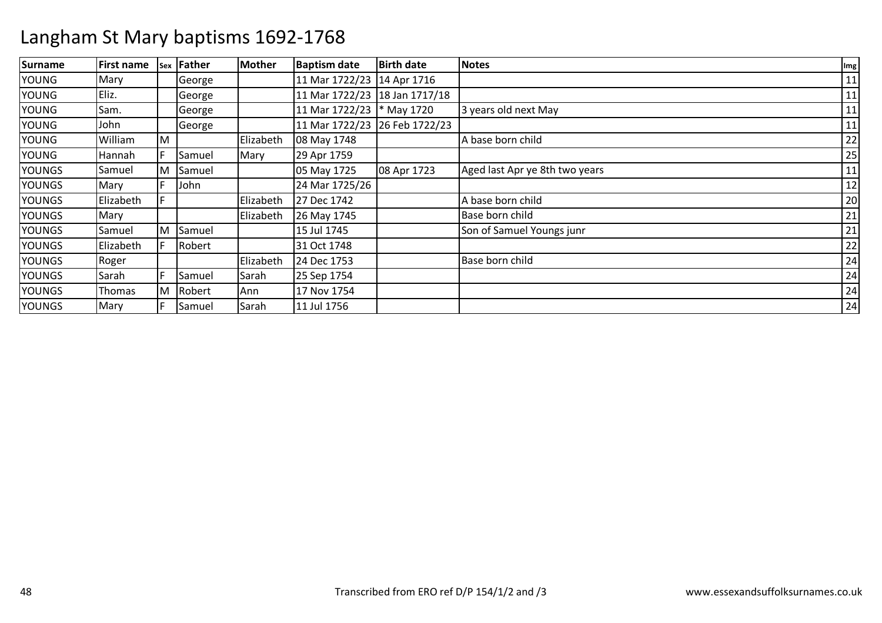# Langham St Mary baptisms 1692-1768

| Surname | First name | Sex | Father | Mother | Baptism date | Birth date | Notes | Img |
|---|---|---|---|---|---|---|---|---|
| YOUNG | Mary | | George | | 11 Mar 1722/23 | 14 Apr 1716 | | 11 |
| YOUNG | Eliz. | | George | | 11 Mar 1722/23 | 18 Jan 1717/18 | | 11 |
| YOUNG | Sam. | | George | | 11 Mar 1722/23 | * May 1720 | 3 years old next May | 11 |
| YOUNG | John | | George | | 11 Mar 1722/23 | 26 Feb 1722/23 | | 11 |
| YOUNG | William | M | | Elizabeth | 08 May 1748 | | A base born child | 22 |
| YOUNG | Hannah | F | Samuel | Mary | 29 Apr 1759 | | | 25 |
| YOUNGS | Samuel | M | Samuel | | 05 May 1725 | 08 Apr 1723 | Aged last Apr ye 8th two years | 11 |
| YOUNGS | Mary | F | John | | 24 Mar 1725/26 | | | 12 |
| YOUNGS | Elizabeth | F | | Elizabeth | 27 Dec 1742 | | A base born child | 20 |
| YOUNGS | Mary | | | Elizabeth | 26 May 1745 | | Base born child | 21 |
| YOUNGS | Samuel | M | Samuel | | 15 Jul 1745 | | Son of Samuel Youngs junr | 21 |
| YOUNGS | Elizabeth | F | Robert | | 31 Oct 1748 | | | 22 |
| YOUNGS | Roger | | | Elizabeth | 24 Dec 1753 | | Base born child | 24 |
| YOUNGS | Sarah | F | Samuel | Sarah | 25 Sep 1754 | | | 24 |
| YOUNGS | Thomas | M | Robert | Ann | 17 Nov 1754 | | | 24 |
| YOUNGS | Mary | F | Samuel | Sarah | 11 Jul 1756 | | | 24 |

Transcribed from ERO ref D/P 154/1/2 and /3

www.essexandsuffolksurnames.co.uk